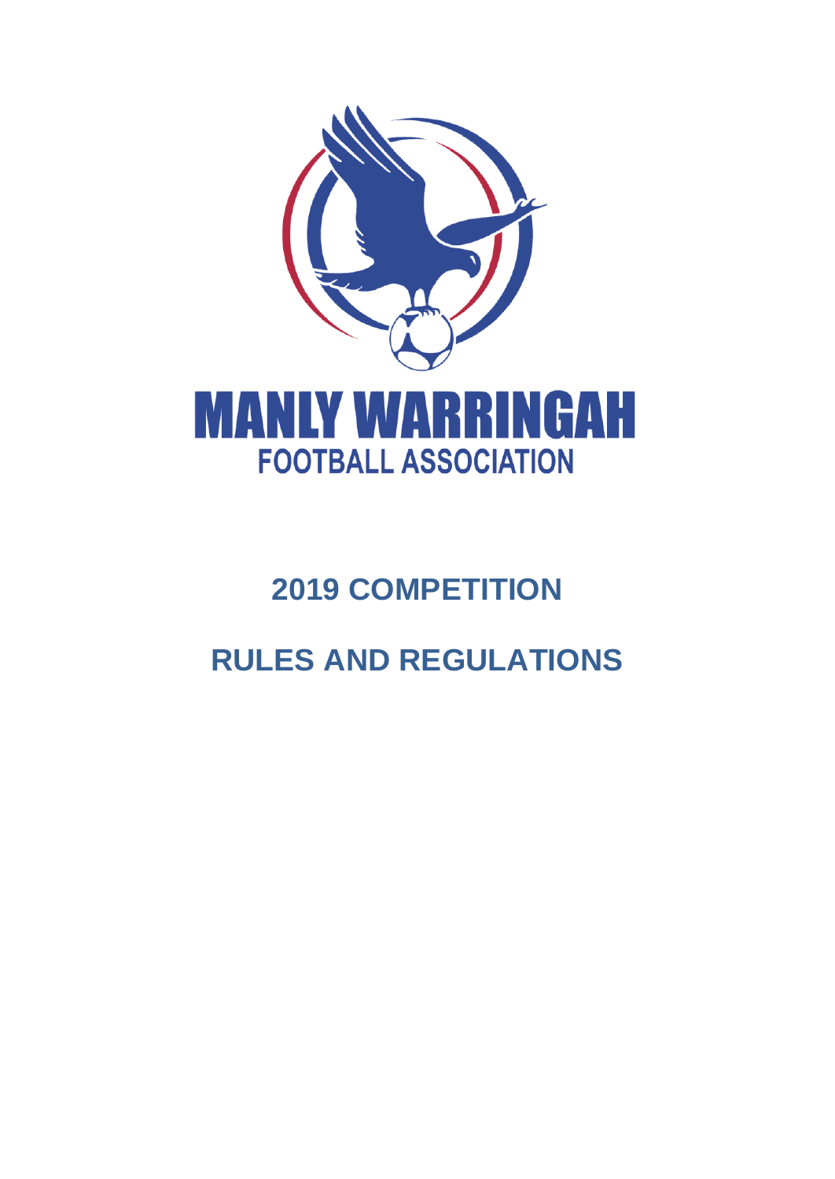MANLY WARRINGAH

FOOTBALL ASSOCIATION

# 2019 COMPETITION

# RULES AND REGULATIONS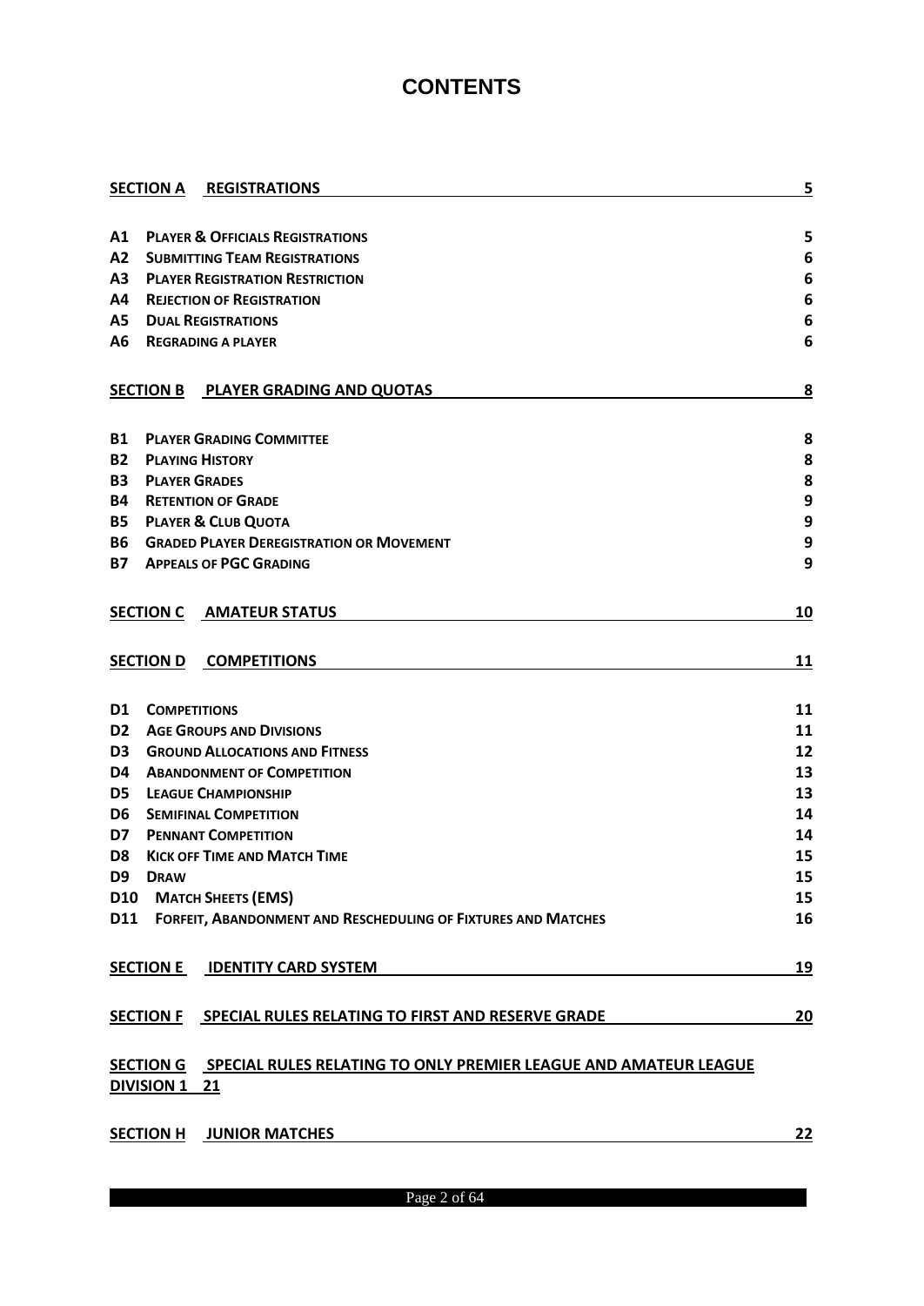# CONTENTS

| | | |
|---|---|---|
| **SECTION A** | **REGISTRATIONS** | **5** |
| **A1** | **PLAYER & OFFICIALS REGISTRATIONS** | **5** |
| **A2** | **SUBMITTING TEAM REGISTRATIONS** | **6** |
| **A3** | **PLAYER REGISTRATION RESTRICTION** | **6** |
| **A4** | **REJECTION OF REGISTRATION** | **6** |
| **A5** | **DUAL REGISTRATIONS** | **6** |
| **A6** | **REGRADING A PLAYER** | **6** |
| **SECTION B** | **PLAYER GRADING AND QUOTAS** | **8** |
| **B1** | **PLAYER GRADING COMMITTEE** | **8** |
| **B2** | **PLAYING HISTORY** | **8** |
| **B3** | **PLAYER GRADES** | **8** |
| **B4** | **RETENTION OF GRADE** | **9** |
| **B5** | **PLAYER & CLUB QUOTA** | **9** |
| **B6** | **GRADED PLAYER DEREGISTRATION OR MOVEMENT** | **9** |
| **B7** | **APPEALS OF PGC GRADING** | **9** |
| **SECTION C** | **AMATEUR STATUS** | **10** |
| **SECTION D** | **COMPETITIONS** | **11** |
| **D1** | **COMPETITIONS** | **11** |
| **D2** | **AGE GROUPS AND DIVISIONS** | **11** |
| **D3** | **GROUND ALLOCATIONS AND FITNESS** | **12** |
| **D4** | **ABANDONMENT OF COMPETITION** | **13** |
| **D5** | **LEAGUE CHAMPIONSHIP** | **13** |
| **D6** | **SEMIFINAL COMPETITION** | **14** |
| **D7** | **PENNANT COMPETITION** | **14** |
| **D8** | **KICK OFF TIME AND MATCH TIME** | **15** |
| **D9** | **DRAW** | **15** |
| **D10** | **MATCH SHEETS (EMS)** | **15** |
| **D11** | **FORFEIT, ABANDONMENT AND RESCHEDULING OF FIXTURES AND MATCHES** | **16** |
| **SECTION E** | **IDENTITY CARD SYSTEM** | **19** |
| **SECTION F** | **SPECIAL RULES RELATING TO FIRST AND RESERVE GRADE** | **20** |
| **SECTION G** | **SPECIAL RULES RELATING TO ONLY PREMIER LEAGUE AND AMATEUR LEAGUE DIVISION 1** | **21** |
| **SECTION H** | **JUNIOR MATCHES** | **22** |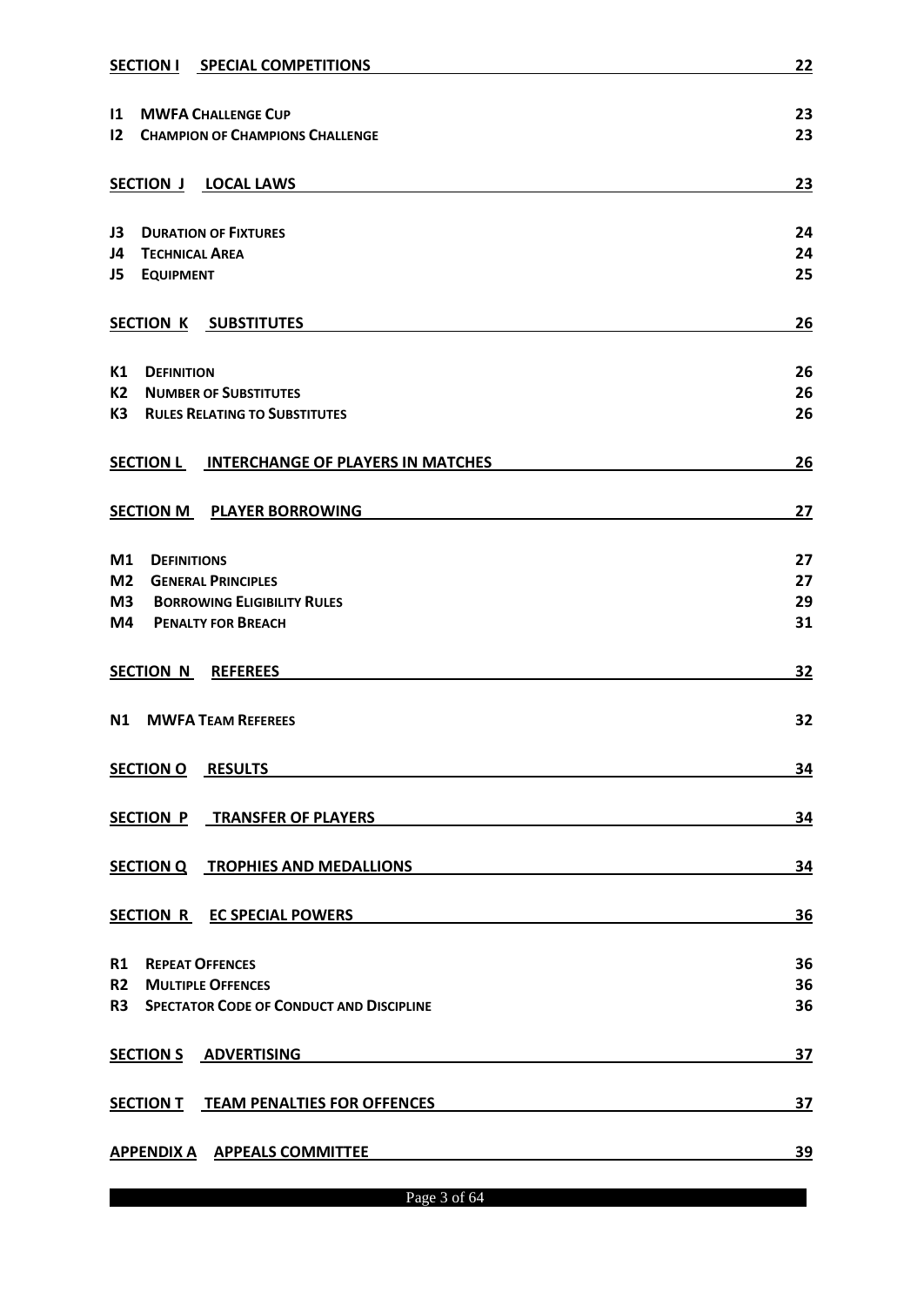| | |
|---|---|
| **SECTION I SPECIAL COMPETITIONS** | **22** |
| **I1 MWFA CHALLENGE CUP** | **23** |
| **I2 CHAMPION OF CHAMPIONS CHALLENGE** | **23** |
| **SECTION J LOCAL LAWS** | **23** |
| **J3 DURATION OF FIXTURES** | **24** |
| **J4 TECHNICAL AREA** | **24** |
| **J5 EQUIPMENT** | **25** |
| **SECTION K SUBSTITUTES** | **26** |
| **K1 DEFINITION** | **26** |
| **K2 NUMBER OF SUBSTITUTES** | **26** |
| **K3 RULES RELATING TO SUBSTITUTES** | **26** |
| **SECTION L INTERCHANGE OF PLAYERS IN MATCHES** | **26** |
| **SECTION M PLAYER BORROWING** | **27** |
| **M1 DEFINITIONS** | **27** |
| **M2 GENERAL PRINCIPLES** | **27** |
| **M3 BORROWING ELIGIBILITY RULES** | **29** |
| **M4 PENALTY FOR BREACH** | **31** |
| **SECTION N REFEREES** | **32** |
| **N1 MWFA TEAM REFEREES** | **32** |
| **SECTION O RESULTS** | **34** |
| **SECTION P TRANSFER OF PLAYERS** | **34** |
| **SECTION Q TROPHIES AND MEDALLIONS** | **34** |
| **SECTION R EC SPECIAL POWERS** | **36** |
| **R1 REPEAT OFFENCES** | **36** |
| **R2 MULTIPLE OFFENCES** | **36** |
| **R3 SPECTATOR CODE OF CONDUCT AND DISCIPLINE** | **36** |
| **SECTION S ADVERTISING** | **37** |
| **SECTION T TEAM PENALTIES FOR OFFENCES** | **37** |
| **APPENDIX A APPEALS COMMITTEE** | **39** |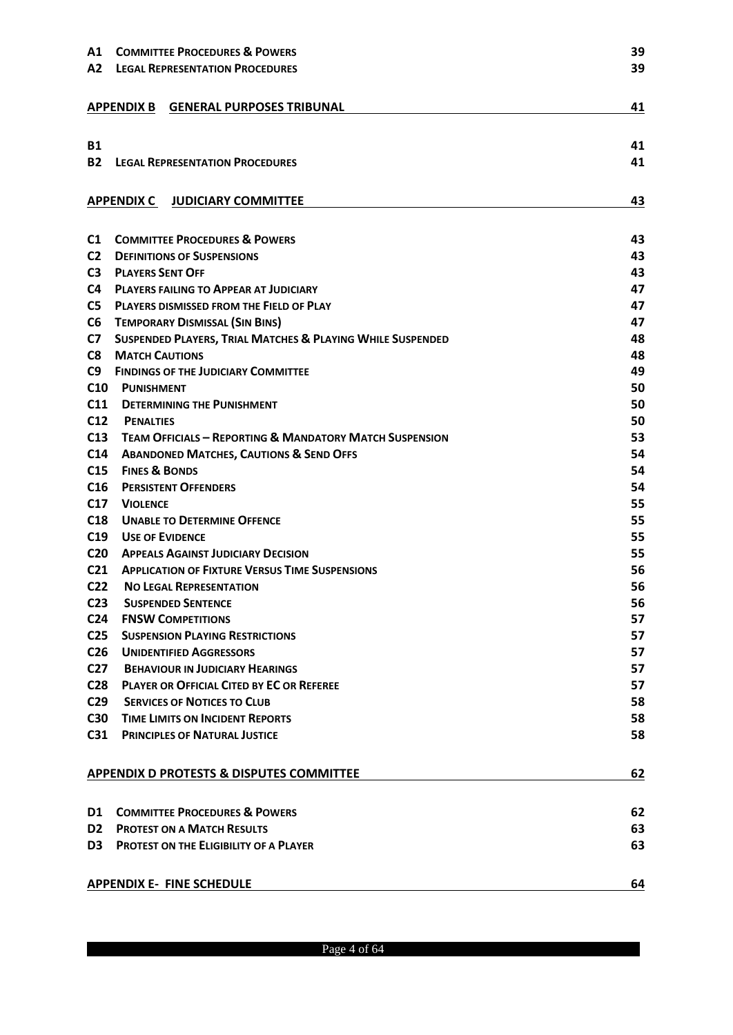| | | |
|---|---|---|
| **A1** | **COMMITTEE PROCEDURES & POWERS** | **39** |
| **A2** | **LEGAL REPRESENTATION PROCEDURES** | **39** |

**APPENDIX B GENERAL PURPOSES TRIBUNAL** **41**

| | | |
|---|---|---|
| **B1** | | **41** |
| **B2** | **LEGAL REPRESENTATION PROCEDURES** | **41** |

**APPENDIX C JUDICIARY COMMITTEE** **43**

| | | |
|---|---|---|
| **C1** | **COMMITTEE PROCEDURES & POWERS** | **43** |
| **C2** | **DEFINITIONS OF SUSPENSIONS** | **43** |
| **C3** | **PLAYERS SENT OFF** | **43** |
| **C4** | **PLAYERS FAILING TO APPEAR AT JUDICIARY** | **47** |
| **C5** | **PLAYERS DISMISSED FROM THE FIELD OF PLAY** | **47** |
| **C6** | **TEMPORARY DISMISSAL (SIN BINS)** | **47** |
| **C7** | **SUSPENDED PLAYERS, TRIAL MATCHES & PLAYING WHILE SUSPENDED** | **48** |
| **C8** | **MATCH CAUTIONS** | **48** |
| **C9** | **FINDINGS OF THE JUDICIARY COMMITTEE** | **49** |
| **C10** | **PUNISHMENT** | **50** |
| **C11** | **DETERMINING THE PUNISHMENT** | **50** |
| **C12** | **PENALTIES** | **50** |
| **C13** | **TEAM OFFICIALS – REPORTING & MANDATORY MATCH SUSPENSION** | **53** |
| **C14** | **ABANDONED MATCHES, CAUTIONS & SEND OFFS** | **54** |
| **C15** | **FINES & BONDS** | **54** |
| **C16** | **PERSISTENT OFFENDERS** | **54** |
| **C17** | **VIOLENCE** | **55** |
| **C18** | **UNABLE TO DETERMINE OFFENCE** | **55** |
| **C19** | **USE OF EVIDENCE** | **55** |
| **C20** | **APPEALS AGAINST JUDICIARY DECISION** | **55** |
| **C21** | **APPLICATION OF FIXTURE VERSUS TIME SUSPENSIONS** | **56** |
| **C22** | **NO LEGAL REPRESENTATION** | **56** |
| **C23** | **SUSPENDED SENTENCE** | **56** |
| **C24** | **FNSW COMPETITIONS** | **57** |
| **C25** | **SUSPENSION PLAYING RESTRICTIONS** | **57** |
| **C26** | **UNIDENTIFIED AGGRESSORS** | **57** |
| **C27** | **BEHAVIOUR IN JUDICIARY HEARINGS** | **57** |
| **C28** | **PLAYER OR OFFICIAL CITED BY EC OR REFEREE** | **57** |
| **C29** | **SERVICES OF NOTICES TO CLUB** | **58** |
| **C30** | **TIME LIMITS ON INCIDENT REPORTS** | **58** |
| **C31** | **PRINCIPLES OF NATURAL JUSTICE** | **58** |

**APPENDIX D PROTESTS & DISPUTES COMMITTEE** **62**

| | | |
|---|---|---|
| **D1** | **COMMITTEE PROCEDURES & POWERS** | **62** |
| **D2** | **PROTEST ON A MATCH RESULTS** | **63** |
| **D3** | **PROTEST ON THE ELIGIBILITY OF A PLAYER** | **63** |

**APPENDIX E- FINE SCHEDULE** **64**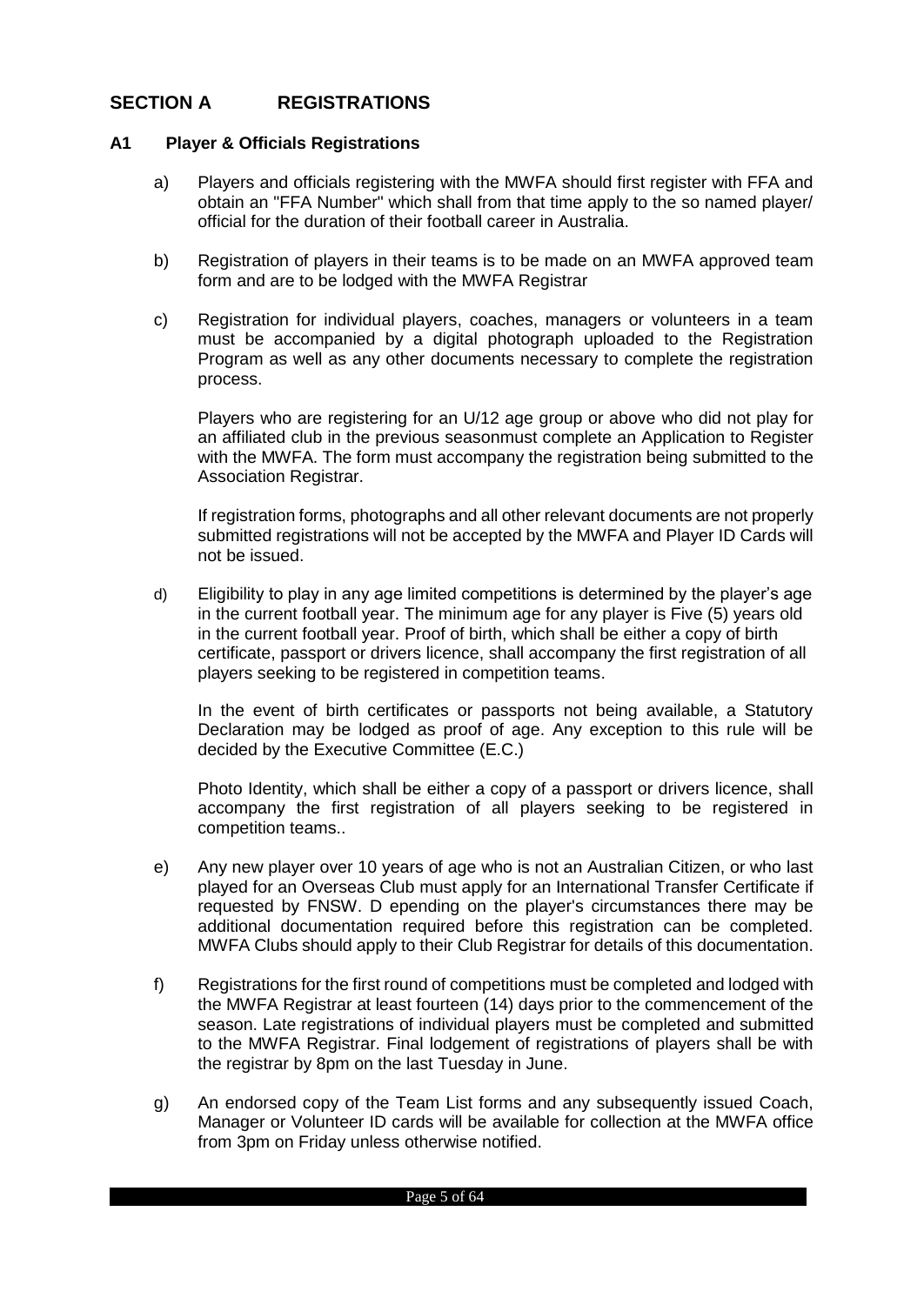## SECTION A REGISTRATIONS

### A1 Player & Officials Registrations

a) Players and officials registering with the MWFA should first register with FFA and obtain an "FFA Number" which shall from that time apply to the so named player/ official for the duration of their football career in Australia.

b) Registration of players in their teams is to be made on an MWFA approved team form and are to be lodged with the MWFA Registrar

c) Registration for individual players, coaches, managers or volunteers in a team must be accompanied by a digital photograph uploaded to the Registration Program as well as any other documents necessary to complete the registration process.

Players who are registering for an U/12 age group or above who did not play for an affiliated club in the previous seasonmust complete an Application to Register with the MWFA. The form must accompany the registration being submitted to the Association Registrar.

If registration forms, photographs and all other relevant documents are not properly submitted registrations will not be accepted by the MWFA and Player ID Cards will not be issued.

d) Eligibility to play in any age limited competitions is determined by the player's age in the current football year. The minimum age for any player is Five (5) years old in the current football year. Proof of birth, which shall be either a copy of birth certificate, passport or drivers licence, shall accompany the first registration of all players seeking to be registered in competition teams.

In the event of birth certificates or passports not being available, a Statutory Declaration may be lodged as proof of age. Any exception to this rule will be decided by the Executive Committee (E.C.)

Photo Identity, which shall be either a copy of a passport or drivers licence, shall accompany the first registration of all players seeking to be registered in competition teams..

e) Any new player over 10 years of age who is not an Australian Citizen, or who last played for an Overseas Club must apply for an International Transfer Certificate if requested by FNSW. D epending on the player's circumstances there may be additional documentation required before this registration can be completed. MWFA Clubs should apply to their Club Registrar for details of this documentation.

f) Registrations for the first round of competitions must be completed and lodged with the MWFA Registrar at least fourteen (14) days prior to the commencement of the season. Late registrations of individual players must be completed and submitted to the MWFA Registrar. Final lodgement of registrations of players shall be with the registrar by 8pm on the last Tuesday in June.

g) An endorsed copy of the Team List forms and any subsequently issued Coach, Manager or Volunteer ID cards will be available for collection at the MWFA office from 3pm on Friday unless otherwise notified.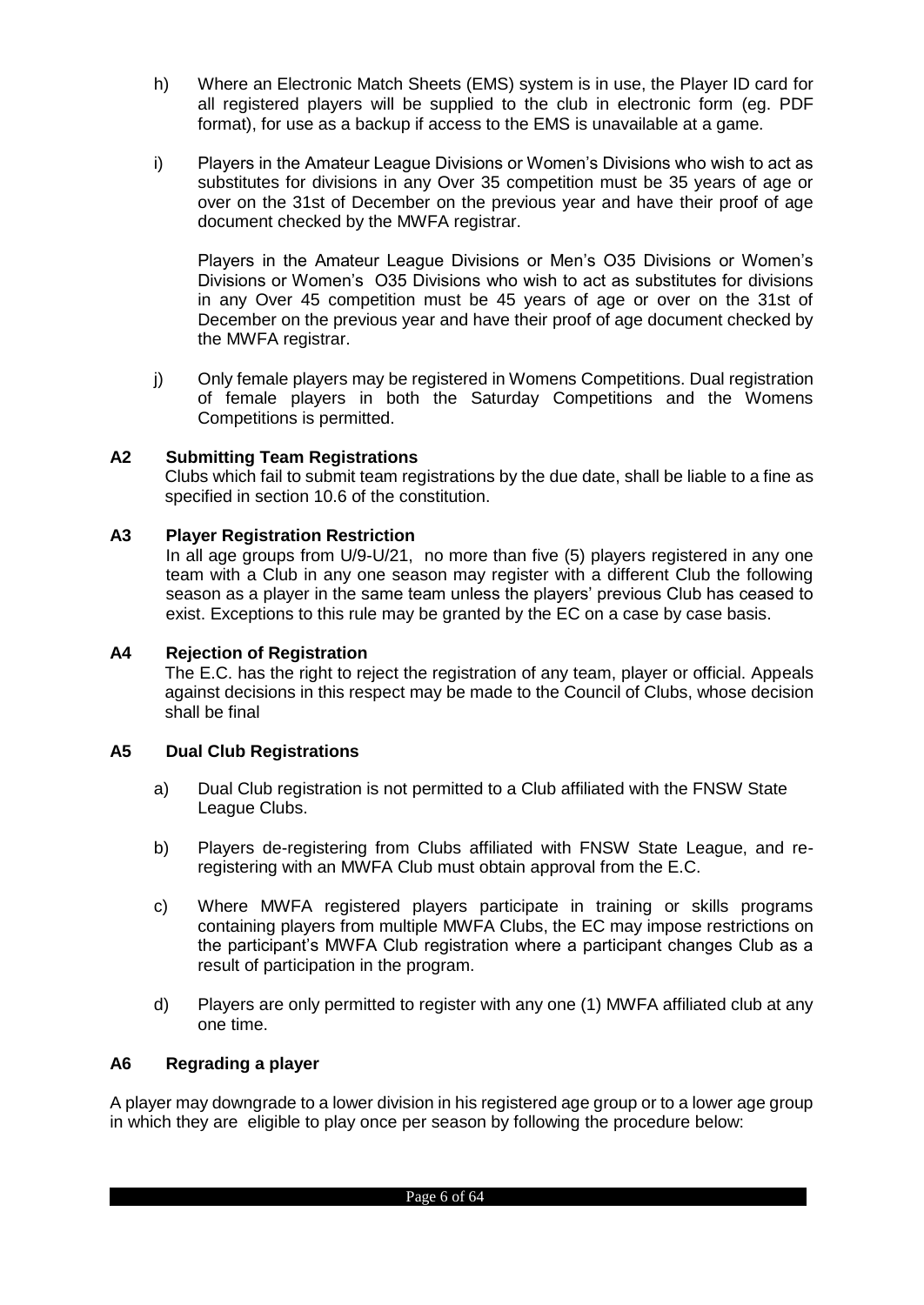h) Where an Electronic Match Sheets (EMS) system is in use, the Player ID card for all registered players will be supplied to the club in electronic form (eg. PDF format), for use as a backup if access to the EMS is unavailable at a game.

i) Players in the Amateur League Divisions or Women's Divisions who wish to act as substitutes for divisions in any Over 35 competition must be 35 years of age or over on the 31st of December on the previous year and have their proof of age document checked by the MWFA registrar.

   Players in the Amateur League Divisions or Men's O35 Divisions or Women's Divisions or Women's O35 Divisions who wish to act as substitutes for divisions in any Over 45 competition must be 45 years of age or over on the 31st of December on the previous year and have their proof of age document checked by the MWFA registrar.

j) Only female players may be registered in Womens Competitions. Dual registration of female players in both the Saturday Competitions and the Womens Competitions is permitted.

### A2 Submitting Team Registrations

Clubs which fail to submit team registrations by the due date, shall be liable to a fine as specified in section 10.6 of the constitution.

### A3 Player Registration Restriction

In all age groups from U/9-U/21, no more than five (5) players registered in any one team with a Club in any one season may register with a different Club the following season as a player in the same team unless the players' previous Club has ceased to exist. Exceptions to this rule may be granted by the EC on a case by case basis.

### A4 Rejection of Registration

The E.C. has the right to reject the registration of any team, player or official. Appeals against decisions in this respect may be made to the Council of Clubs, whose decision shall be final

### A5 Dual Club Registrations

a) Dual Club registration is not permitted to a Club affiliated with the FNSW State League Clubs.

b) Players de-registering from Clubs affiliated with FNSW State League, and re-registering with an MWFA Club must obtain approval from the E.C.

c) Where MWFA registered players participate in training or skills programs containing players from multiple MWFA Clubs, the EC may impose restrictions on the participant's MWFA Club registration where a participant changes Club as a result of participation in the program.

d) Players are only permitted to register with any one (1) MWFA affiliated club at any one time.

### A6 Regrading a player

A player may downgrade to a lower division in his registered age group or to a lower age group in which they are eligible to play once per season by following the procedure below: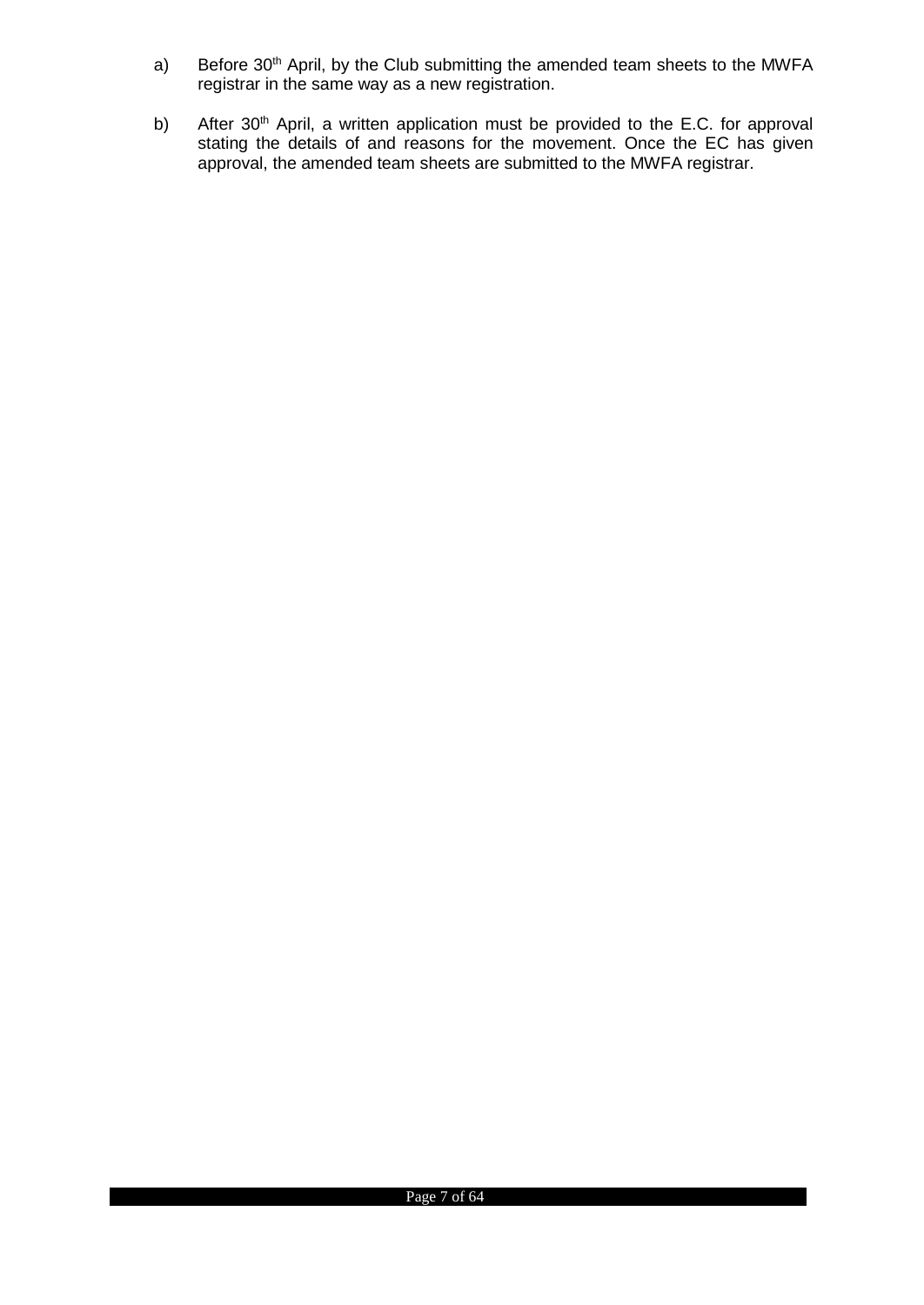a) Before 30th April, by the Club submitting the amended team sheets to the MWFA registrar in the same way as a new registration.

b) After 30th April, a written application must be provided to the E.C. for approval stating the details of and reasons for the movement. Once the EC has given approval, the amended team sheets are submitted to the MWFA registrar.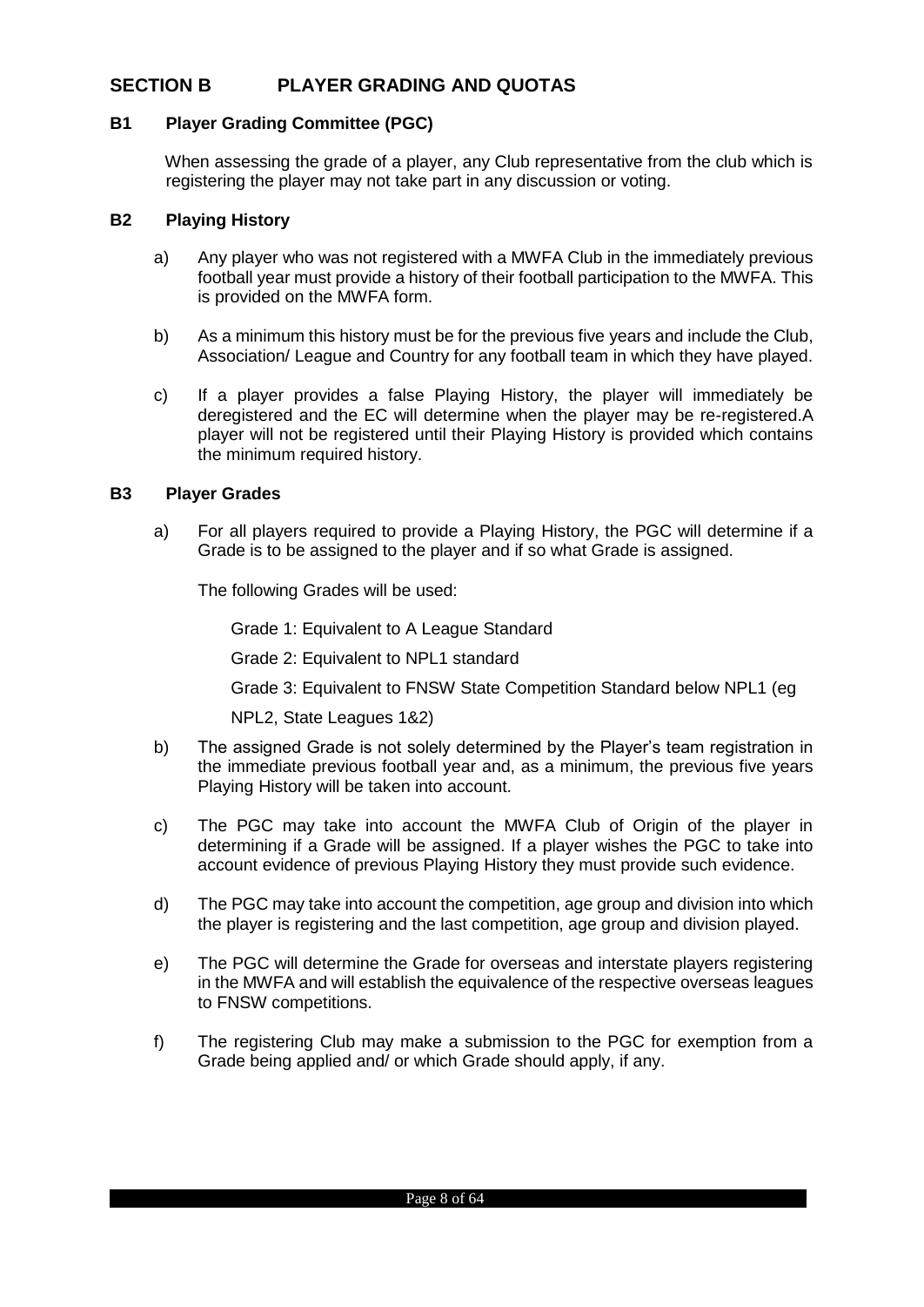## SECTION B PLAYER GRADING AND QUOTAS

### B1 Player Grading Committee (PGC)

When assessing the grade of a player, any Club representative from the club which is registering the player may not take part in any discussion or voting.

### B2 Playing History

a) Any player who was not registered with a MWFA Club in the immediately previous football year must provide a history of their football participation to the MWFA. This is provided on the MWFA form.

b) As a minimum this history must be for the previous five years and include the Club, Association/ League and Country for any football team in which they have played.

c) If a player provides a false Playing History, the player will immediately be deregistered and the EC will determine when the player may be re-registered.A player will not be registered until their Playing History is provided which contains the minimum required history.

### B3 Player Grades

a) For all players required to provide a Playing History, the PGC will determine if a Grade is to be assigned to the player and if so what Grade is assigned.

The following Grades will be used:

Grade 1: Equivalent to A League Standard

Grade 2: Equivalent to NPL1 standard

Grade 3: Equivalent to FNSW State Competition Standard below NPL1 (eg NPL2, State Leagues 1&2)

b) The assigned Grade is not solely determined by the Player's team registration in the immediate previous football year and, as a minimum, the previous five years Playing History will be taken into account.

c) The PGC may take into account the MWFA Club of Origin of the player in determining if a Grade will be assigned. If a player wishes the PGC to take into account evidence of previous Playing History they must provide such evidence.

d) The PGC may take into account the competition, age group and division into which the player is registering and the last competition, age group and division played.

e) The PGC will determine the Grade for overseas and interstate players registering in the MWFA and will establish the equivalence of the respective overseas leagues to FNSW competitions.

f) The registering Club may make a submission to the PGC for exemption from a Grade being applied and/ or which Grade should apply, if any.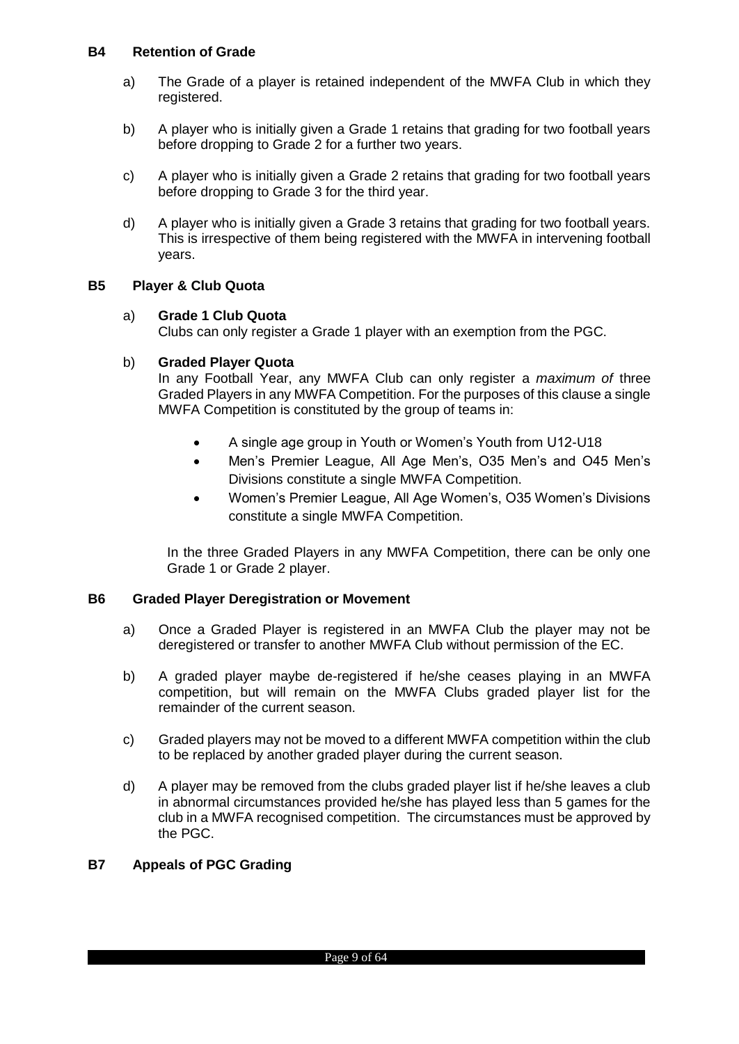## B4 Retention of Grade

a) The Grade of a player is retained independent of the MWFA Club in which they registered.

b) A player who is initially given a Grade 1 retains that grading for two football years before dropping to Grade 2 for a further two years.

c) A player who is initially given a Grade 2 retains that grading for two football years before dropping to Grade 3 for the third year.

d) A player who is initially given a Grade 3 retains that grading for two football years. This is irrespective of them being registered with the MWFA in intervening football years.

## B5 Player & Club Quota

a) **Grade 1 Club Quota**
Clubs can only register a Grade 1 player with an exemption from the PGC.

b) **Graded Player Quota**
In any Football Year, any MWFA Club can only register a *maximum of* three Graded Players in any MWFA Competition. For the purposes of this clause a single MWFA Competition is constituted by the group of teams in:

- A single age group in Youth or Women's Youth from U12-U18
- Men's Premier League, All Age Men's, O35 Men's and O45 Men's Divisions constitute a single MWFA Competition.
- Women's Premier League, All Age Women's, O35 Women's Divisions constitute a single MWFA Competition.

In the three Graded Players in any MWFA Competition, there can be only one Grade 1 or Grade 2 player.

## B6 Graded Player Deregistration or Movement

a) Once a Graded Player is registered in an MWFA Club the player may not be deregistered or transfer to another MWFA Club without permission of the EC.

b) A graded player maybe de-registered if he/she ceases playing in an MWFA competition, but will remain on the MWFA Clubs graded player list for the remainder of the current season.

c) Graded players may not be moved to a different MWFA competition within the club to be replaced by another graded player during the current season.

d) A player may be removed from the clubs graded player list if he/she leaves a club in abnormal circumstances provided he/she has played less than 5 games for the club in a MWFA recognised competition. The circumstances must be approved by the PGC.

## B7 Appeals of PGC Grading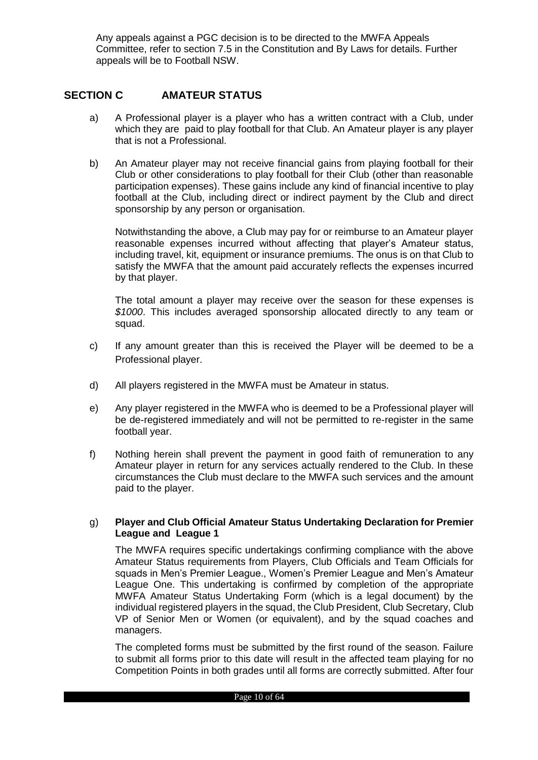Any appeals against a PGC decision is to be directed to the MWFA Appeals Committee, refer to section 7.5 in the Constitution and By Laws for details. Further appeals will be to Football NSW.

## SECTION C AMATEUR STATUS

a) A Professional player is a player who has a written contract with a Club, under which they are paid to play football for that Club. An Amateur player is any player that is not a Professional.

b) An Amateur player may not receive financial gains from playing football for their Club or other considerations to play football for their Club (other than reasonable participation expenses). These gains include any kind of financial incentive to play football at the Club, including direct or indirect payment by the Club and direct sponsorship by any person or organisation.

   Notwithstanding the above, a Club may pay for or reimburse to an Amateur player reasonable expenses incurred without affecting that player's Amateur status, including travel, kit, equipment or insurance premiums. The onus is on that Club to satisfy the MWFA that the amount paid accurately reflects the expenses incurred by that player.

   The total amount a player may receive over the season for these expenses is *$1000*. This includes averaged sponsorship allocated directly to any team or squad.

c) If any amount greater than this is received the Player will be deemed to be a Professional player.

d) All players registered in the MWFA must be Amateur in status.

e) Any player registered in the MWFA who is deemed to be a Professional player will be de-registered immediately and will not be permitted to re-register in the same football year.

f) Nothing herein shall prevent the payment in good faith of remuneration to any Amateur player in return for any services actually rendered to the Club. In these circumstances the Club must declare to the MWFA such services and the amount paid to the player.

g) **Player and Club Official Amateur Status Undertaking Declaration for Premier League and League 1**

   The MWFA requires specific undertakings confirming compliance with the above Amateur Status requirements from Players, Club Officials and Team Officials for squads in Men's Premier League., Women's Premier League and Men's Amateur League One. This undertaking is confirmed by completion of the appropriate MWFA Amateur Status Undertaking Form (which is a legal document) by the individual registered players in the squad, the Club President, Club Secretary, Club VP of Senior Men or Women (or equivalent), and by the squad coaches and managers.

   The completed forms must be submitted by the first round of the season. Failure to submit all forms prior to this date will result in the affected team playing for no Competition Points in both grades until all forms are correctly submitted. After four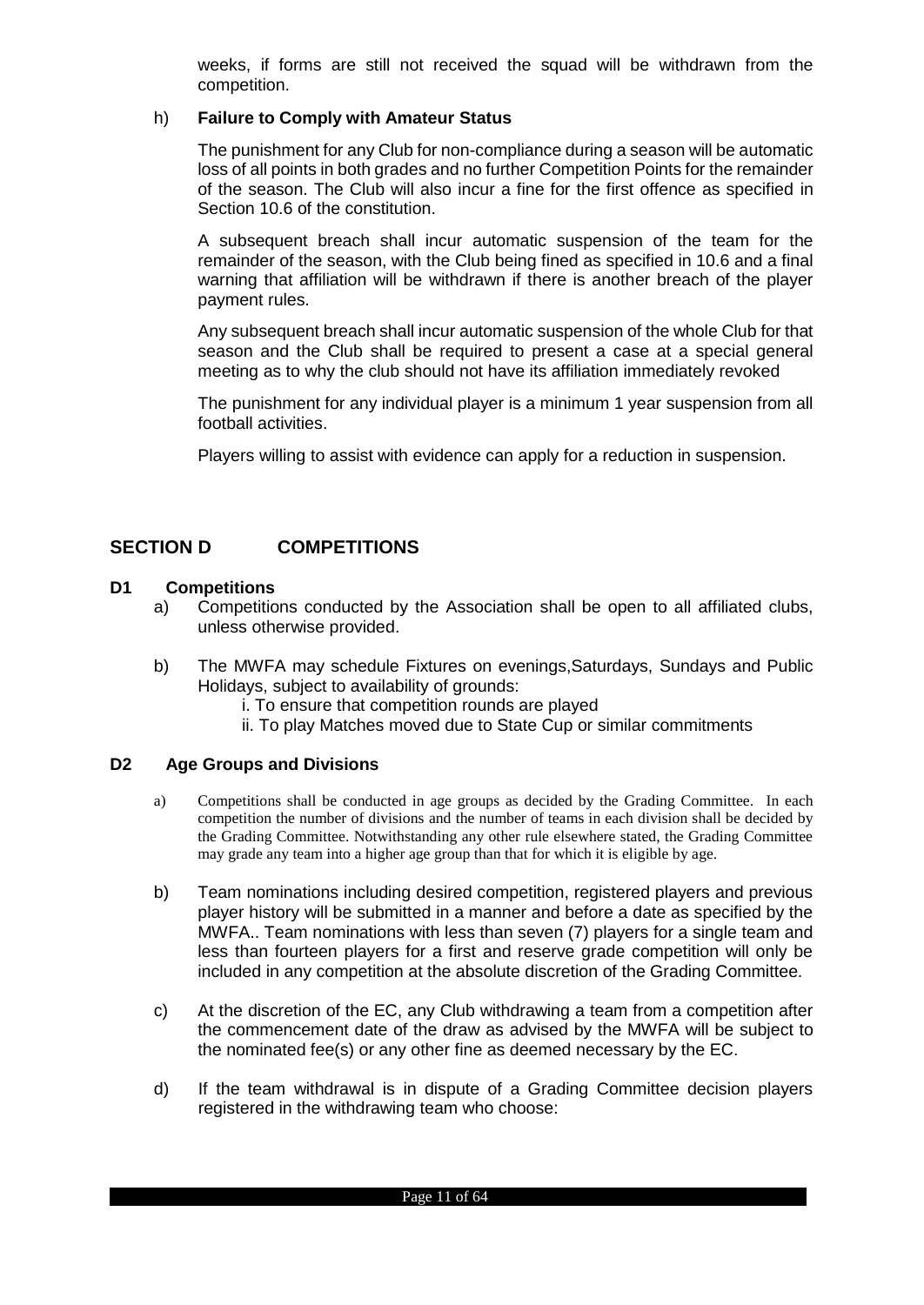weeks, if forms are still not received the squad will be withdrawn from the competition.

h) **Failure to Comply with Amateur Status**

The punishment for any Club for non-compliance during a season will be automatic loss of all points in both grades and no further Competition Points for the remainder of the season. The Club will also incur a fine for the first offence as specified in Section 10.6 of the constitution.

A subsequent breach shall incur automatic suspension of the team for the remainder of the season, with the Club being fined as specified in 10.6 and a final warning that affiliation will be withdrawn if there is another breach of the player payment rules.

Any subsequent breach shall incur automatic suspension of the whole Club for that season and the Club shall be required to present a case at a special general meeting as to why the club should not have its affiliation immediately revoked

The punishment for any individual player is a minimum 1 year suspension from all football activities.

Players willing to assist with evidence can apply for a reduction in suspension.

## SECTION D COMPETITIONS

### D1 Competitions

a) Competitions conducted by the Association shall be open to all affiliated clubs, unless otherwise provided.

b) The MWFA may schedule Fixtures on evenings,Saturdays, Sundays and Public Holidays, subject to availability of grounds:
   i. To ensure that competition rounds are played
   ii. To play Matches moved due to State Cup or similar commitments

### D2 Age Groups and Divisions

a) Competitions shall be conducted in age groups as decided by the Grading Committee. In each competition the number of divisions and the number of teams in each division shall be decided by the Grading Committee. Notwithstanding any other rule elsewhere stated, the Grading Committee may grade any team into a higher age group than that for which it is eligible by age.

b) Team nominations including desired competition, registered players and previous player history will be submitted in a manner and before a date as specified by the MWFA.. Team nominations with less than seven (7) players for a single team and less than fourteen players for a first and reserve grade competition will only be included in any competition at the absolute discretion of the Grading Committee.

c) At the discretion of the EC, any Club withdrawing a team from a competition after the commencement date of the draw as advised by the MWFA will be subject to the nominated fee(s) or any other fine as deemed necessary by the EC.

d) If the team withdrawal is in dispute of a Grading Committee decision players registered in the withdrawing team who choose: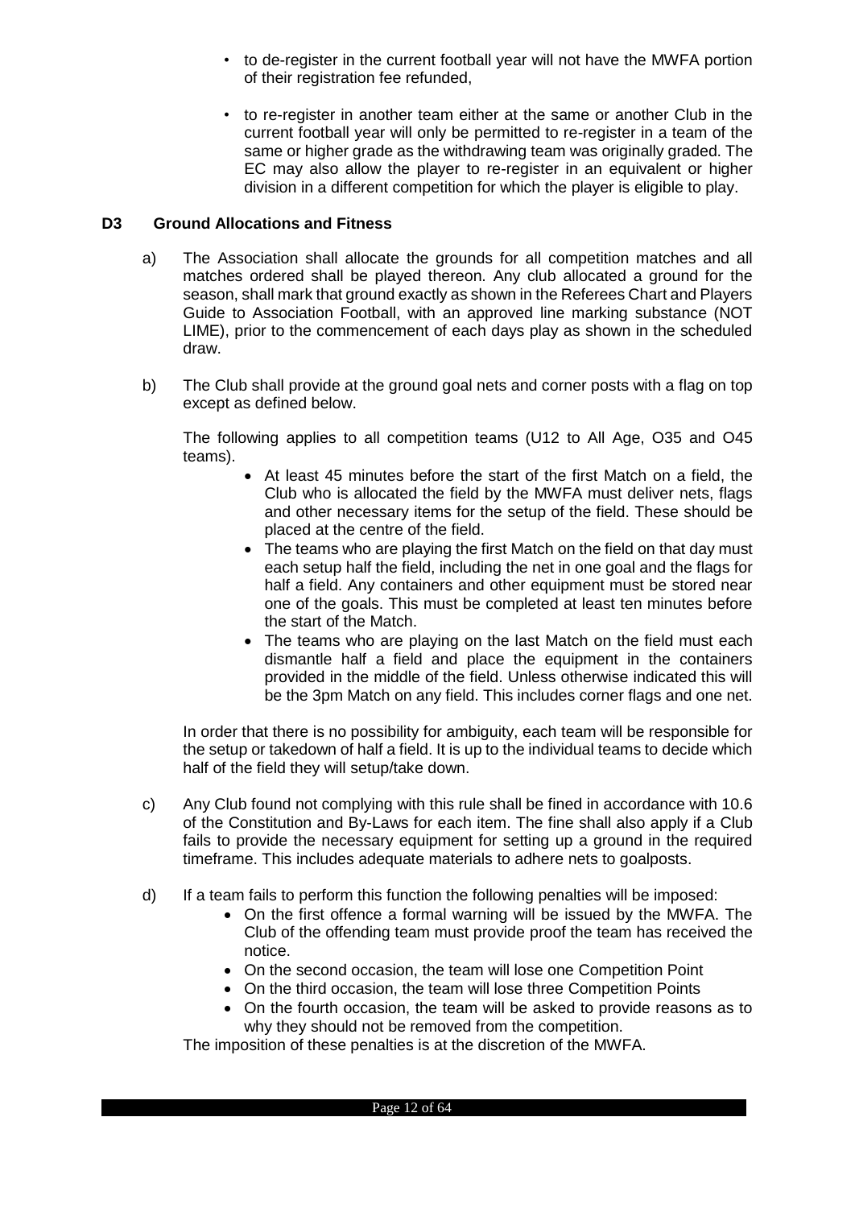- to de-register in the current football year will not have the MWFA portion of their registration fee refunded,

- to re-register in another team either at the same or another Club in the current football year will only be permitted to re-register in a team of the same or higher grade as the withdrawing team was originally graded. The EC may also allow the player to re-register in an equivalent or higher division in a different competition for which the player is eligible to play.

### D3 Ground Allocations and Fitness

a) The Association shall allocate the grounds for all competition matches and all matches ordered shall be played thereon. Any club allocated a ground for the season, shall mark that ground exactly as shown in the Referees Chart and Players Guide to Association Football, with an approved line marking substance (NOT LIME), prior to the commencement of each days play as shown in the scheduled draw.

b) The Club shall provide at the ground goal nets and corner posts with a flag on top except as defined below.

The following applies to all competition teams (U12 to All Age, O35 and O45 teams).

- At least 45 minutes before the start of the first Match on a field, the Club who is allocated the field by the MWFA must deliver nets, flags and other necessary items for the setup of the field. These should be placed at the centre of the field.
- The teams who are playing the first Match on the field on that day must each setup half the field, including the net in one goal and the flags for half a field. Any containers and other equipment must be stored near one of the goals. This must be completed at least ten minutes before the start of the Match.
- The teams who are playing on the last Match on the field must each dismantle half a field and place the equipment in the containers provided in the middle of the field. Unless otherwise indicated this will be the 3pm Match on any field. This includes corner flags and one net.

In order that there is no possibility for ambiguity, each team will be responsible for the setup or takedown of half a field. It is up to the individual teams to decide which half of the field they will setup/take down.

c) Any Club found not complying with this rule shall be fined in accordance with 10.6 of the Constitution and By-Laws for each item. The fine shall also apply if a Club fails to provide the necessary equipment for setting up a ground in the required timeframe. This includes adequate materials to adhere nets to goalposts.

d) If a team fails to perform this function the following penalties will be imposed:

- On the first offence a formal warning will be issued by the MWFA. The Club of the offending team must provide proof the team has received the notice.
- On the second occasion, the team will lose one Competition Point
- On the third occasion, the team will lose three Competition Points
- On the fourth occasion, the team will be asked to provide reasons as to why they should not be removed from the competition.

The imposition of these penalties is at the discretion of the MWFA.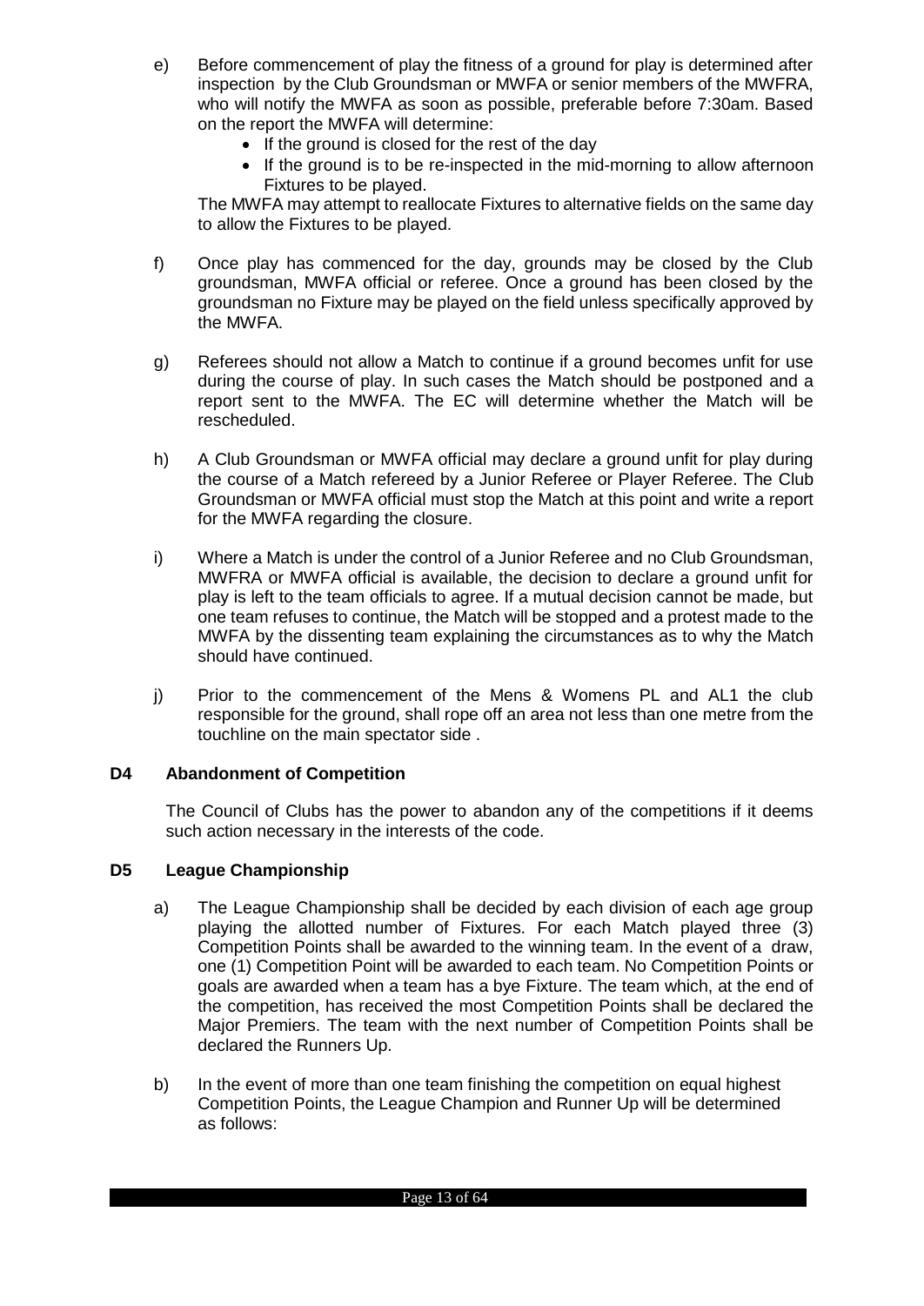e) Before commencement of play the fitness of a ground for play is determined after inspection by the Club Groundsman or MWFA or senior members of the MWFRA, who will notify the MWFA as soon as possible, preferable before 7:30am. Based on the report the MWFA will determine:
   - If the ground is closed for the rest of the day
   - If the ground is to be re-inspected in the mid-morning to allow afternoon Fixtures to be played.

   The MWFA may attempt to reallocate Fixtures to alternative fields on the same day to allow the Fixtures to be played.

f) Once play has commenced for the day, grounds may be closed by the Club groundsman, MWFA official or referee. Once a ground has been closed by the groundsman no Fixture may be played on the field unless specifically approved by the MWFA.

g) Referees should not allow a Match to continue if a ground becomes unfit for use during the course of play. In such cases the Match should be postponed and a report sent to the MWFA. The EC will determine whether the Match will be rescheduled.

h) A Club Groundsman or MWFA official may declare a ground unfit for play during the course of a Match refereed by a Junior Referee or Player Referee. The Club Groundsman or MWFA official must stop the Match at this point and write a report for the MWFA regarding the closure.

i) Where a Match is under the control of a Junior Referee and no Club Groundsman, MWFRA or MWFA official is available, the decision to declare a ground unfit for play is left to the team officials to agree. If a mutual decision cannot be made, but one team refuses to continue, the Match will be stopped and a protest made to the MWFA by the dissenting team explaining the circumstances as to why the Match should have continued.

j) Prior to the commencement of the Mens & Womens PL and AL1 the club responsible for the ground, shall rope off an area not less than one metre from the touchline on the main spectator side .

### D4 Abandonment of Competition

The Council of Clubs has the power to abandon any of the competitions if it deems such action necessary in the interests of the code.

### D5 League Championship

a) The League Championship shall be decided by each division of each age group playing the allotted number of Fixtures. For each Match played three (3) Competition Points shall be awarded to the winning team. In the event of a draw, one (1) Competition Point will be awarded to each team. No Competition Points or goals are awarded when a team has a bye Fixture. The team which, at the end of the competition, has received the most Competition Points shall be declared the Major Premiers. The team with the next number of Competition Points shall be declared the Runners Up.

b) In the event of more than one team finishing the competition on equal highest Competition Points, the League Champion and Runner Up will be determined as follows: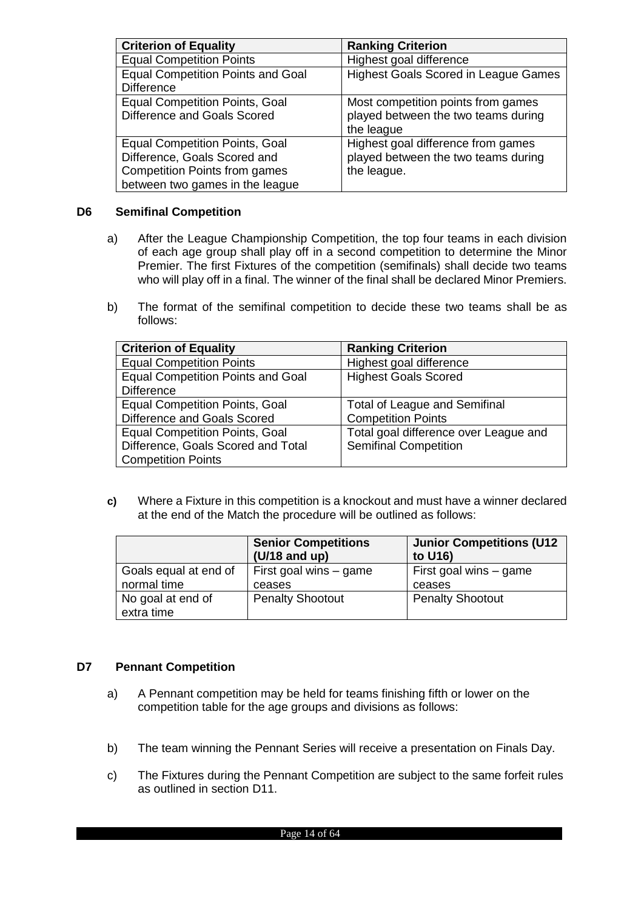| Criterion of Equality | Ranking Criterion |
|---|---|
| Equal Competition Points | Highest goal difference |
| Equal Competition Points and Goal Difference | Highest Goals Scored in League Games |
| Equal Competition Points, Goal Difference and Goals Scored | Most competition points from games played between the two teams during the league |
| Equal Competition Points, Goal Difference, Goals Scored and Competition Points from games between two games in the league | Highest goal difference from games played between the two teams during the league. |

## D6 Semifinal Competition

a) After the League Championship Competition, the top four teams in each division of each age group shall play off in a second competition to determine the Minor Premier. The first Fixtures of the competition (semifinals) shall decide two teams who will play off in a final. The winner of the final shall be declared Minor Premiers.

b) The format of the semifinal competition to decide these two teams shall be as follows:

| Criterion of Equality | Ranking Criterion |
|---|---|
| Equal Competition Points | Highest goal difference |
| Equal Competition Points and Goal Difference | Highest Goals Scored |
| Equal Competition Points, Goal Difference and Goals Scored | Total of League and Semifinal Competition Points |
| Equal Competition Points, Goal Difference, Goals Scored and Total Competition Points | Total goal difference over League and Semifinal Competition |

**c)** Where a Fixture in this competition is a knockout and must have a winner declared at the end of the Match the procedure will be outlined as follows:

| | Senior Competitions (U/18 and up) | Junior Competitions (U12 to U16) |
|---|---|---|
| Goals equal at end of normal time | First goal wins – game ceases | First goal wins – game ceases |
| No goal at end of extra time | Penalty Shootout | Penalty Shootout |

## D7 Pennant Competition

a) A Pennant competition may be held for teams finishing fifth or lower on the competition table for the age groups and divisions as follows:

b) The team winning the Pennant Series will receive a presentation on Finals Day.

c) The Fixtures during the Pennant Competition are subject to the same forfeit rules as outlined in section D11.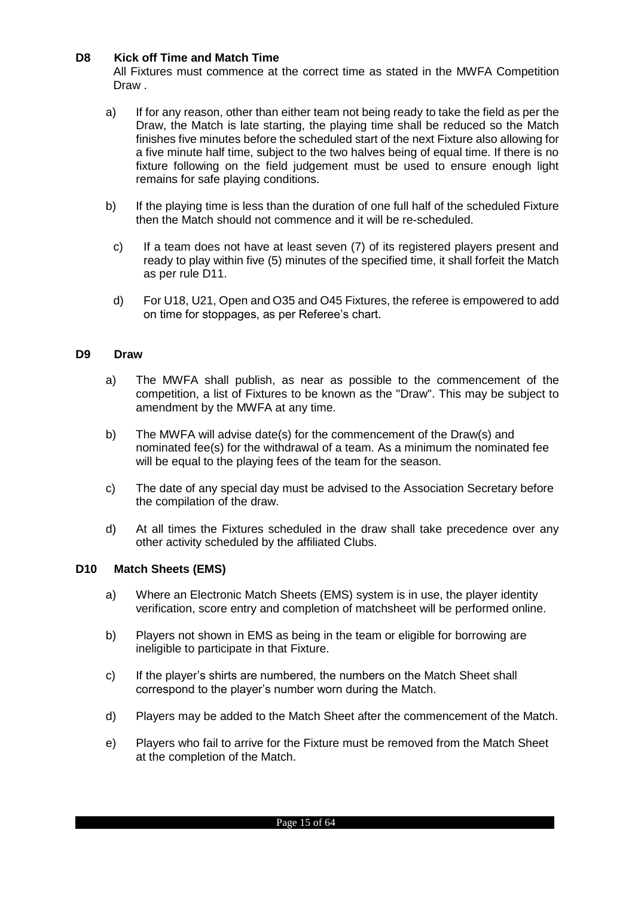### D8 Kick off Time and Match Time

All Fixtures must commence at the correct time as stated in the MWFA Competition Draw .

a) If for any reason, other than either team not being ready to take the field as per the Draw, the Match is late starting, the playing time shall be reduced so the Match finishes five minutes before the scheduled start of the next Fixture also allowing for a five minute half time, subject to the two halves being of equal time. If there is no fixture following on the field judgement must be used to ensure enough light remains for safe playing conditions.

b) If the playing time is less than the duration of one full half of the scheduled Fixture then the Match should not commence and it will be re-scheduled.

c) If a team does not have at least seven (7) of its registered players present and ready to play within five (5) minutes of the specified time, it shall forfeit the Match as per rule D11.

d) For U18, U21, Open and O35 and O45 Fixtures, the referee is empowered to add on time for stoppages, as per Referee's chart.

### D9 Draw

a) The MWFA shall publish, as near as possible to the commencement of the competition, a list of Fixtures to be known as the "Draw". This may be subject to amendment by the MWFA at any time.

b) The MWFA will advise date(s) for the commencement of the Draw(s) and nominated fee(s) for the withdrawal of a team. As a minimum the nominated fee will be equal to the playing fees of the team for the season.

c) The date of any special day must be advised to the Association Secretary before the compilation of the draw.

d) At all times the Fixtures scheduled in the draw shall take precedence over any other activity scheduled by the affiliated Clubs.

### D10 Match Sheets (EMS)

a) Where an Electronic Match Sheets (EMS) system is in use, the player identity verification, score entry and completion of matchsheet will be performed online.

b) Players not shown in EMS as being in the team or eligible for borrowing are ineligible to participate in that Fixture.

c) If the player's shirts are numbered, the numbers on the Match Sheet shall correspond to the player's number worn during the Match.

d) Players may be added to the Match Sheet after the commencement of the Match.

e) Players who fail to arrive for the Fixture must be removed from the Match Sheet at the completion of the Match.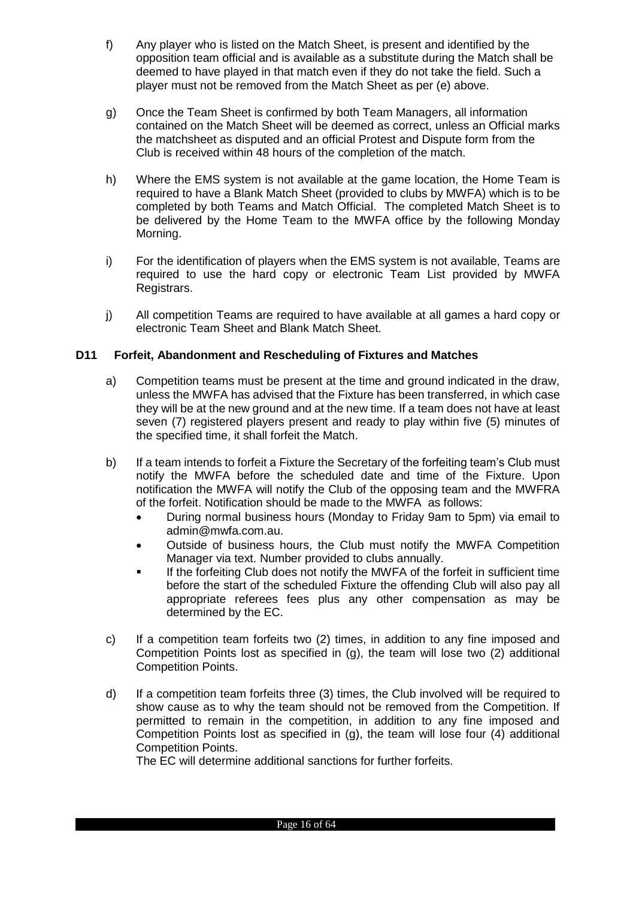f) Any player who is listed on the Match Sheet, is present and identified by the opposition team official and is available as a substitute during the Match shall be deemed to have played in that match even if they do not take the field. Such a player must not be removed from the Match Sheet as per (e) above.

g) Once the Team Sheet is confirmed by both Team Managers, all information contained on the Match Sheet will be deemed as correct, unless an Official marks the matchsheet as disputed and an official Protest and Dispute form from the Club is received within 48 hours of the completion of the match.

h) Where the EMS system is not available at the game location, the Home Team is required to have a Blank Match Sheet (provided to clubs by MWFA) which is to be completed by both Teams and Match Official. The completed Match Sheet is to be delivered by the Home Team to the MWFA office by the following Monday Morning.

i) For the identification of players when the EMS system is not available, Teams are required to use the hard copy or electronic Team List provided by MWFA Registrars.

j) All competition Teams are required to have available at all games a hard copy or electronic Team Sheet and Blank Match Sheet.

### D11 Forfeit, Abandonment and Rescheduling of Fixtures and Matches

a) Competition teams must be present at the time and ground indicated in the draw, unless the MWFA has advised that the Fixture has been transferred, in which case they will be at the new ground and at the new time. If a team does not have at least seven (7) registered players present and ready to play within five (5) minutes of the specified time, it shall forfeit the Match.

b) If a team intends to forfeit a Fixture the Secretary of the forfeiting team's Club must notify the MWFA before the scheduled date and time of the Fixture. Upon notification the MWFA will notify the Club of the opposing team and the MWFRA of the forfeit. Notification should be made to the MWFA as follows:
   - During normal business hours (Monday to Friday 9am to 5pm) via email to admin@mwfa.com.au.
   - Outside of business hours, the Club must notify the MWFA Competition Manager via text. Number provided to clubs annually.
   - If the forfeiting Club does not notify the MWFA of the forfeit in sufficient time before the start of the scheduled Fixture the offending Club will also pay all appropriate referees fees plus any other compensation as may be determined by the EC.

c) If a competition team forfeits two (2) times, in addition to any fine imposed and Competition Points lost as specified in (g), the team will lose two (2) additional Competition Points.

d) If a competition team forfeits three (3) times, the Club involved will be required to show cause as to why the team should not be removed from the Competition. If permitted to remain in the competition, in addition to any fine imposed and Competition Points lost as specified in (g), the team will lose four (4) additional Competition Points.

   The EC will determine additional sanctions for further forfeits.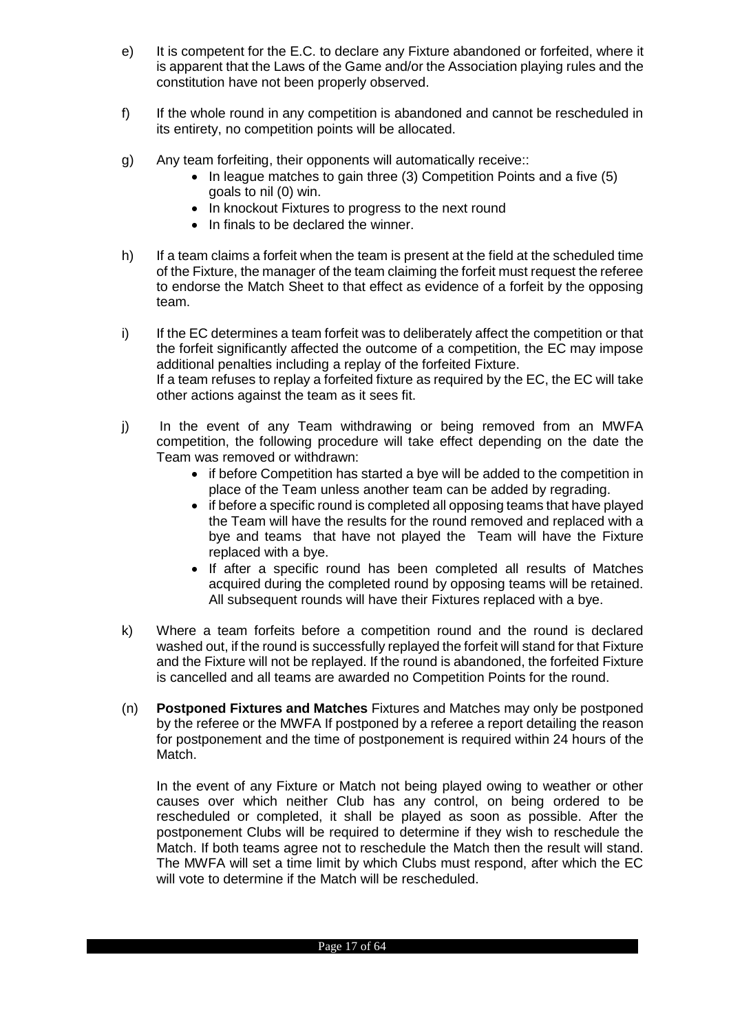e) It is competent for the E.C. to declare any Fixture abandoned or forfeited, where it is apparent that the Laws of the Game and/or the Association playing rules and the constitution have not been properly observed.

f) If the whole round in any competition is abandoned and cannot be rescheduled in its entirety, no competition points will be allocated.

g) Any team forfeiting, their opponents will automatically receive::

- In league matches to gain three (3) Competition Points and a five (5) goals to nil (0) win.
- In knockout Fixtures to progress to the next round
- In finals to be declared the winner.

h) If a team claims a forfeit when the team is present at the field at the scheduled time of the Fixture, the manager of the team claiming the forfeit must request the referee to endorse the Match Sheet to that effect as evidence of a forfeit by the opposing team.

i) If the EC determines a team forfeit was to deliberately affect the competition or that the forfeit significantly affected the outcome of a competition, the EC may impose additional penalties including a replay of the forfeited Fixture.
If a team refuses to replay a forfeited fixture as required by the EC, the EC will take other actions against the team as it sees fit.

j) In the event of any Team withdrawing or being removed from an MWFA competition, the following procedure will take effect depending on the date the Team was removed or withdrawn:

- if before Competition has started a bye will be added to the competition in place of the Team unless another team can be added by regrading.
- if before a specific round is completed all opposing teams that have played the Team will have the results for the round removed and replaced with a bye and teams that have not played the Team will have the Fixture replaced with a bye.
- If after a specific round has been completed all results of Matches acquired during the completed round by opposing teams will be retained. All subsequent rounds will have their Fixtures replaced with a bye.

k) Where a team forfeits before a competition round and the round is declared washed out, if the round is successfully replayed the forfeit will stand for that Fixture and the Fixture will not be replayed. If the round is abandoned, the forfeited Fixture is cancelled and all teams are awarded no Competition Points for the round.

(n) **Postponed Fixtures and Matches** Fixtures and Matches may only be postponed by the referee or the MWFA If postponed by a referee a report detailing the reason for postponement and the time of postponement is required within 24 hours of the Match.

In the event of any Fixture or Match not being played owing to weather or other causes over which neither Club has any control, on being ordered to be rescheduled or completed, it shall be played as soon as possible. After the postponement Clubs will be required to determine if they wish to reschedule the Match. If both teams agree not to reschedule the Match then the result will stand. The MWFA will set a time limit by which Clubs must respond, after which the EC will vote to determine if the Match will be rescheduled.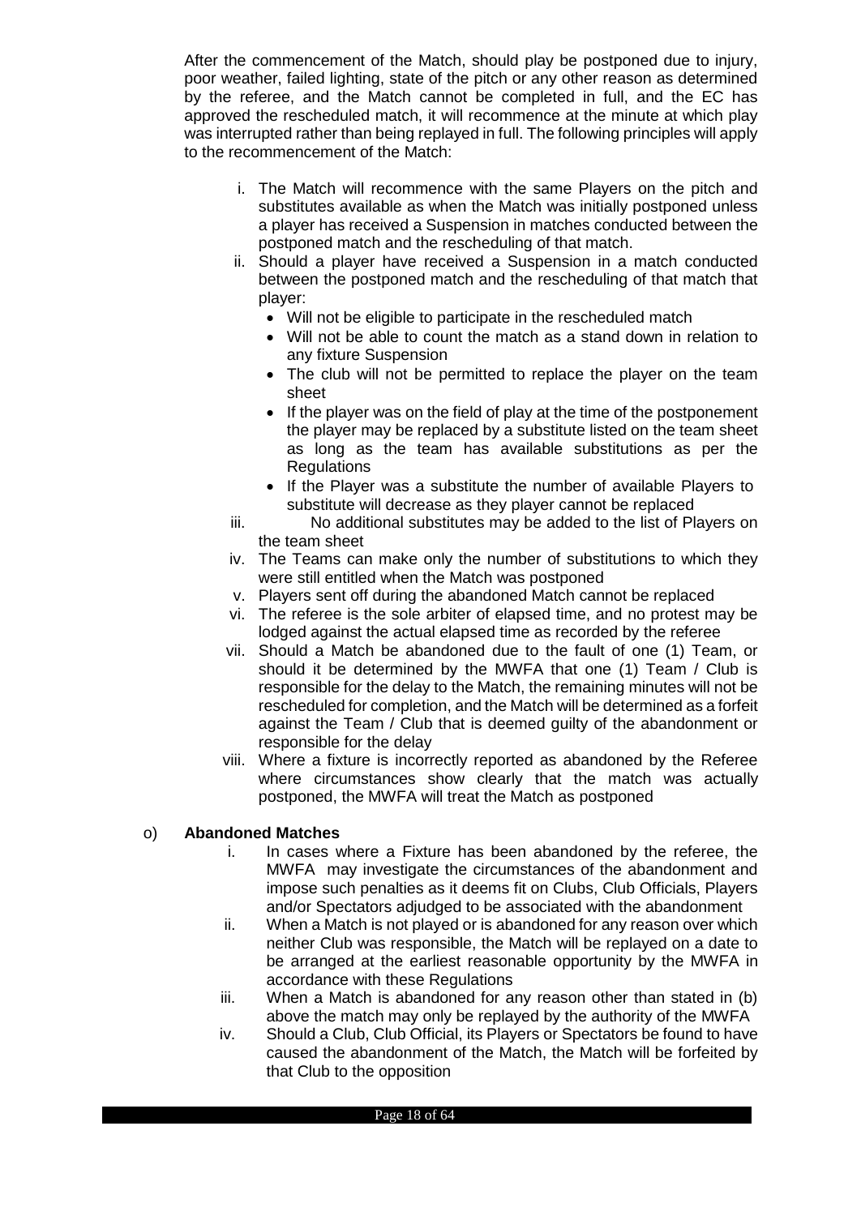After the commencement of the Match, should play be postponed due to injury, poor weather, failed lighting, state of the pitch or any other reason as determined by the referee, and the Match cannot be completed in full, and the EC has approved the rescheduled match, it will recommence at the minute at which play was interrupted rather than being replayed in full. The following principles will apply to the recommencement of the Match:

i. The Match will recommence with the same Players on the pitch and substitutes available as when the Match was initially postponed unless a player has received a Suspension in matches conducted between the postponed match and the rescheduling of that match.

ii. Should a player have received a Suspension in a match conducted between the postponed match and the rescheduling of that match that player:
   - Will not be eligible to participate in the rescheduled match
   - Will not be able to count the match as a stand down in relation to any fixture Suspension
   - The club will not be permitted to replace the player on the team sheet
   - If the player was on the field of play at the time of the postponement the player may be replaced by a substitute listed on the team sheet as long as the team has available substitutions as per the Regulations
   - If the Player was a substitute the number of available Players to substitute will decrease as they player cannot be replaced

iii. No additional substitutes may be added to the list of Players on the team sheet

iv. The Teams can make only the number of substitutions to which they were still entitled when the Match was postponed

v. Players sent off during the abandoned Match cannot be replaced

vi. The referee is the sole arbiter of elapsed time, and no protest may be lodged against the actual elapsed time as recorded by the referee

vii. Should a Match be abandoned due to the fault of one (1) Team, or should it be determined by the MWFA that one (1) Team / Club is responsible for the delay to the Match, the remaining minutes will not be rescheduled for completion, and the Match will be determined as a forfeit against the Team / Club that is deemed guilty of the abandonment or responsible for the delay

viii. Where a fixture is incorrectly reported as abandoned by the Referee where circumstances show clearly that the match was actually postponed, the MWFA will treat the Match as postponed

o) **Abandoned Matches**

i. In cases where a Fixture has been abandoned by the referee, the MWFA may investigate the circumstances of the abandonment and impose such penalties as it deems fit on Clubs, Club Officials, Players and/or Spectators adjudged to be associated with the abandonment

ii. When a Match is not played or is abandoned for any reason over which neither Club was responsible, the Match will be replayed on a date to be arranged at the earliest reasonable opportunity by the MWFA in accordance with these Regulations

iii. When a Match is abandoned for any reason other than stated in (b) above the match may only be replayed by the authority of the MWFA

iv. Should a Club, Club Official, its Players or Spectators be found to have caused the abandonment of the Match, the Match will be forfeited by that Club to the opposition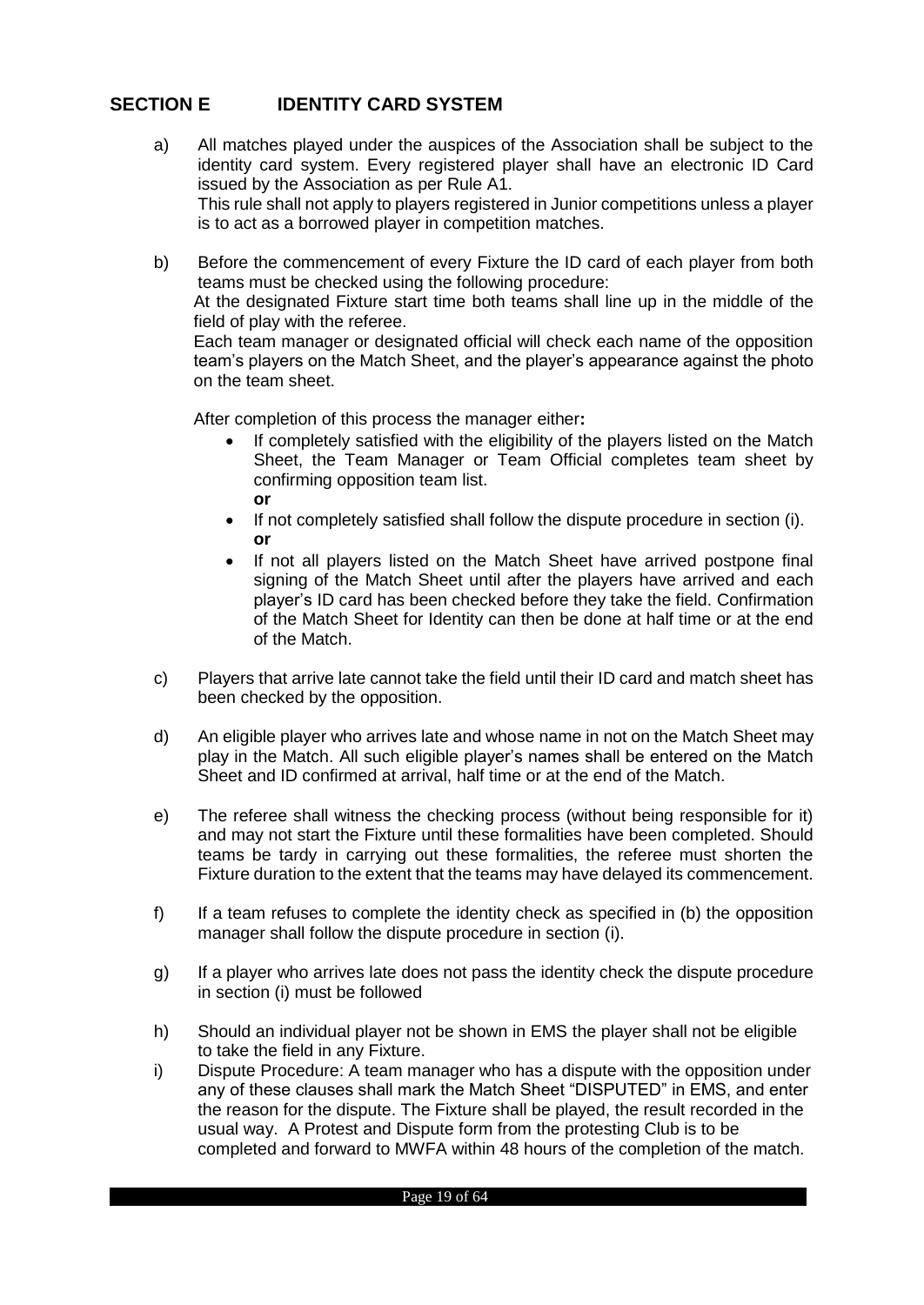## SECTION E IDENTITY CARD SYSTEM

a) All matches played under the auspices of the Association shall be subject to the identity card system. Every registered player shall have an electronic ID Card issued by the Association as per Rule A1.
This rule shall not apply to players registered in Junior competitions unless a player is to act as a borrowed player in competition matches.

b) Before the commencement of every Fixture the ID card of each player from both teams must be checked using the following procedure:
At the designated Fixture start time both teams shall line up in the middle of the field of play with the referee.
Each team manager or designated official will check each name of the opposition team's players on the Match Sheet, and the player's appearance against the photo on the team sheet.

After completion of this process the manager either**:**

- If completely satisfied with the eligibility of the players listed on the Match Sheet, the Team Manager or Team Official completes team sheet by confirming opposition team list.
**or**
- If not completely satisfied shall follow the dispute procedure in section (i).
**or**
- If not all players listed on the Match Sheet have arrived postpone final signing of the Match Sheet until after the players have arrived and each player's ID card has been checked before they take the field. Confirmation of the Match Sheet for Identity can then be done at half time or at the end of the Match.

c) Players that arrive late cannot take the field until their ID card and match sheet has been checked by the opposition.

d) An eligible player who arrives late and whose name in not on the Match Sheet may play in the Match. All such eligible player's names shall be entered on the Match Sheet and ID confirmed at arrival, half time or at the end of the Match.

e) The referee shall witness the checking process (without being responsible for it) and may not start the Fixture until these formalities have been completed. Should teams be tardy in carrying out these formalities, the referee must shorten the Fixture duration to the extent that the teams may have delayed its commencement.

f) If a team refuses to complete the identity check as specified in (b) the opposition manager shall follow the dispute procedure in section (i).

g) If a player who arrives late does not pass the identity check the dispute procedure in section (i) must be followed

h) Should an individual player not be shown in EMS the player shall not be eligible to take the field in any Fixture.

i) Dispute Procedure: A team manager who has a dispute with the opposition under any of these clauses shall mark the Match Sheet "DISPUTED" in EMS, and enter the reason for the dispute. The Fixture shall be played, the result recorded in the usual way. A Protest and Dispute form from the protesting Club is to be completed and forward to MWFA within 48 hours of the completion of the match.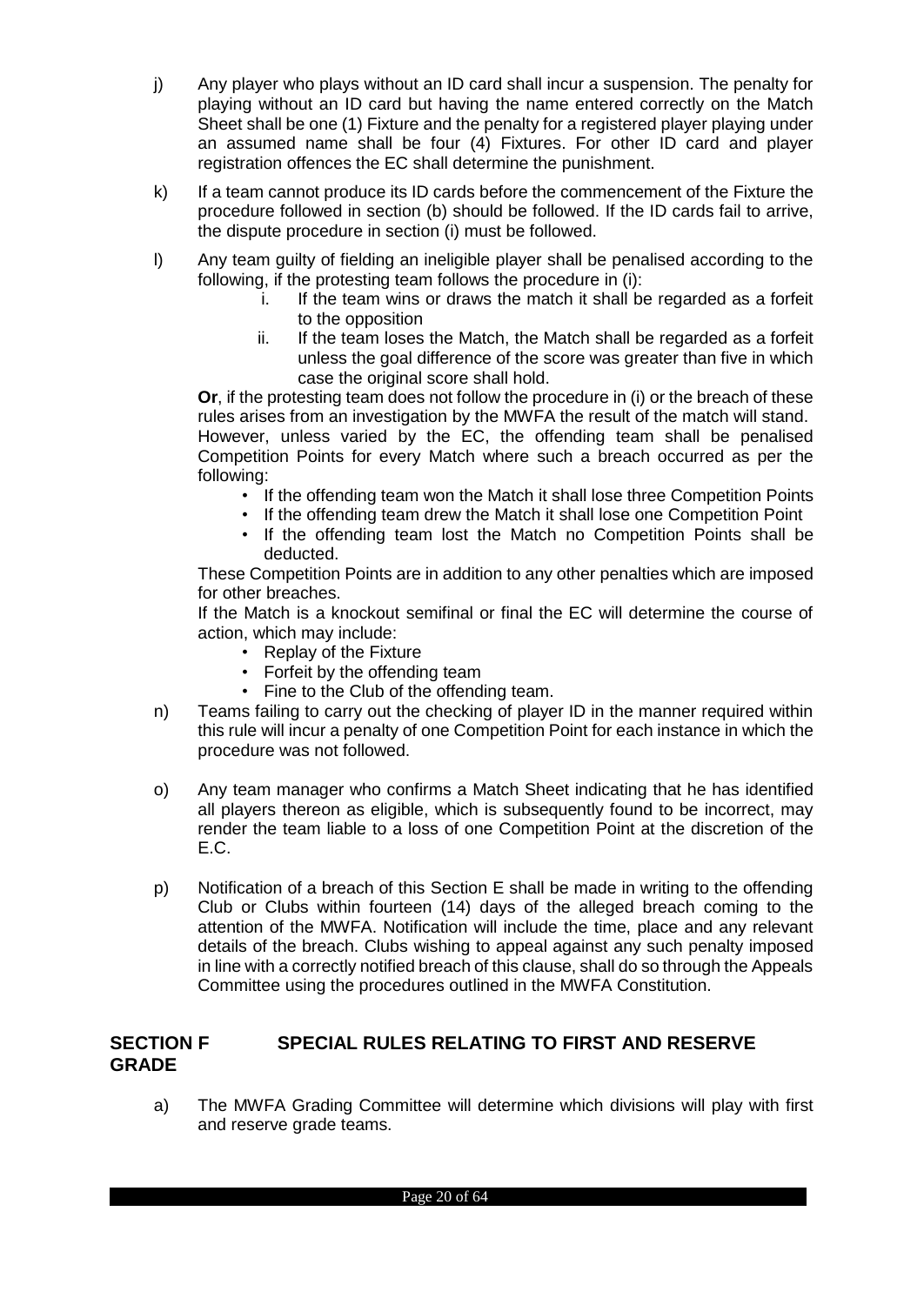j) Any player who plays without an ID card shall incur a suspension. The penalty for playing without an ID card but having the name entered correctly on the Match Sheet shall be one (1) Fixture and the penalty for a registered player playing under an assumed name shall be four (4) Fixtures. For other ID card and player registration offences the EC shall determine the punishment.

k) If a team cannot produce its ID cards before the commencement of the Fixture the procedure followed in section (b) should be followed. If the ID cards fail to arrive, the dispute procedure in section (i) must be followed.

l) Any team guilty of fielding an ineligible player shall be penalised according to the following, if the protesting team follows the procedure in (i):

   i. If the team wins or draws the match it shall be regarded as a forfeit to the opposition
   ii. If the team loses the Match, the Match shall be regarded as a forfeit unless the goal difference of the score was greater than five in which case the original score shall hold.

   **Or**, if the protesting team does not follow the procedure in (i) or the breach of these rules arises from an investigation by the MWFA the result of the match will stand. However, unless varied by the EC, the offending team shall be penalised Competition Points for every Match where such a breach occurred as per the following:

   - If the offending team won the Match it shall lose three Competition Points
   - If the offending team drew the Match it shall lose one Competition Point
   - If the offending team lost the Match no Competition Points shall be deducted.

   These Competition Points are in addition to any other penalties which are imposed for other breaches.

   If the Match is a knockout semifinal or final the EC will determine the course of action, which may include:

   - Replay of the Fixture
   - Forfeit by the offending team
   - Fine to the Club of the offending team.

n) Teams failing to carry out the checking of player ID in the manner required within this rule will incur a penalty of one Competition Point for each instance in which the procedure was not followed.

o) Any team manager who confirms a Match Sheet indicating that he has identified all players thereon as eligible, which is subsequently found to be incorrect, may render the team liable to a loss of one Competition Point at the discretion of the E.C.

p) Notification of a breach of this Section E shall be made in writing to the offending Club or Clubs within fourteen (14) days of the alleged breach coming to the attention of the MWFA. Notification will include the time, place and any relevant details of the breach. Clubs wishing to appeal against any such penalty imposed in line with a correctly notified breach of this clause, shall do so through the Appeals Committee using the procedures outlined in the MWFA Constitution.

## SECTION F SPECIAL RULES RELATING TO FIRST AND RESERVE GRADE

a) The MWFA Grading Committee will determine which divisions will play with first and reserve grade teams.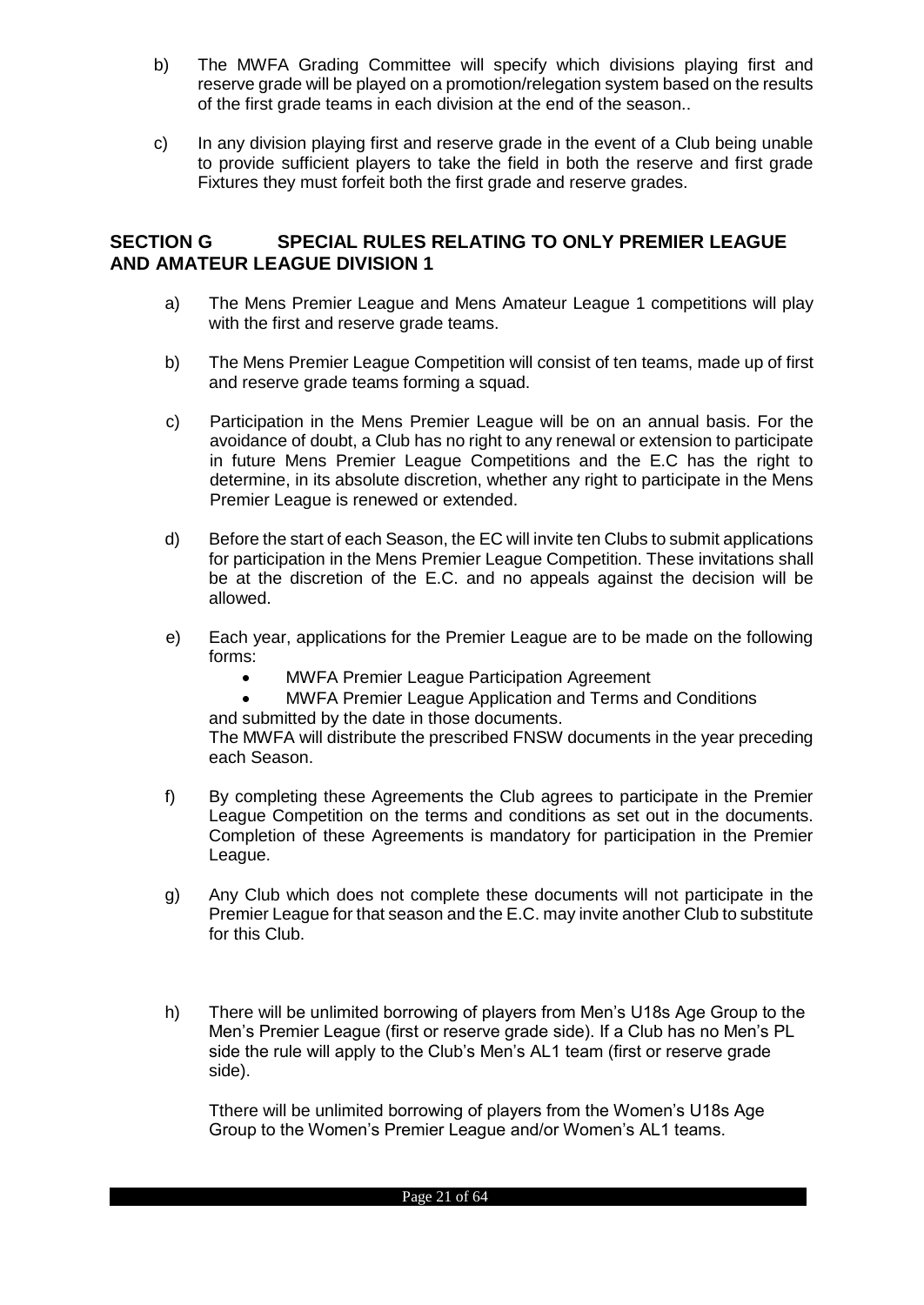b) The MWFA Grading Committee will specify which divisions playing first and reserve grade will be played on a promotion/relegation system based on the results of the first grade teams in each division at the end of the season..

c) In any division playing first and reserve grade in the event of a Club being unable to provide sufficient players to take the field in both the reserve and first grade Fixtures they must forfeit both the first grade and reserve grades.

## SECTION G SPECIAL RULES RELATING TO ONLY PREMIER LEAGUE AND AMATEUR LEAGUE DIVISION 1

a) The Mens Premier League and Mens Amateur League 1 competitions will play with the first and reserve grade teams.

b) The Mens Premier League Competition will consist of ten teams, made up of first and reserve grade teams forming a squad.

c) Participation in the Mens Premier League will be on an annual basis. For the avoidance of doubt, a Club has no right to any renewal or extension to participate in future Mens Premier League Competitions and the E.C has the right to determine, in its absolute discretion, whether any right to participate in the Mens Premier League is renewed or extended.

d) Before the start of each Season, the EC will invite ten Clubs to submit applications for participation in the Mens Premier League Competition. These invitations shall be at the discretion of the E.C. and no appeals against the decision will be allowed.

e) Each year, applications for the Premier League are to be made on the following forms:
   - MWFA Premier League Participation Agreement
   - MWFA Premier League Application and Terms and Conditions

   and submitted by the date in those documents.
   The MWFA will distribute the prescribed FNSW documents in the year preceding each Season.

f) By completing these Agreements the Club agrees to participate in the Premier League Competition on the terms and conditions as set out in the documents. Completion of these Agreements is mandatory for participation in the Premier League.

g) Any Club which does not complete these documents will not participate in the Premier League for that season and the E.C. may invite another Club to substitute for this Club.

h) There will be unlimited borrowing of players from Men's U18s Age Group to the Men's Premier League (first or reserve grade side). If a Club has no Men's PL side the rule will apply to the Club's Men's AL1 team (first or reserve grade side).

   Tthere will be unlimited borrowing of players from the Women's U18s Age Group to the Women's Premier League and/or Women's AL1 teams.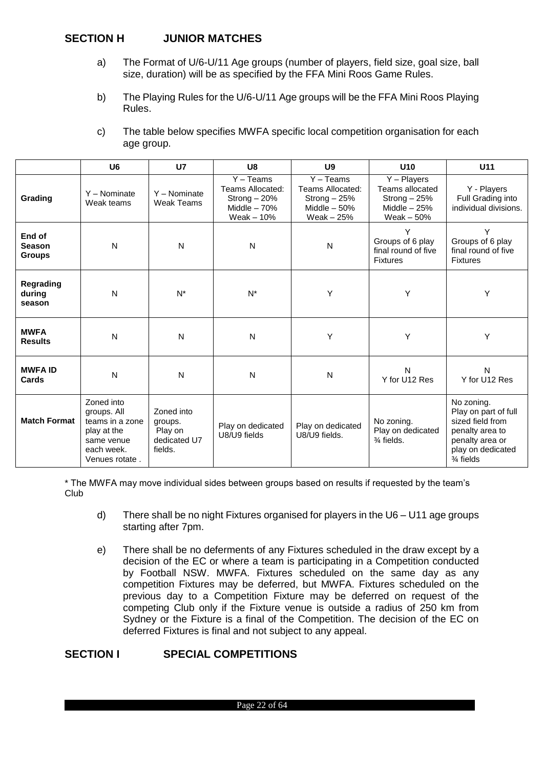## SECTION H JUNIOR MATCHES

a) The Format of U/6-U/11 Age groups (number of players, field size, goal size, ball size, duration) will be as specified by the FFA Mini Roos Game Rules.

b) The Playing Rules for the U/6-U/11 Age groups will be the FFA Mini Roos Playing Rules.

c) The table below specifies MWFA specific local competition organisation for each age group.

| | U6 | U7 | U8 | U9 | U10 | U11 |
|---|---|---|---|---|---|---|
| **Grading** | Y – Nominate Weak teams | Y – Nominate Weak Teams | Y – Teams Teams Allocated: Strong – 20% Middle – 70% Weak – 10% | Y – Teams Teams Allocated: Strong – 25% Middle – 50% Weak – 25% | Y – Players Teams allocated Strong – 25% Middle – 25% Weak – 50% | Y - Players Full Grading into individual divisions. |
| **End of Season Groups** | N | N | N | N | Y Groups of 6 play final round of five Fixtures | Y Groups of 6 play final round of five Fixtures |
| **Regrading during season** | N | N* | N* | Y | Y | Y |
| **MWFA Results** | N | N | N | Y | Y | Y |
| **MWFA ID Cards** | N | N | N | N | N Y for U12 Res | N Y for U12 Res |
| **Match Format** | Zoned into groups. All teams in a zone play at the same venue each week. Venues rotate . | Zoned into groups. Play on dedicated U7 fields. | Play on dedicated U8/U9 fields | Play on dedicated U8/U9 fields. | No zoning. Play on dedicated ¾ fields. | No zoning. Play on part of full sized field from penalty area to penalty area or play on dedicated ¾ fields |

* The MWFA may move individual sides between groups based on results if requested by the team's Club

d) There shall be no night Fixtures organised for players in the U6 – U11 age groups starting after 7pm.

e) There shall be no deferments of any Fixtures scheduled in the draw except by a decision of the EC or where a team is participating in a Competition conducted by Football NSW. MWFA. Fixtures scheduled on the same day as any competition Fixtures may be deferred, but MWFA. Fixtures scheduled on the previous day to a Competition Fixture may be deferred on request of the competing Club only if the Fixture venue is outside a radius of 250 km from Sydney or the Fixture is a final of the Competition. The decision of the EC on deferred Fixtures is final and not subject to any appeal.

## SECTION I SPECIAL COMPETITIONS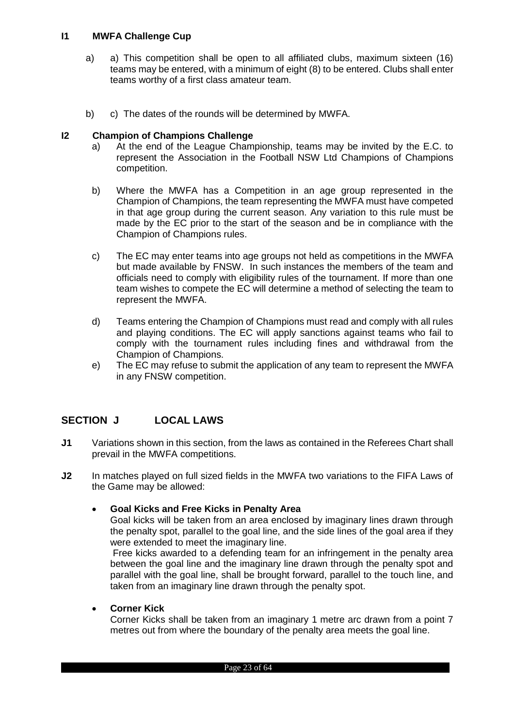**I1 MWFA Challenge Cup**

a) a) This competition shall be open to all affiliated clubs, maximum sixteen (16) teams may be entered, with a minimum of eight (8) to be entered. Clubs shall enter teams worthy of a first class amateur team.

b) c) The dates of the rounds will be determined by MWFA.

**I2 Champion of Champions Challenge**

a) At the end of the League Championship, teams may be invited by the E.C. to represent the Association in the Football NSW Ltd Champions of Champions competition.

b) Where the MWFA has a Competition in an age group represented in the Champion of Champions, the team representing the MWFA must have competed in that age group during the current season. Any variation to this rule must be made by the EC prior to the start of the season and be in compliance with the Champion of Champions rules.

c) The EC may enter teams into age groups not held as competitions in the MWFA but made available by FNSW. In such instances the members of the team and officials need to comply with eligibility rules of the tournament. If more than one team wishes to compete the EC will determine a method of selecting the team to represent the MWFA.

d) Teams entering the Champion of Champions must read and comply with all rules and playing conditions. The EC will apply sanctions against teams who fail to comply with the tournament rules including fines and withdrawal from the Champion of Champions.

e) The EC may refuse to submit the application of any team to represent the MWFA in any FNSW competition.

## SECTION J LOCAL LAWS

**J1** Variations shown in this section, from the laws as contained in the Referees Chart shall prevail in the MWFA competitions.

**J2** In matches played on full sized fields in the MWFA two variations to the FIFA Laws of the Game may be allowed:

- **Goal Kicks and Free Kicks in Penalty Area**
  Goal kicks will be taken from an area enclosed by imaginary lines drawn through the penalty spot, parallel to the goal line, and the side lines of the goal area if they were extended to meet the imaginary line.
  Free kicks awarded to a defending team for an infringement in the penalty area between the goal line and the imaginary line drawn through the penalty spot and parallel with the goal line, shall be brought forward, parallel to the touch line, and taken from an imaginary line drawn through the penalty spot.

- **Corner Kick**
  Corner Kicks shall be taken from an imaginary 1 metre arc drawn from a point 7 metres out from where the boundary of the penalty area meets the goal line.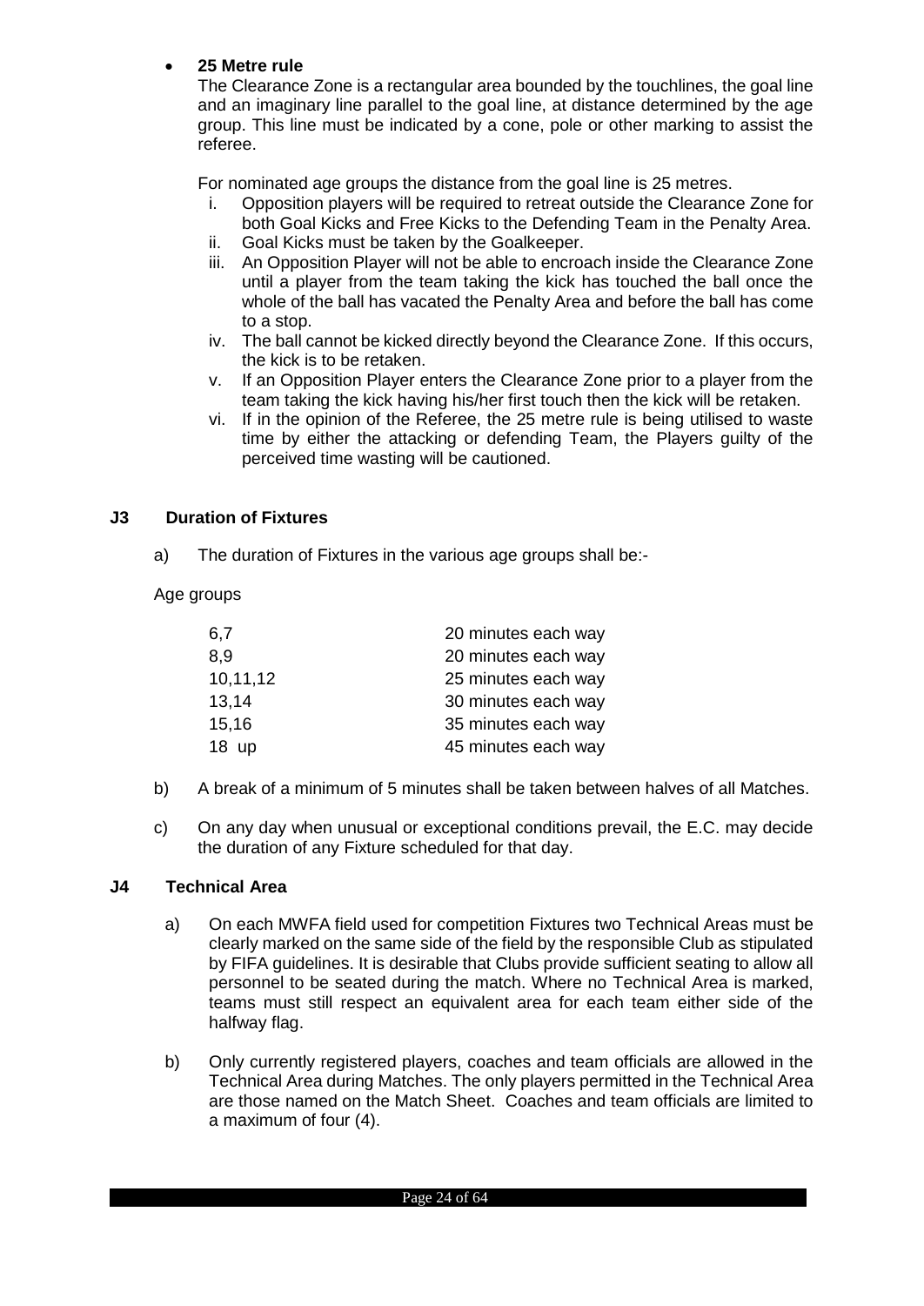- **25 Metre rule**

  The Clearance Zone is a rectangular area bounded by the touchlines, the goal line and an imaginary line parallel to the goal line, at distance determined by the age group. This line must be indicated by a cone, pole or other marking to assist the referee.

  For nominated age groups the distance from the goal line is 25 metres.

  i. Opposition players will be required to retreat outside the Clearance Zone for both Goal Kicks and Free Kicks to the Defending Team in the Penalty Area.
  ii. Goal Kicks must be taken by the Goalkeeper.
  iii. An Opposition Player will not be able to encroach inside the Clearance Zone until a player from the team taking the kick has touched the ball once the whole of the ball has vacated the Penalty Area and before the ball has come to a stop.
  iv. The ball cannot be kicked directly beyond the Clearance Zone. If this occurs, the kick is to be retaken.
  v. If an Opposition Player enters the Clearance Zone prior to a player from the team taking the kick having his/her first touch then the kick will be retaken.
  vi. If in the opinion of the Referee, the 25 metre rule is being utilised to waste time by either the attacking or defending Team, the Players guilty of the perceived time wasting will be cautioned.

## J3 Duration of Fixtures

a) The duration of Fixtures in the various age groups shall be:-

Age groups

| | |
|---|---|
| 6,7 | 20 minutes each way |
| 8,9 | 20 minutes each way |
| 10,11,12 | 25 minutes each way |
| 13,14 | 30 minutes each way |
| 15,16 | 35 minutes each way |
| 18 up | 45 minutes each way |

b) A break of a minimum of 5 minutes shall be taken between halves of all Matches.

c) On any day when unusual or exceptional conditions prevail, the E.C. may decide the duration of any Fixture scheduled for that day.

## J4 Technical Area

a) On each MWFA field used for competition Fixtures two Technical Areas must be clearly marked on the same side of the field by the responsible Club as stipulated by FIFA guidelines. It is desirable that Clubs provide sufficient seating to allow all personnel to be seated during the match. Where no Technical Area is marked, teams must still respect an equivalent area for each team either side of the halfway flag.

b) Only currently registered players, coaches and team officials are allowed in the Technical Area during Matches. The only players permitted in the Technical Area are those named on the Match Sheet. Coaches and team officials are limited to a maximum of four (4).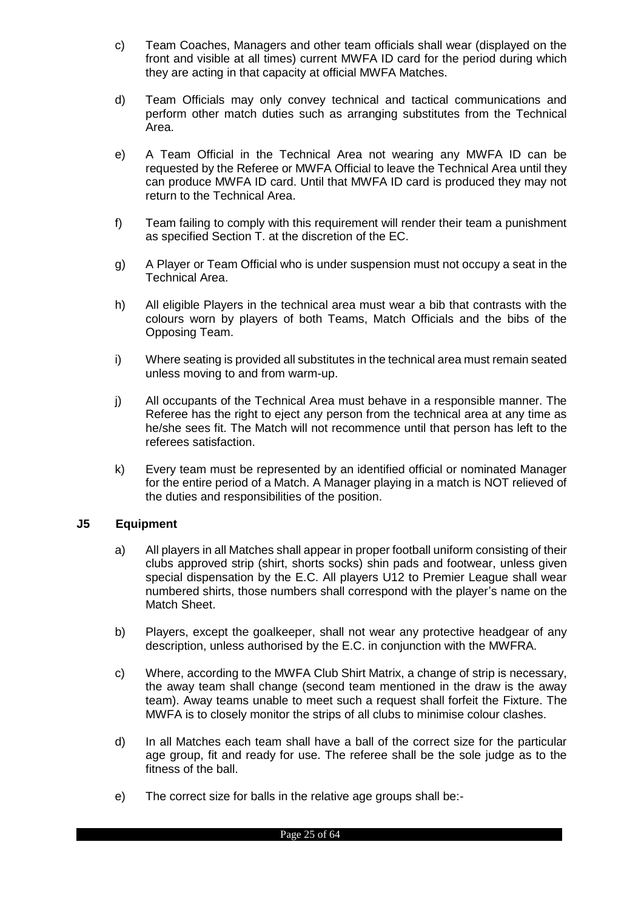c) Team Coaches, Managers and other team officials shall wear (displayed on the front and visible at all times) current MWFA ID card for the period during which they are acting in that capacity at official MWFA Matches.

d) Team Officials may only convey technical and tactical communications and perform other match duties such as arranging substitutes from the Technical Area.

e) A Team Official in the Technical Area not wearing any MWFA ID can be requested by the Referee or MWFA Official to leave the Technical Area until they can produce MWFA ID card. Until that MWFA ID card is produced they may not return to the Technical Area.

f) Team failing to comply with this requirement will render their team a punishment as specified Section T. at the discretion of the EC.

g) A Player or Team Official who is under suspension must not occupy a seat in the Technical Area.

h) All eligible Players in the technical area must wear a bib that contrasts with the colours worn by players of both Teams, Match Officials and the bibs of the Opposing Team.

i) Where seating is provided all substitutes in the technical area must remain seated unless moving to and from warm-up.

j) All occupants of the Technical Area must behave in a responsible manner. The Referee has the right to eject any person from the technical area at any time as he/she sees fit. The Match will not recommence until that person has left to the referees satisfaction.

k) Every team must be represented by an identified official or nominated Manager for the entire period of a Match. A Manager playing in a match is NOT relieved of the duties and responsibilities of the position.

### J5 Equipment

a) All players in all Matches shall appear in proper football uniform consisting of their clubs approved strip (shirt, shorts socks) shin pads and footwear, unless given special dispensation by the E.C. All players U12 to Premier League shall wear numbered shirts, those numbers shall correspond with the player's name on the Match Sheet.

b) Players, except the goalkeeper, shall not wear any protective headgear of any description, unless authorised by the E.C. in conjunction with the MWFRA.

c) Where, according to the MWFA Club Shirt Matrix, a change of strip is necessary, the away team shall change (second team mentioned in the draw is the away team). Away teams unable to meet such a request shall forfeit the Fixture. The MWFA is to closely monitor the strips of all clubs to minimise colour clashes.

d) In all Matches each team shall have a ball of the correct size for the particular age group, fit and ready for use. The referee shall be the sole judge as to the fitness of the ball.

e) The correct size for balls in the relative age groups shall be:-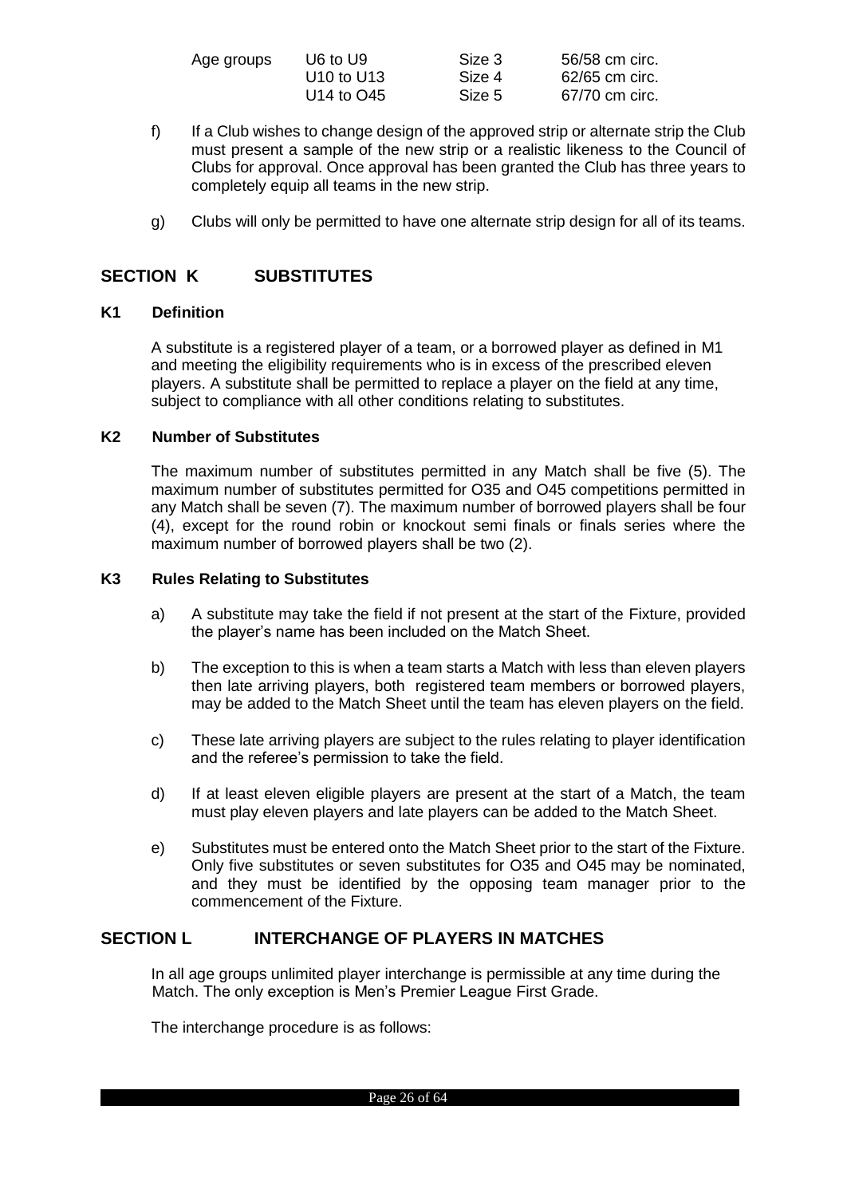| Age groups | U6 to U9 | Size 3 | 56/58 cm circ. |
| --- | --- | --- | --- |
| | U10 to U13 | Size 4 | 62/65 cm circ. |
| | U14 to O45 | Size 5 | 67/70 cm circ. |

f) If a Club wishes to change design of the approved strip or alternate strip the Club must present a sample of the new strip or a realistic likeness to the Council of Clubs for approval. Once approval has been granted the Club has three years to completely equip all teams in the new strip.

g) Clubs will only be permitted to have one alternate strip design for all of its teams.

## SECTION K SUBSTITUTES

### K1 Definition

A substitute is a registered player of a team, or a borrowed player as defined in M1 and meeting the eligibility requirements who is in excess of the prescribed eleven players. A substitute shall be permitted to replace a player on the field at any time, subject to compliance with all other conditions relating to substitutes.

### K2 Number of Substitutes

The maximum number of substitutes permitted in any Match shall be five (5). The maximum number of substitutes permitted for O35 and O45 competitions permitted in any Match shall be seven (7). The maximum number of borrowed players shall be four (4), except for the round robin or knockout semi finals or finals series where the maximum number of borrowed players shall be two (2).

### K3 Rules Relating to Substitutes

a) A substitute may take the field if not present at the start of the Fixture, provided the player's name has been included on the Match Sheet.

b) The exception to this is when a team starts a Match with less than eleven players then late arriving players, both registered team members or borrowed players, may be added to the Match Sheet until the team has eleven players on the field.

c) These late arriving players are subject to the rules relating to player identification and the referee's permission to take the field.

d) If at least eleven eligible players are present at the start of a Match, the team must play eleven players and late players can be added to the Match Sheet.

e) Substitutes must be entered onto the Match Sheet prior to the start of the Fixture. Only five substitutes or seven substitutes for O35 and O45 may be nominated, and they must be identified by the opposing team manager prior to the commencement of the Fixture.

## SECTION L INTERCHANGE OF PLAYERS IN MATCHES

In all age groups unlimited player interchange is permissible at any time during the Match. The only exception is Men's Premier League First Grade.

The interchange procedure is as follows: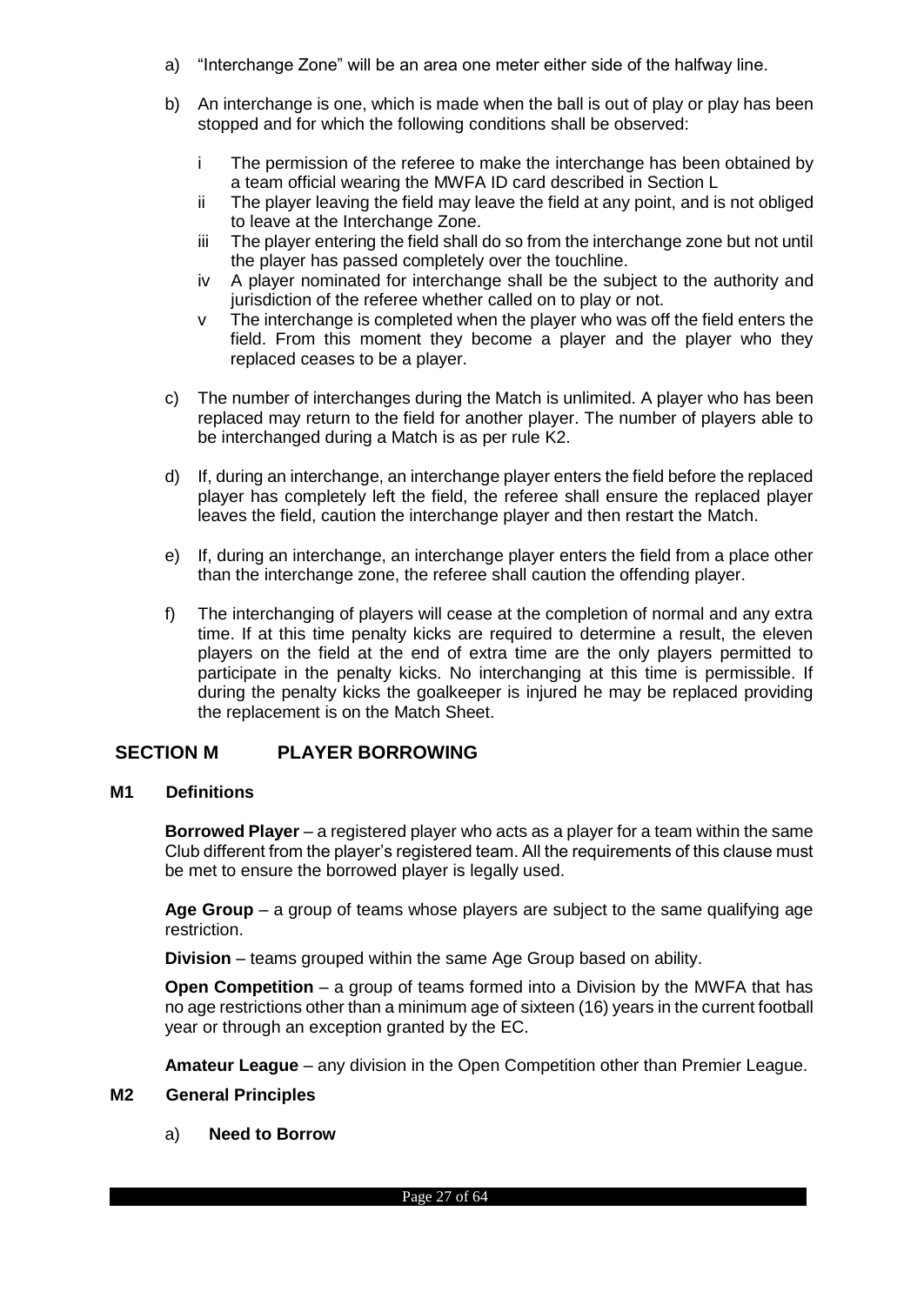a) "Interchange Zone" will be an area one meter either side of the halfway line.

b) An interchange is one, which is made when the ball is out of play or play has been stopped and for which the following conditions shall be observed:

   i The permission of the referee to make the interchange has been obtained by a team official wearing the MWFA ID card described in Section L
   
   ii The player leaving the field may leave the field at any point, and is not obliged to leave at the Interchange Zone.
   
   iii The player entering the field shall do so from the interchange zone but not until the player has passed completely over the touchline.
   
   iv A player nominated for interchange shall be the subject to the authority and jurisdiction of the referee whether called on to play or not.
   
   v The interchange is completed when the player who was off the field enters the field. From this moment they become a player and the player who they replaced ceases to be a player.

c) The number of interchanges during the Match is unlimited. A player who has been replaced may return to the field for another player. The number of players able to be interchanged during a Match is as per rule K2.

d) If, during an interchange, an interchange player enters the field before the replaced player has completely left the field, the referee shall ensure the replaced player leaves the field, caution the interchange player and then restart the Match.

e) If, during an interchange, an interchange player enters the field from a place other than the interchange zone, the referee shall caution the offending player.

f) The interchanging of players will cease at the completion of normal and any extra time. If at this time penalty kicks are required to determine a result, the eleven players on the field at the end of extra time are the only players permitted to participate in the penalty kicks. No interchanging at this time is permissible. If during the penalty kicks the goalkeeper is injured he may be replaced providing the replacement is on the Match Sheet.

## SECTION M PLAYER BORROWING

### M1 Definitions

**Borrowed Player** – a registered player who acts as a player for a team within the same Club different from the player's registered team. All the requirements of this clause must be met to ensure the borrowed player is legally used.

**Age Group** – a group of teams whose players are subject to the same qualifying age restriction.

**Division** – teams grouped within the same Age Group based on ability.

**Open Competition** – a group of teams formed into a Division by the MWFA that has no age restrictions other than a minimum age of sixteen (16) years in the current football year or through an exception granted by the EC.

**Amateur League** – any division in the Open Competition other than Premier League.

### M2 General Principles

a) **Need to Borrow**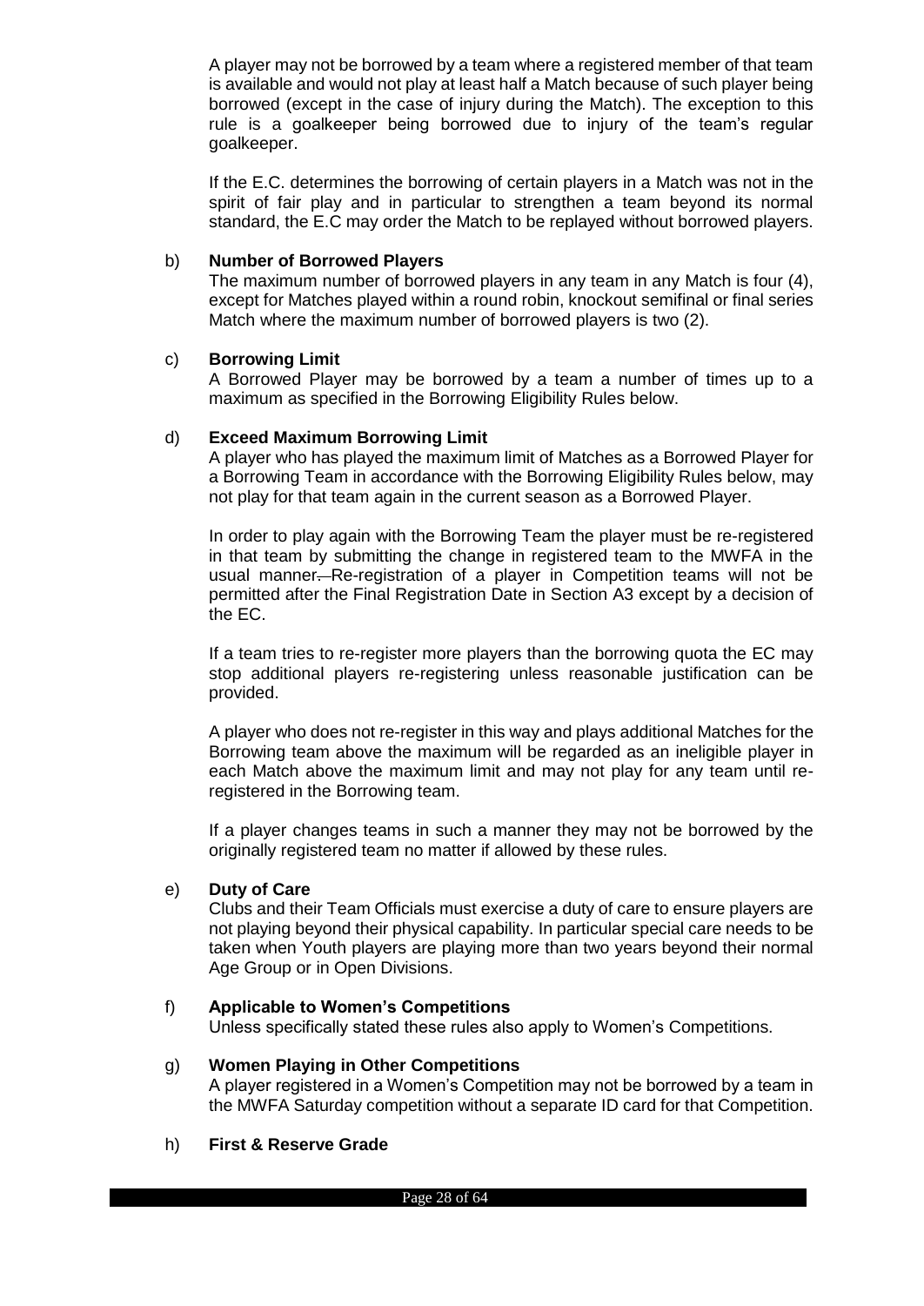A player may not be borrowed by a team where a registered member of that team is available and would not play at least half a Match because of such player being borrowed (except in the case of injury during the Match). The exception to this rule is a goalkeeper being borrowed due to injury of the team's regular goalkeeper.

If the E.C. determines the borrowing of certain players in a Match was not in the spirit of fair play and in particular to strengthen a team beyond its normal standard, the E.C may order the Match to be replayed without borrowed players.

b) **Number of Borrowed Players**

The maximum number of borrowed players in any team in any Match is four (4), except for Matches played within a round robin, knockout semifinal or final series Match where the maximum number of borrowed players is two (2).

c) **Borrowing Limit**

A Borrowed Player may be borrowed by a team a number of times up to a maximum as specified in the Borrowing Eligibility Rules below.

d) **Exceed Maximum Borrowing Limit**

A player who has played the maximum limit of Matches as a Borrowed Player for a Borrowing Team in accordance with the Borrowing Eligibility Rules below, may not play for that team again in the current season as a Borrowed Player.

In order to play again with the Borrowing Team the player must be re-registered in that team by submitting the change in registered team to the MWFA in the usual manner. Re-registration of a player in Competition teams will not be permitted after the Final Registration Date in Section A3 except by a decision of the EC.

If a team tries to re-register more players than the borrowing quota the EC may stop additional players re-registering unless reasonable justification can be provided.

A player who does not re-register in this way and plays additional Matches for the Borrowing team above the maximum will be regarded as an ineligible player in each Match above the maximum limit and may not play for any team until re-registered in the Borrowing team.

If a player changes teams in such a manner they may not be borrowed by the originally registered team no matter if allowed by these rules.

e) **Duty of Care**

Clubs and their Team Officials must exercise a duty of care to ensure players are not playing beyond their physical capability. In particular special care needs to be taken when Youth players are playing more than two years beyond their normal Age Group or in Open Divisions.

f) **Applicable to Women's Competitions**

Unless specifically stated these rules also apply to Women's Competitions.

g) **Women Playing in Other Competitions**

A player registered in a Women's Competition may not be borrowed by a team in the MWFA Saturday competition without a separate ID card for that Competition.

h) **First & Reserve Grade**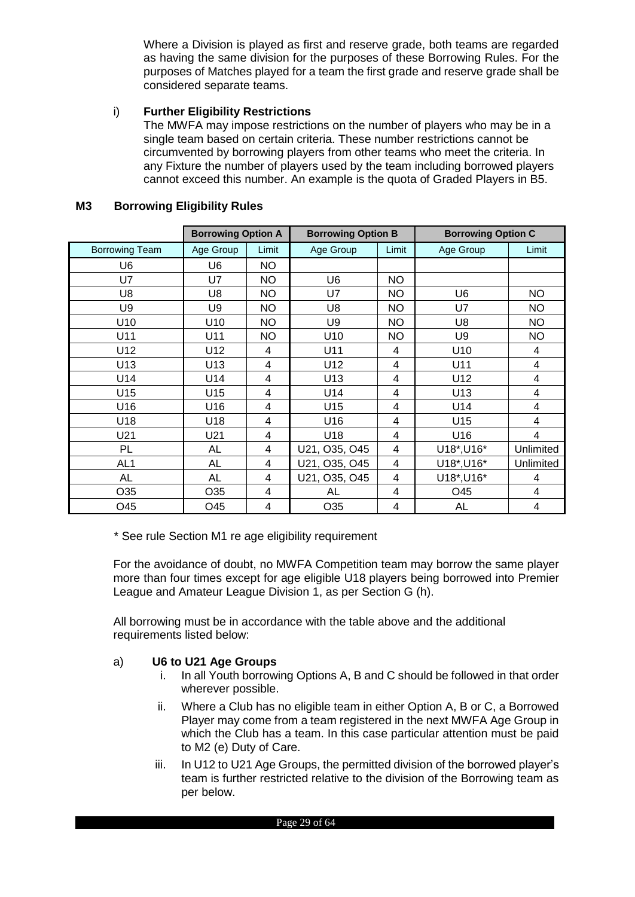Where a Division is played as first and reserve grade, both teams are regarded as having the same division for the purposes of these Borrowing Rules. For the purposes of Matches played for a team the first grade and reserve grade shall be considered separate teams.

i) **Further Eligibility Restrictions**
The MWFA may impose restrictions on the number of players who may be in a single team based on certain criteria. These number restrictions cannot be circumvented by borrowing players from other teams who meet the criteria. In any Fixture the number of players used by the team including borrowed players cannot exceed this number. An example is the quota of Graded Players in B5.

### M3 Borrowing Eligibility Rules

| | Borrowing Option A | | Borrowing Option B | | Borrowing Option C | |
|---|---|---|---|---|---|---|
| Borrowing Team | Age Group | Limit | Age Group | Limit | Age Group | Limit |
| U6 | U6 | NO | | | | |
| U7 | U7 | NO | U6 | NO | | |
| U8 | U8 | NO | U7 | NO | U6 | NO |
| U9 | U9 | NO | U8 | NO | U7 | NO |
| U10 | U10 | NO | U9 | NO | U8 | NO |
| U11 | U11 | NO | U10 | NO | U9 | NO |
| U12 | U12 | 4 | U11 | 4 | U10 | 4 |
| U13 | U13 | 4 | U12 | 4 | U11 | 4 |
| U14 | U14 | 4 | U13 | 4 | U12 | 4 |
| U15 | U15 | 4 | U14 | 4 | U13 | 4 |
| U16 | U16 | 4 | U15 | 4 | U14 | 4 |
| U18 | U18 | 4 | U16 | 4 | U15 | 4 |
| U21 | U21 | 4 | U18 | 4 | U16 | 4 |
| PL | AL | 4 | U21, O35, O45 | 4 | U18*,U16* | Unlimited |
| AL1 | AL | 4 | U21, O35, O45 | 4 | U18*,U16* | Unlimited |
| AL | AL | 4 | U21, O35, O45 | 4 | U18*,U16* | 4 |
| O35 | O35 | 4 | AL | 4 | O45 | 4 |
| O45 | O45 | 4 | O35 | 4 | AL | 4 |

* See rule Section M1 re age eligibility requirement

For the avoidance of doubt, no MWFA Competition team may borrow the same player more than four times except for age eligible U18 players being borrowed into Premier League and Amateur League Division 1, as per Section G (h).

All borrowing must be in accordance with the table above and the additional requirements listed below:

a) **U6 to U21 Age Groups**

i. In all Youth borrowing Options A, B and C should be followed in that order wherever possible.

ii. Where a Club has no eligible team in either Option A, B or C, a Borrowed Player may come from a team registered in the next MWFA Age Group in which the Club has a team. In this case particular attention must be paid to M2 (e) Duty of Care.

iii. In U12 to U21 Age Groups, the permitted division of the borrowed player's team is further restricted relative to the division of the Borrowing team as per below.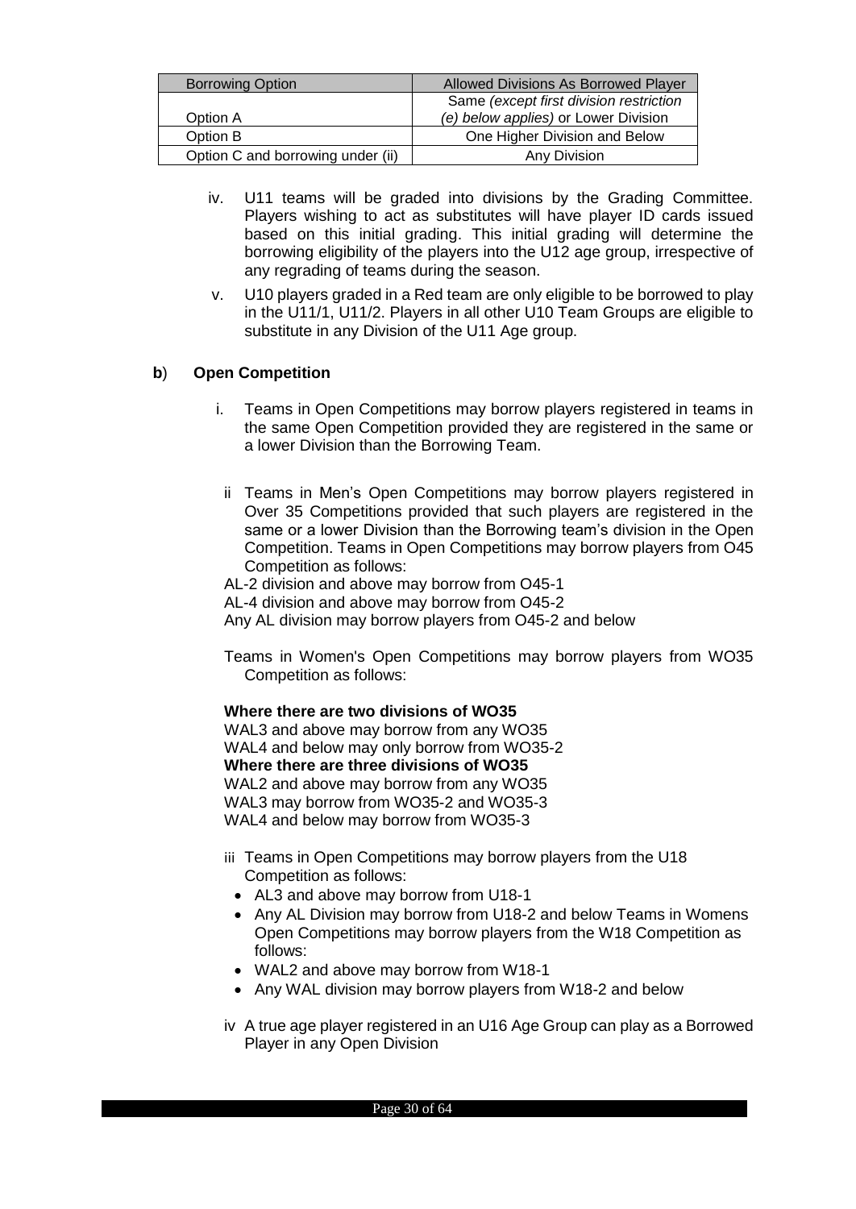| Borrowing Option | Allowed Divisions As Borrowed Player |
|---|---|
| Option A | Same *(except first division restriction (e) below applies)* or Lower Division |
| Option B | One Higher Division and Below |
| Option C and borrowing under (ii) | Any Division |

iv. U11 teams will be graded into divisions by the Grading Committee. Players wishing to act as substitutes will have player ID cards issued based on this initial grading. This initial grading will determine the borrowing eligibility of the players into the U12 age group, irrespective of any regrading of teams during the season.

v. U10 players graded in a Red team are only eligible to be borrowed to play in the U11/1, U11/2. Players in all other U10 Team Groups are eligible to substitute in any Division of the U11 Age group.

**b**) **Open Competition**

i. Teams in Open Competitions may borrow players registered in teams in the same Open Competition provided they are registered in the same or a lower Division than the Borrowing Team.

ii Teams in Men's Open Competitions may borrow players registered in Over 35 Competitions provided that such players are registered in the same or a lower Division than the Borrowing team's division in the Open Competition. Teams in Open Competitions may borrow players from O45 Competition as follows:

AL-2 division and above may borrow from O45-1
AL-4 division and above may borrow from O45-2
Any AL division may borrow players from O45-2 and below

Teams in Women's Open Competitions may borrow players from WO35 Competition as follows:

**Where there are two divisions of WO35**
WAL3 and above may borrow from any WO35
WAL4 and below may only borrow from WO35-2
**Where there are three divisions of WO35**
WAL2 and above may borrow from any WO35
WAL3 may borrow from WO35-2 and WO35-3
WAL4 and below may borrow from WO35-3

iii Teams in Open Competitions may borrow players from the U18 Competition as follows:

- AL3 and above may borrow from U18-1
- Any AL Division may borrow from U18-2 and below Teams in Womens Open Competitions may borrow players from the W18 Competition as follows:
- WAL2 and above may borrow from W18-1
- Any WAL division may borrow players from W18-2 and below

iv A true age player registered in an U16 Age Group can play as a Borrowed Player in any Open Division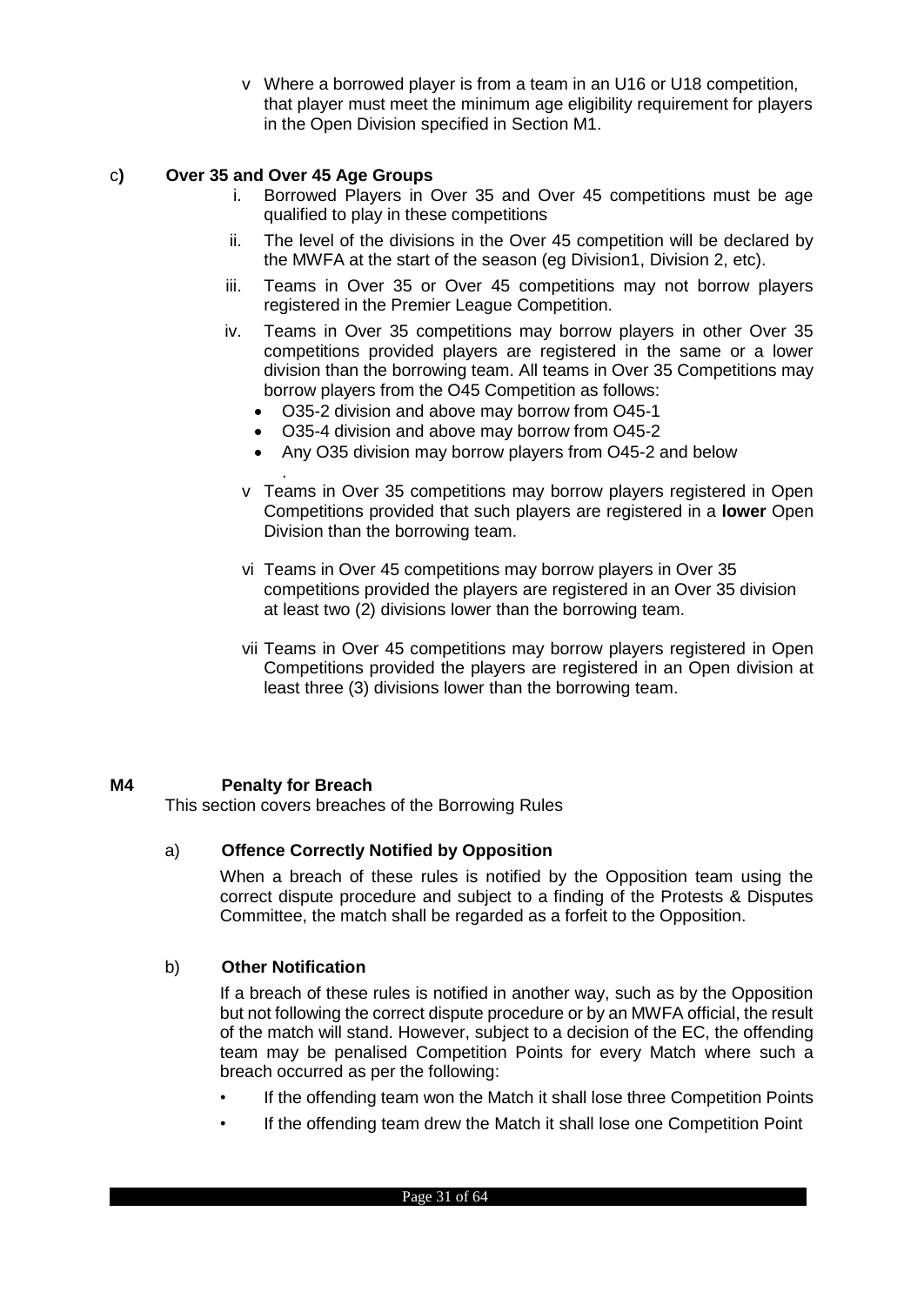v Where a borrowed player is from a team in an U16 or U18 competition, that player must meet the minimum age eligibility requirement for players in the Open Division specified in Section M1.

c**)** **Over 35 and Over 45 Age Groups**

i. Borrowed Players in Over 35 and Over 45 competitions must be age qualified to play in these competitions

ii. The level of the divisions in the Over 45 competition will be declared by the MWFA at the start of the season (eg Division1, Division 2, etc).

iii. Teams in Over 35 or Over 45 competitions may not borrow players registered in the Premier League Competition.

iv. Teams in Over 35 competitions may borrow players in other Over 35 competitions provided players are registered in the same or a lower division than the borrowing team. All teams in Over 35 Competitions may borrow players from the O45 Competition as follows:

- O35-2 division and above may borrow from O45-1
- O35-4 division and above may borrow from O45-2
- Any O35 division may borrow players from O45-2 and below

.

v Teams in Over 35 competitions may borrow players registered in Open Competitions provided that such players are registered in a **lower** Open Division than the borrowing team.

vi Teams in Over 45 competitions may borrow players in Over 35 competitions provided the players are registered in an Over 35 division at least two (2) divisions lower than the borrowing team.

vii Teams in Over 45 competitions may borrow players registered in Open Competitions provided the players are registered in an Open division at least three (3) divisions lower than the borrowing team.

## M4 Penalty for Breach

This section covers breaches of the Borrowing Rules

a) **Offence Correctly Notified by Opposition**

When a breach of these rules is notified by the Opposition team using the correct dispute procedure and subject to a finding of the Protests & Disputes Committee, the match shall be regarded as a forfeit to the Opposition.

b) **Other Notification**

If a breach of these rules is notified in another way, such as by the Opposition but not following the correct dispute procedure or by an MWFA official, the result of the match will stand. However, subject to a decision of the EC, the offending team may be penalised Competition Points for every Match where such a breach occurred as per the following:

- If the offending team won the Match it shall lose three Competition Points
- If the offending team drew the Match it shall lose one Competition Point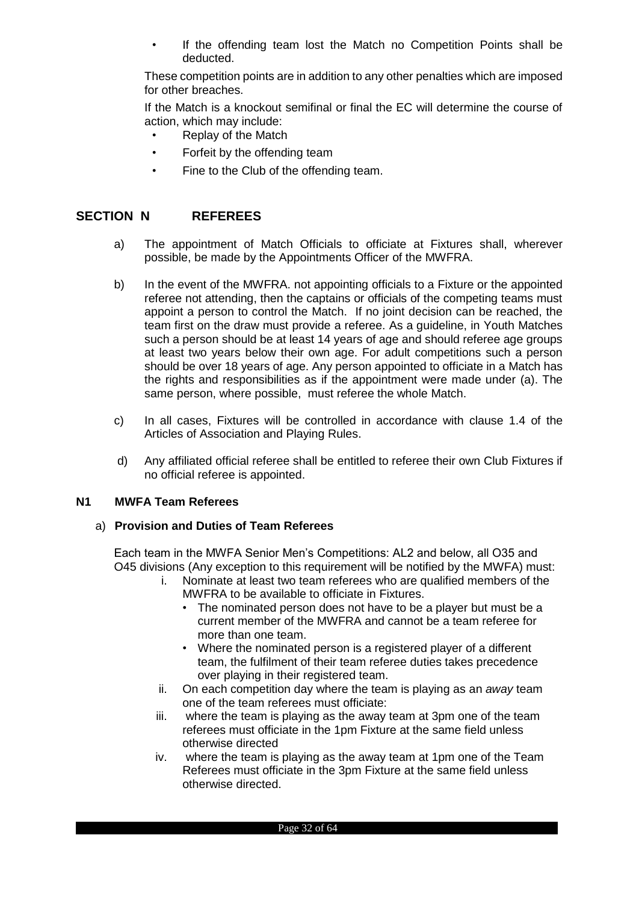- If the offending team lost the Match no Competition Points shall be deducted.

These competition points are in addition to any other penalties which are imposed for other breaches.

If the Match is a knockout semifinal or final the EC will determine the course of action, which may include:

- Replay of the Match
- Forfeit by the offending team
- Fine to the Club of the offending team.

## SECTION N REFEREES

a) The appointment of Match Officials to officiate at Fixtures shall, wherever possible, be made by the Appointments Officer of the MWFRA.

b) In the event of the MWFRA. not appointing officials to a Fixture or the appointed referee not attending, then the captains or officials of the competing teams must appoint a person to control the Match. If no joint decision can be reached, the team first on the draw must provide a referee. As a guideline, in Youth Matches such a person should be at least 14 years of age and should referee age groups at least two years below their own age. For adult competitions such a person should be over 18 years of age. Any person appointed to officiate in a Match has the rights and responsibilities as if the appointment were made under (a). The same person, where possible, must referee the whole Match.

c) In all cases, Fixtures will be controlled in accordance with clause 1.4 of the Articles of Association and Playing Rules.

d) Any affiliated official referee shall be entitled to referee their own Club Fixtures if no official referee is appointed.

### N1 MWFA Team Referees

#### a) Provision and Duties of Team Referees

Each team in the MWFA Senior Men's Competitions: AL2 and below, all O35 and O45 divisions (Any exception to this requirement will be notified by the MWFA) must:

i. Nominate at least two team referees who are qualified members of the MWFRA to be available to officiate in Fixtures.
   - The nominated person does not have to be a player but must be a current member of the MWFRA and cannot be a team referee for more than one team.
   - Where the nominated person is a registered player of a different team, the fulfilment of their team referee duties takes precedence over playing in their registered team.

ii. On each competition day where the team is playing as an *away* team one of the team referees must officiate:

iii. where the team is playing as the away team at 3pm one of the team referees must officiate in the 1pm Fixture at the same field unless otherwise directed

iv. where the team is playing as the away team at 1pm one of the Team Referees must officiate in the 3pm Fixture at the same field unless otherwise directed.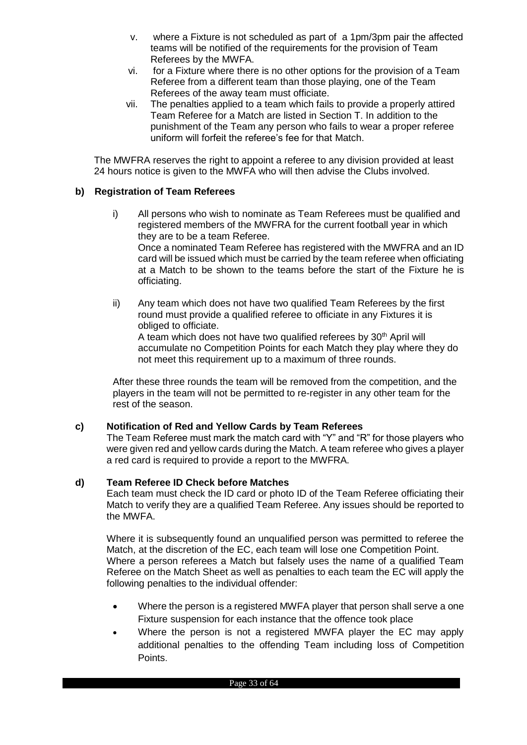v. where a Fixture is not scheduled as part of a 1pm/3pm pair the affected teams will be notified of the requirements for the provision of Team Referees by the MWFA.

vi. for a Fixture where there is no other options for the provision of a Team Referee from a different team than those playing, one of the Team Referees of the away team must officiate.

vii. The penalties applied to a team which fails to provide a properly attired Team Referee for a Match are listed in Section T. In addition to the punishment of the Team any person who fails to wear a proper referee uniform will forfeit the referee's fee for that Match.

The MWFRA reserves the right to appoint a referee to any division provided at least 24 hours notice is given to the MWFA who will then advise the Clubs involved.

**b) Registration of Team Referees**

i) All persons who wish to nominate as Team Referees must be qualified and registered members of the MWFRA for the current football year in which they are to be a team Referee.
Once a nominated Team Referee has registered with the MWFRA and an ID card will be issued which must be carried by the team referee when officiating at a Match to be shown to the teams before the start of the Fixture he is officiating.

ii) Any team which does not have two qualified Team Referees by the first round must provide a qualified referee to officiate in any Fixtures it is obliged to officiate.
A team which does not have two qualified referees by 30th April will accumulate no Competition Points for each Match they play where they do not meet this requirement up to a maximum of three rounds.

After these three rounds the team will be removed from the competition, and the players in the team will not be permitted to re-register in any other team for the rest of the season.

**c) Notification of Red and Yellow Cards by Team Referees**

The Team Referee must mark the match card with "Y" and "R" for those players who were given red and yellow cards during the Match. A team referee who gives a player a red card is required to provide a report to the MWFRA.

**d) Team Referee ID Check before Matches**

Each team must check the ID card or photo ID of the Team Referee officiating their Match to verify they are a qualified Team Referee. Any issues should be reported to the MWFA.

Where it is subsequently found an unqualified person was permitted to referee the Match, at the discretion of the EC, each team will lose one Competition Point.
Where a person referees a Match but falsely uses the name of a qualified Team Referee on the Match Sheet as well as penalties to each team the EC will apply the following penalties to the individual offender:

- Where the person is a registered MWFA player that person shall serve a one Fixture suspension for each instance that the offence took place
- Where the person is not a registered MWFA player the EC may apply additional penalties to the offending Team including loss of Competition Points.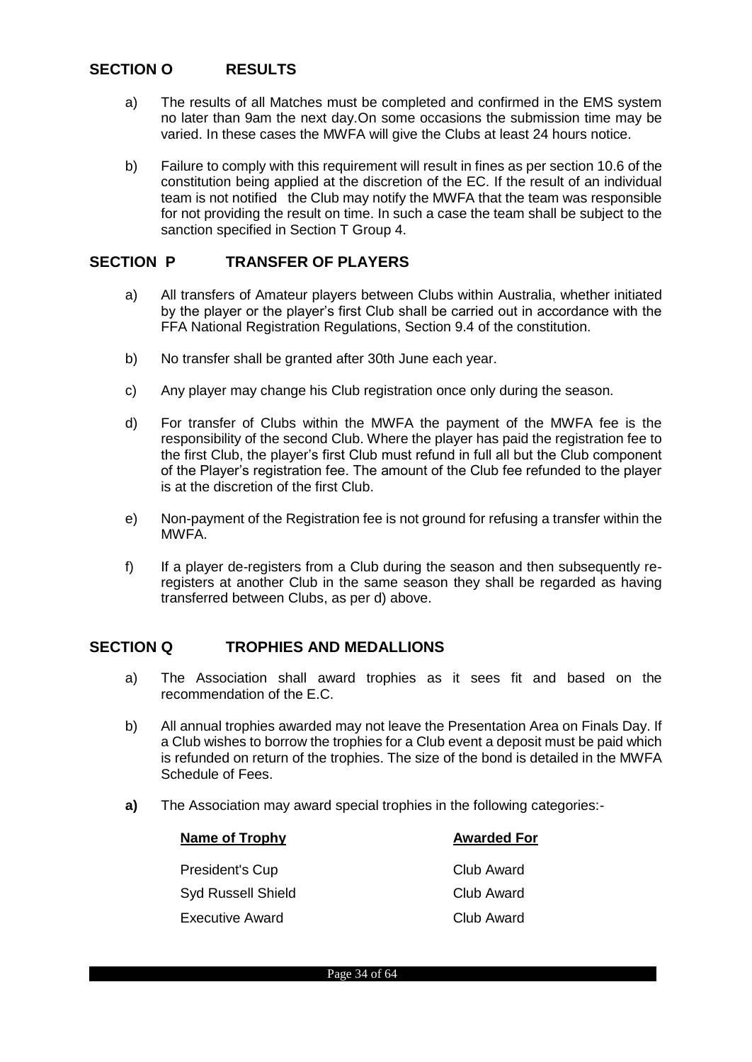## SECTION O RESULTS

a) The results of all Matches must be completed and confirmed in the EMS system no later than 9am the next day.On some occasions the submission time may be varied. In these cases the MWFA will give the Clubs at least 24 hours notice.

b) Failure to comply with this requirement will result in fines as per section 10.6 of the constitution being applied at the discretion of the EC. If the result of an individual team is not notified the Club may notify the MWFA that the team was responsible for not providing the result on time. In such a case the team shall be subject to the sanction specified in Section T Group 4.

## SECTION P TRANSFER OF PLAYERS

a) All transfers of Amateur players between Clubs within Australia, whether initiated by the player or the player's first Club shall be carried out in accordance with the FFA National Registration Regulations, Section 9.4 of the constitution.

b) No transfer shall be granted after 30th June each year.

c) Any player may change his Club registration once only during the season.

d) For transfer of Clubs within the MWFA the payment of the MWFA fee is the responsibility of the second Club. Where the player has paid the registration fee to the first Club, the player's first Club must refund in full all but the Club component of the Player's registration fee. The amount of the Club fee refunded to the player is at the discretion of the first Club.

e) Non-payment of the Registration fee is not ground for refusing a transfer within the MWFA.

f) If a player de-registers from a Club during the season and then subsequently re-registers at another Club in the same season they shall be regarded as having transferred between Clubs, as per d) above.

## SECTION Q TROPHIES AND MEDALLIONS

a) The Association shall award trophies as it sees fit and based on the recommendation of the E.C.

b) All annual trophies awarded may not leave the Presentation Area on Finals Day. If a Club wishes to borrow the trophies for a Club event a deposit must be paid which is refunded on return of the trophies. The size of the bond is detailed in the MWFA Schedule of Fees.

**a)** The Association may award special trophies in the following categories:-

| Name of Trophy | Awarded For |
|---|---|
| President's Cup | Club Award |
| Syd Russell Shield | Club Award |
| Executive Award | Club Award |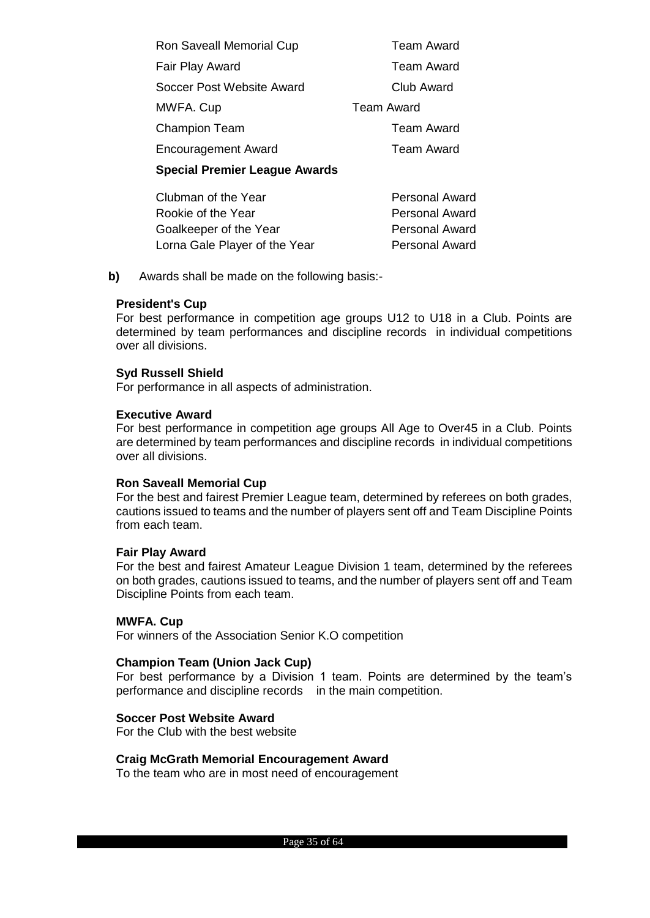| | |
|---|---|
| Ron Saveall Memorial Cup | Team Award |
| Fair Play Award | Team Award |
| Soccer Post Website Award | Club Award |
| MWFA. Cup | Team Award |
| Champion Team | Team Award |
| Encouragement Award | Team Award |

**Special Premier League Awards**

| | |
|---|---|
| Clubman of the Year | Personal Award |
| Rookie of the Year | Personal Award |
| Goalkeeper of the Year | Personal Award |
| Lorna Gale Player of the Year | Personal Award |

**b)** Awards shall be made on the following basis:-

**President's Cup**
For best performance in competition age groups U12 to U18 in a Club. Points are determined by team performances and discipline records in individual competitions over all divisions.

**Syd Russell Shield**
For performance in all aspects of administration.

**Executive Award**
For best performance in competition age groups All Age to Over45 in a Club. Points are determined by team performances and discipline records in individual competitions over all divisions.

**Ron Saveall Memorial Cup**
For the best and fairest Premier League team, determined by referees on both grades, cautions issued to teams and the number of players sent off and Team Discipline Points from each team.

**Fair Play Award**
For the best and fairest Amateur League Division 1 team, determined by the referees on both grades, cautions issued to teams, and the number of players sent off and Team Discipline Points from each team.

**MWFA. Cup**
For winners of the Association Senior K.O competition

**Champion Team (Union Jack Cup)**
For best performance by a Division 1 team. Points are determined by the team's performance and discipline records in the main competition.

**Soccer Post Website Award**
For the Club with the best website

**Craig McGrath Memorial Encouragement Award**
To the team who are in most need of encouragement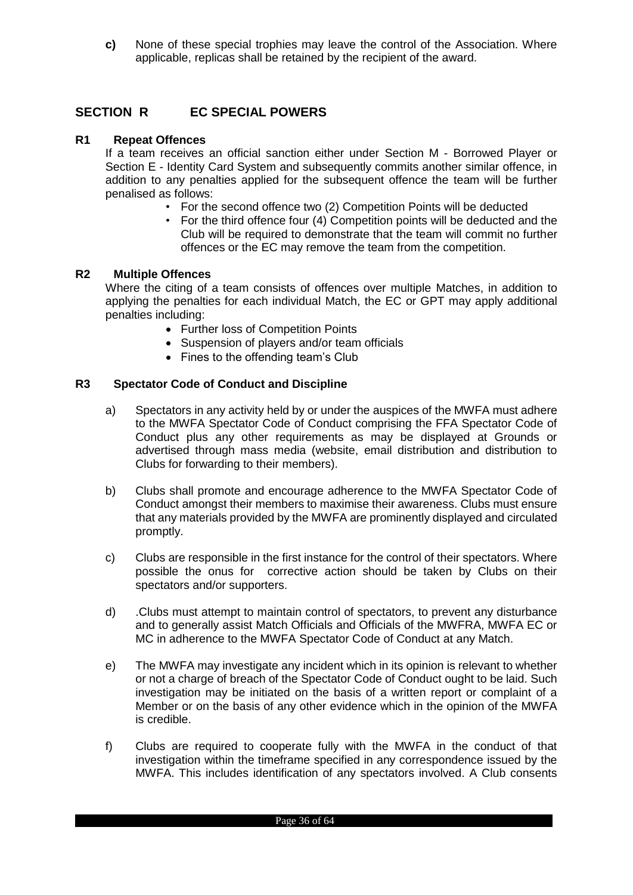**c)** None of these special trophies may leave the control of the Association. Where applicable, replicas shall be retained by the recipient of the award.

## SECTION R EC SPECIAL POWERS

### R1 Repeat Offences

If a team receives an official sanction either under Section M - Borrowed Player or Section E - Identity Card System and subsequently commits another similar offence, in addition to any penalties applied for the subsequent offence the team will be further penalised as follows:

- For the second offence two (2) Competition Points will be deducted
- For the third offence four (4) Competition points will be deducted and the Club will be required to demonstrate that the team will commit no further offences or the EC may remove the team from the competition.

### R2 Multiple Offences

Where the citing of a team consists of offences over multiple Matches, in addition to applying the penalties for each individual Match, the EC or GPT may apply additional penalties including:

- Further loss of Competition Points
- Suspension of players and/or team officials
- Fines to the offending team's Club

### R3 Spectator Code of Conduct and Discipline

a) Spectators in any activity held by or under the auspices of the MWFA must adhere to the MWFA Spectator Code of Conduct comprising the FFA Spectator Code of Conduct plus any other requirements as may be displayed at Grounds or advertised through mass media (website, email distribution and distribution to Clubs for forwarding to their members).

b) Clubs shall promote and encourage adherence to the MWFA Spectator Code of Conduct amongst their members to maximise their awareness. Clubs must ensure that any materials provided by the MWFA are prominently displayed and circulated promptly.

c) Clubs are responsible in the first instance for the control of their spectators. Where possible the onus for corrective action should be taken by Clubs on their spectators and/or supporters.

d) .Clubs must attempt to maintain control of spectators, to prevent any disturbance and to generally assist Match Officials and Officials of the MWFRA, MWFA EC or MC in adherence to the MWFA Spectator Code of Conduct at any Match.

e) The MWFA may investigate any incident which in its opinion is relevant to whether or not a charge of breach of the Spectator Code of Conduct ought to be laid. Such investigation may be initiated on the basis of a written report or complaint of a Member or on the basis of any other evidence which in the opinion of the MWFA is credible.

f) Clubs are required to cooperate fully with the MWFA in the conduct of that investigation within the timeframe specified in any correspondence issued by the MWFA. This includes identification of any spectators involved. A Club consents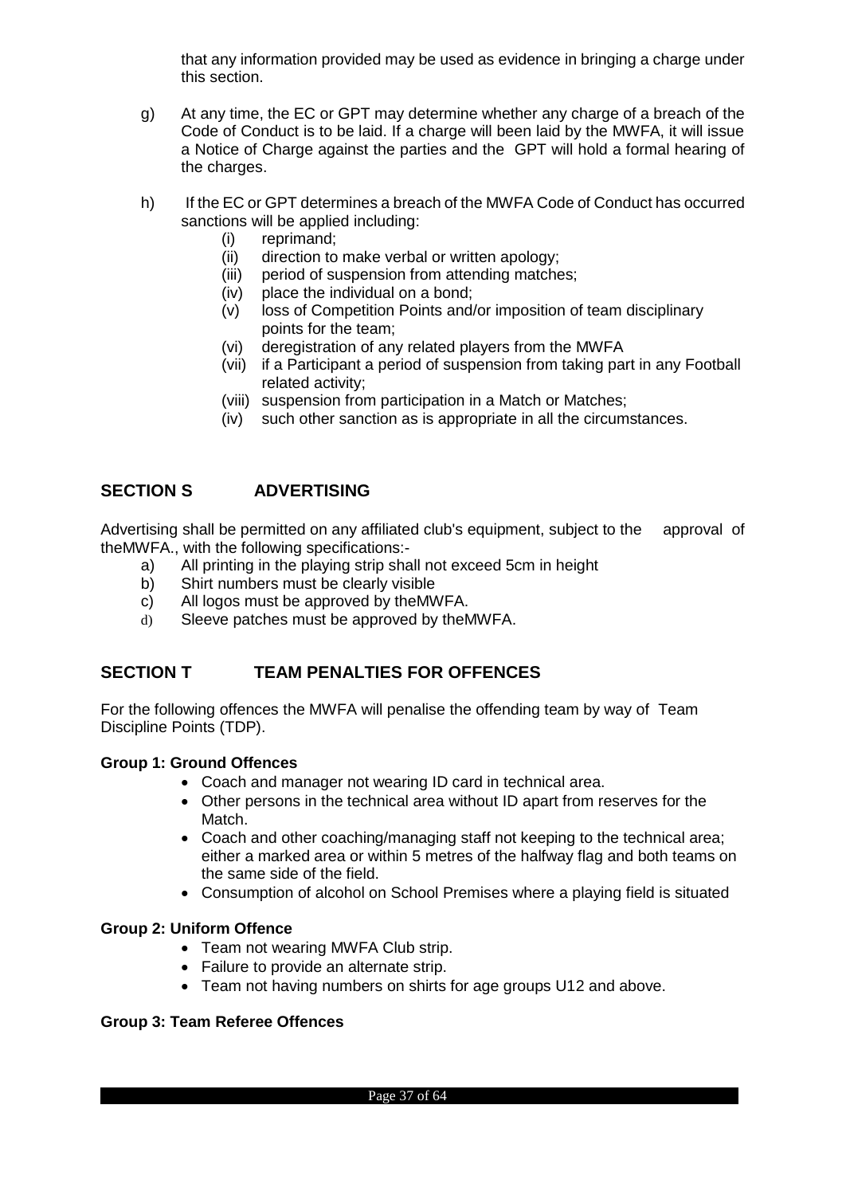that any information provided may be used as evidence in bringing a charge under this section.

g) At any time, the EC or GPT may determine whether any charge of a breach of the Code of Conduct is to be laid. If a charge will been laid by the MWFA, it will issue a Notice of Charge against the parties and the GPT will hold a formal hearing of the charges.

h) If the EC or GPT determines a breach of the MWFA Code of Conduct has occurred sanctions will be applied including:
   - (i) reprimand;
   - (ii) direction to make verbal or written apology;
   - (iii) period of suspension from attending matches;
   - (iv) place the individual on a bond;
   - (v) loss of Competition Points and/or imposition of team disciplinary points for the team;
   - (vi) deregistration of any related players from the MWFA
   - (vii) if a Participant a period of suspension from taking part in any Football related activity;
   - (viii) suspension from participation in a Match or Matches;
   - (iv) such other sanction as is appropriate in all the circumstances.

## SECTION S ADVERTISING

Advertising shall be permitted on any affiliated club's equipment, subject to the approval of theMWFA., with the following specifications:-

a) All printing in the playing strip shall not exceed 5cm in height
b) Shirt numbers must be clearly visible
c) All logos must be approved by theMWFA.
d) Sleeve patches must be approved by theMWFA.

## SECTION T TEAM PENALTIES FOR OFFENCES

For the following offences the MWFA will penalise the offending team by way of Team Discipline Points (TDP).

**Group 1: Ground Offences**

- Coach and manager not wearing ID card in technical area.
- Other persons in the technical area without ID apart from reserves for the Match.
- Coach and other coaching/managing staff not keeping to the technical area; either a marked area or within 5 metres of the halfway flag and both teams on the same side of the field.
- Consumption of alcohol on School Premises where a playing field is situated

**Group 2: Uniform Offence**

- Team not wearing MWFA Club strip.
- Failure to provide an alternate strip.
- Team not having numbers on shirts for age groups U12 and above.

**Group 3: Team Referee Offences**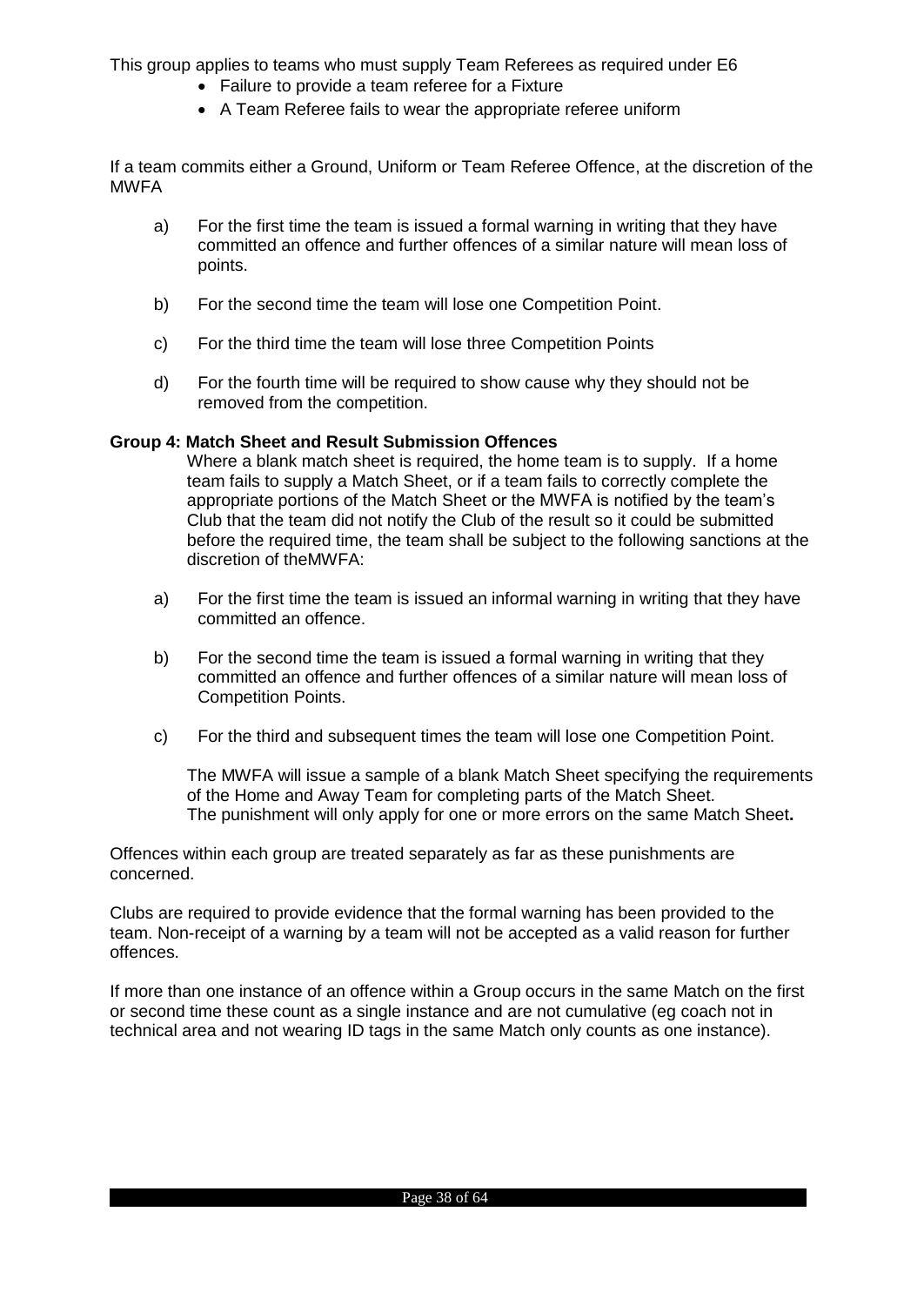This group applies to teams who must supply Team Referees as required under E6

- Failure to provide a team referee for a Fixture
- A Team Referee fails to wear the appropriate referee uniform

If a team commits either a Ground, Uniform or Team Referee Offence, at the discretion of the MWFA

a) For the first time the team is issued a formal warning in writing that they have committed an offence and further offences of a similar nature will mean loss of points.

b) For the second time the team will lose one Competition Point.

c) For the third time the team will lose three Competition Points

d) For the fourth time will be required to show cause why they should not be removed from the competition.

**Group 4: Match Sheet and Result Submission Offences**

Where a blank match sheet is required, the home team is to supply. If a home team fails to supply a Match Sheet, or if a team fails to correctly complete the appropriate portions of the Match Sheet or the MWFA is notified by the team's Club that the team did not notify the Club of the result so it could be submitted before the required time, the team shall be subject to the following sanctions at the discretion of theMWFA:

a) For the first time the team is issued an informal warning in writing that they have committed an offence.

b) For the second time the team is issued a formal warning in writing that they committed an offence and further offences of a similar nature will mean loss of Competition Points.

c) For the third and subsequent times the team will lose one Competition Point.

The MWFA will issue a sample of a blank Match Sheet specifying the requirements of the Home and Away Team for completing parts of the Match Sheet.
The punishment will only apply for one or more errors on the same Match Sheet**.**

Offences within each group are treated separately as far as these punishments are concerned.

Clubs are required to provide evidence that the formal warning has been provided to the team. Non-receipt of a warning by a team will not be accepted as a valid reason for further offences.

If more than one instance of an offence within a Group occurs in the same Match on the first or second time these count as a single instance and are not cumulative (eg coach not in technical area and not wearing ID tags in the same Match only counts as one instance).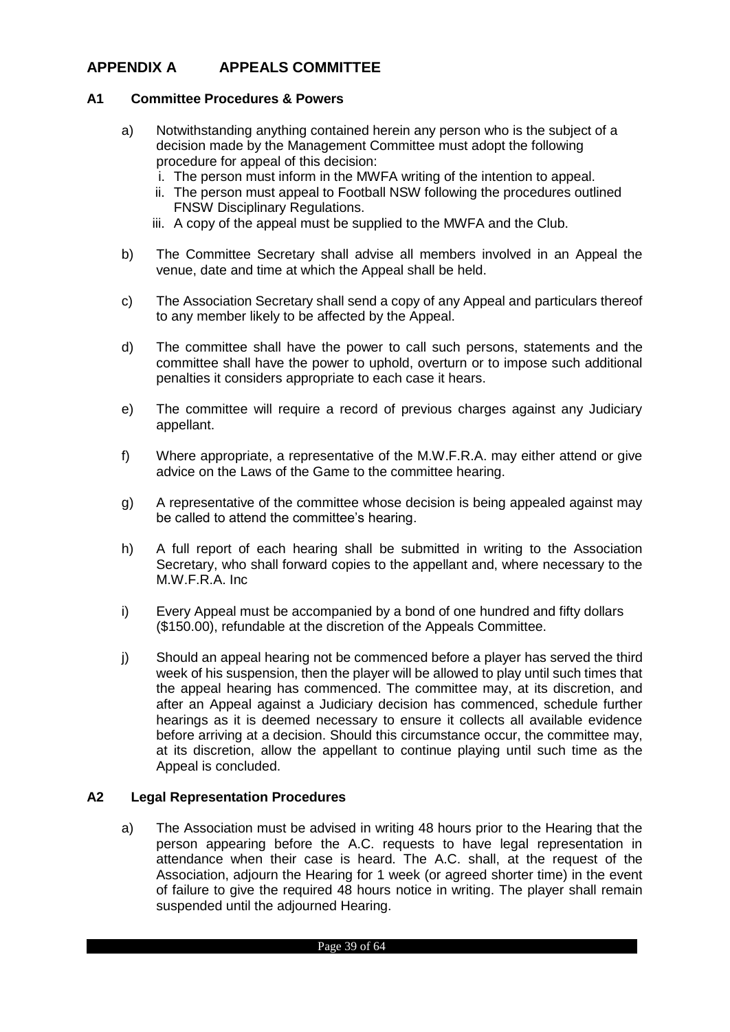## APPENDIX A APPEALS COMMITTEE

### A1 Committee Procedures & Powers

a) Notwithstanding anything contained herein any person who is the subject of a decision made by the Management Committee must adopt the following procedure for appeal of this decision:
   i. The person must inform in the MWFA writing of the intention to appeal.
   ii. The person must appeal to Football NSW following the procedures outlined FNSW Disciplinary Regulations.
   iii. A copy of the appeal must be supplied to the MWFA and the Club.

b) The Committee Secretary shall advise all members involved in an Appeal the venue, date and time at which the Appeal shall be held.

c) The Association Secretary shall send a copy of any Appeal and particulars thereof to any member likely to be affected by the Appeal.

d) The committee shall have the power to call such persons, statements and the committee shall have the power to uphold, overturn or to impose such additional penalties it considers appropriate to each case it hears.

e) The committee will require a record of previous charges against any Judiciary appellant.

f) Where appropriate, a representative of the M.W.F.R.A. may either attend or give advice on the Laws of the Game to the committee hearing.

g) A representative of the committee whose decision is being appealed against may be called to attend the committee's hearing.

h) A full report of each hearing shall be submitted in writing to the Association Secretary, who shall forward copies to the appellant and, where necessary to the M.W.F.R.A. Inc

i) Every Appeal must be accompanied by a bond of one hundred and fifty dollars ($150.00), refundable at the discretion of the Appeals Committee.

j) Should an appeal hearing not be commenced before a player has served the third week of his suspension, then the player will be allowed to play until such times that the appeal hearing has commenced. The committee may, at its discretion, and after an Appeal against a Judiciary decision has commenced, schedule further hearings as it is deemed necessary to ensure it collects all available evidence before arriving at a decision. Should this circumstance occur, the committee may, at its discretion, allow the appellant to continue playing until such time as the Appeal is concluded.

### A2 Legal Representation Procedures

a) The Association must be advised in writing 48 hours prior to the Hearing that the person appearing before the A.C. requests to have legal representation in attendance when their case is heard. The A.C. shall, at the request of the Association, adjourn the Hearing for 1 week (or agreed shorter time) in the event of failure to give the required 48 hours notice in writing. The player shall remain suspended until the adjourned Hearing.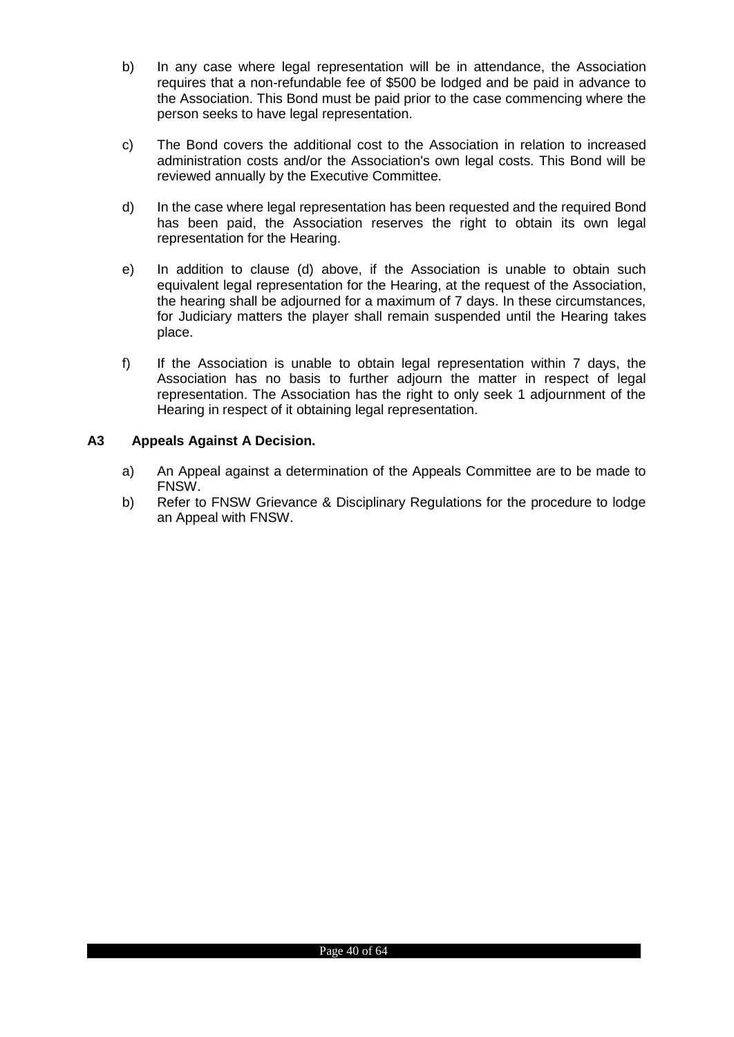b) In any case where legal representation will be in attendance, the Association requires that a non-refundable fee of $500 be lodged and be paid in advance to the Association. This Bond must be paid prior to the case commencing where the person seeks to have legal representation.

c) The Bond covers the additional cost to the Association in relation to increased administration costs and/or the Association's own legal costs. This Bond will be reviewed annually by the Executive Committee.

d) In the case where legal representation has been requested and the required Bond has been paid, the Association reserves the right to obtain its own legal representation for the Hearing.

e) In addition to clause (d) above, if the Association is unable to obtain such equivalent legal representation for the Hearing, at the request of the Association, the hearing shall be adjourned for a maximum of 7 days. In these circumstances, for Judiciary matters the player shall remain suspended until the Hearing takes place.

f) If the Association is unable to obtain legal representation within 7 days, the Association has no basis to further adjourn the matter in respect of legal representation. The Association has the right to only seek 1 adjournment of the Hearing in respect of it obtaining legal representation.

**A3 Appeals Against A Decision.**

a) An Appeal against a determination of the Appeals Committee are to be made to FNSW.

b) Refer to FNSW Grievance & Disciplinary Regulations for the procedure to lodge an Appeal with FNSW.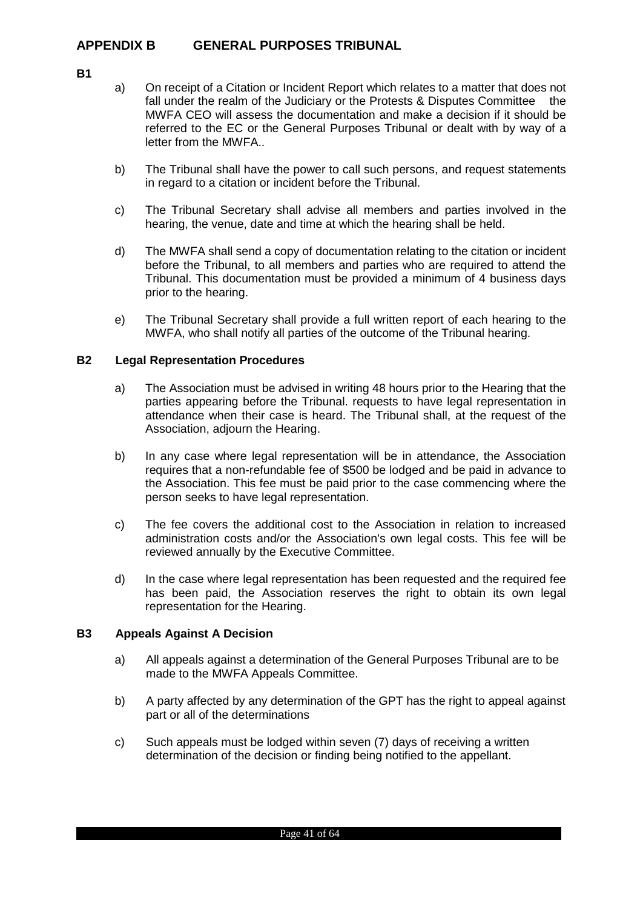## APPENDIX B GENERAL PURPOSES TRIBUNAL

**B1**

a) On receipt of a Citation or Incident Report which relates to a matter that does not fall under the realm of the Judiciary or the Protests & Disputes Committee the MWFA CEO will assess the documentation and make a decision if it should be referred to the EC or the General Purposes Tribunal or dealt with by way of a letter from the MWFA..

b) The Tribunal shall have the power to call such persons, and request statements in regard to a citation or incident before the Tribunal.

c) The Tribunal Secretary shall advise all members and parties involved in the hearing, the venue, date and time at which the hearing shall be held.

d) The MWFA shall send a copy of documentation relating to the citation or incident before the Tribunal, to all members and parties who are required to attend the Tribunal. This documentation must be provided a minimum of 4 business days prior to the hearing.

e) The Tribunal Secretary shall provide a full written report of each hearing to the MWFA, who shall notify all parties of the outcome of the Tribunal hearing.

### B2 Legal Representation Procedures

a) The Association must be advised in writing 48 hours prior to the Hearing that the parties appearing before the Tribunal. requests to have legal representation in attendance when their case is heard. The Tribunal shall, at the request of the Association, adjourn the Hearing.

b) In any case where legal representation will be in attendance, the Association requires that a non-refundable fee of $500 be lodged and be paid in advance to the Association. This fee must be paid prior to the case commencing where the person seeks to have legal representation.

c) The fee covers the additional cost to the Association in relation to increased administration costs and/or the Association's own legal costs. This fee will be reviewed annually by the Executive Committee.

d) In the case where legal representation has been requested and the required fee has been paid, the Association reserves the right to obtain its own legal representation for the Hearing.

### B3 Appeals Against A Decision

a) All appeals against a determination of the General Purposes Tribunal are to be made to the MWFA Appeals Committee.

b) A party affected by any determination of the GPT has the right to appeal against part or all of the determinations

c) Such appeals must be lodged within seven (7) days of receiving a written determination of the decision or finding being notified to the appellant.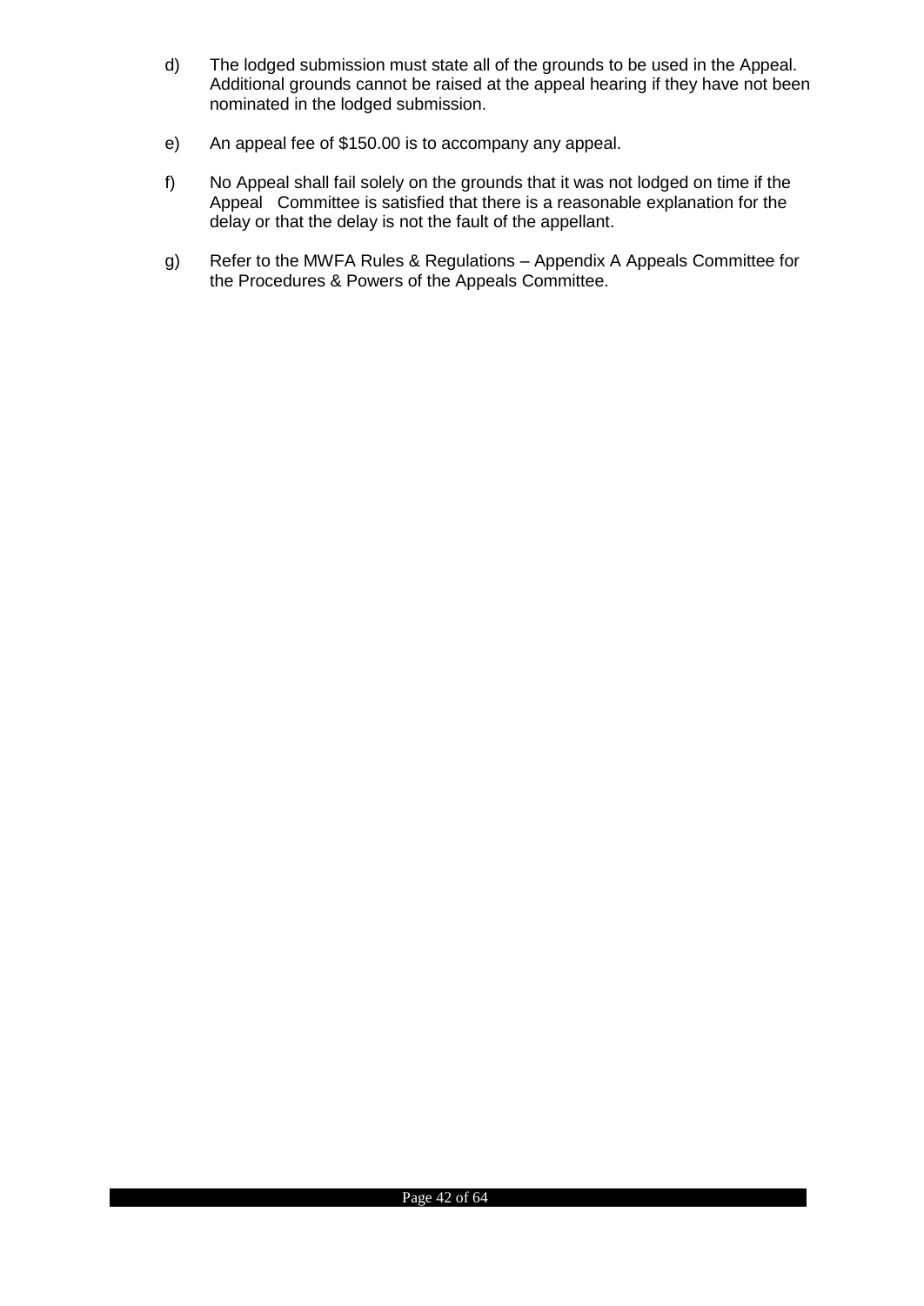d) The lodged submission must state all of the grounds to be used in the Appeal. Additional grounds cannot be raised at the appeal hearing if they have not been nominated in the lodged submission.

e) An appeal fee of $150.00 is to accompany any appeal.

f) No Appeal shall fail solely on the grounds that it was not lodged on time if the Appeal Committee is satisfied that there is a reasonable explanation for the delay or that the delay is not the fault of the appellant.

g) Refer to the MWFA Rules & Regulations – Appendix A Appeals Committee for the Procedures & Powers of the Appeals Committee.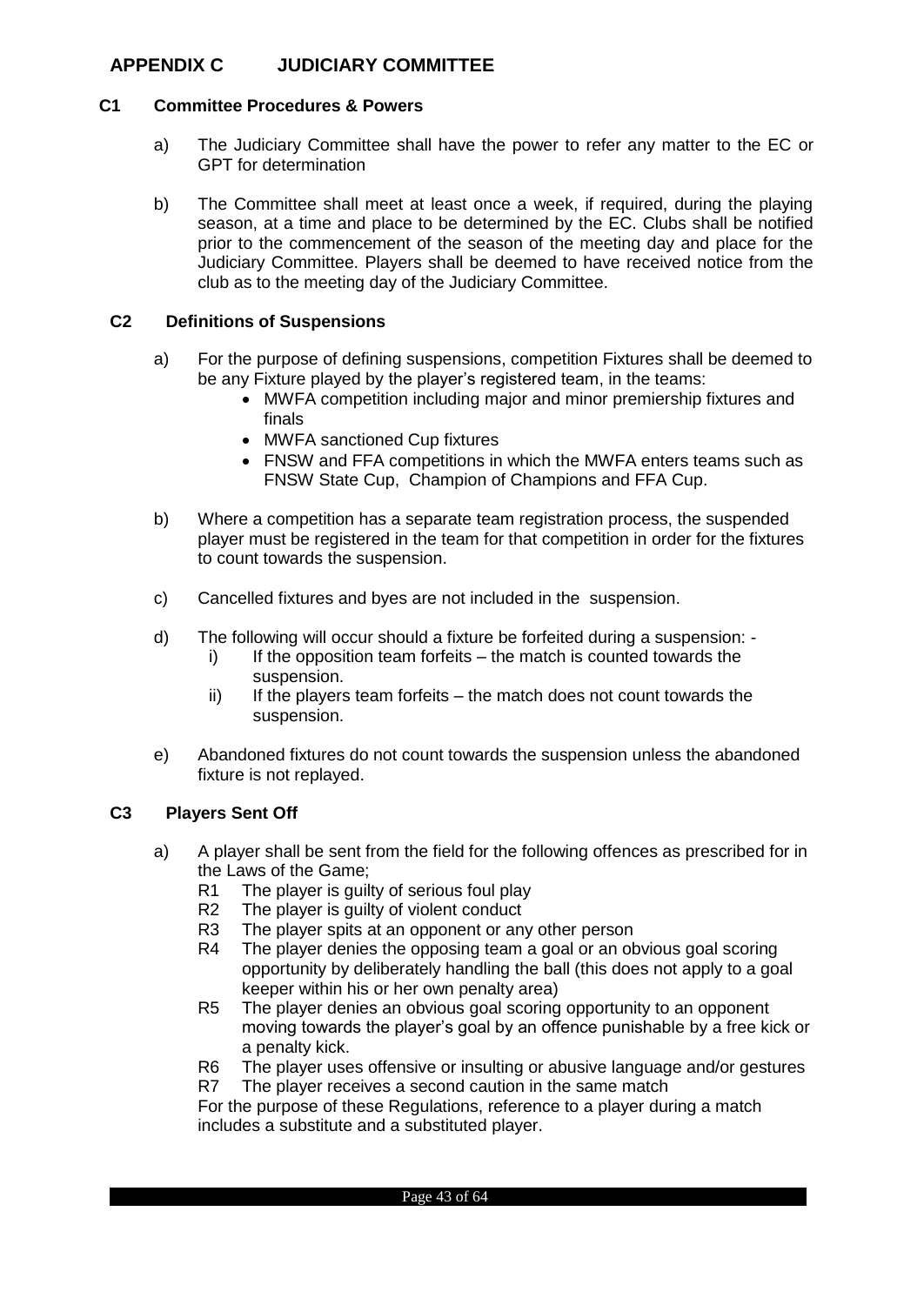# APPENDIX C JUDICIARY COMMITTEE

## C1 Committee Procedures & Powers

a) The Judiciary Committee shall have the power to refer any matter to the EC or GPT for determination

b) The Committee shall meet at least once a week, if required, during the playing season, at a time and place to be determined by the EC. Clubs shall be notified prior to the commencement of the season of the meeting day and place for the Judiciary Committee. Players shall be deemed to have received notice from the club as to the meeting day of the Judiciary Committee.

## C2 Definitions of Suspensions

a) For the purpose of defining suspensions, competition Fixtures shall be deemed to be any Fixture played by the player's registered team, in the teams:
- MWFA competition including major and minor premiership fixtures and finals
- MWFA sanctioned Cup fixtures
- FNSW and FFA competitions in which the MWFA enters teams such as FNSW State Cup, Champion of Champions and FFA Cup.

b) Where a competition has a separate team registration process, the suspended player must be registered in the team for that competition in order for the fixtures to count towards the suspension.

c) Cancelled fixtures and byes are not included in the suspension.

d) The following will occur should a fixture be forfeited during a suspension: -
   i) If the opposition team forfeits – the match is counted towards the suspension.
   ii) If the players team forfeits – the match does not count towards the suspension.

e) Abandoned fixtures do not count towards the suspension unless the abandoned fixture is not replayed.

## C3 Players Sent Off

a) A player shall be sent from the field for the following offences as prescribed for in the Laws of the Game;
   - R1 The player is guilty of serious foul play
   - R2 The player is guilty of violent conduct
   - R3 The player spits at an opponent or any other person
   - R4 The player denies the opposing team a goal or an obvious goal scoring opportunity by deliberately handling the ball (this does not apply to a goal keeper within his or her own penalty area)
   - R5 The player denies an obvious goal scoring opportunity to an opponent moving towards the player's goal by an offence punishable by a free kick or a penalty kick.
   - R6 The player uses offensive or insulting or abusive language and/or gestures
   - R7 The player receives a second caution in the same match

   For the purpose of these Regulations, reference to a player during a match includes a substitute and a substituted player.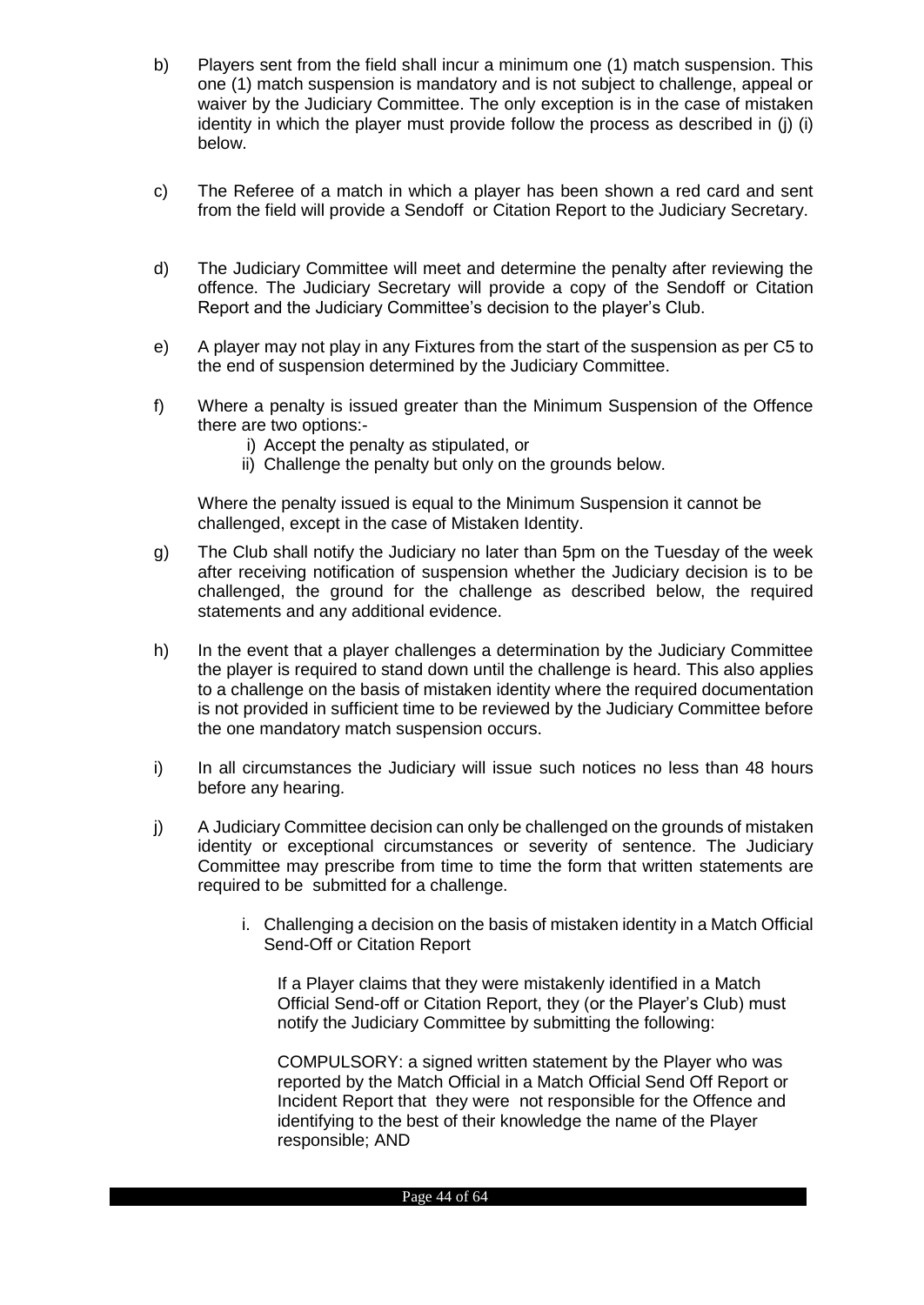b) Players sent from the field shall incur a minimum one (1) match suspension. This one (1) match suspension is mandatory and is not subject to challenge, appeal or waiver by the Judiciary Committee. The only exception is in the case of mistaken identity in which the player must provide follow the process as described in (j) (i) below.

c) The Referee of a match in which a player has been shown a red card and sent from the field will provide a Sendoff or Citation Report to the Judiciary Secretary.

d) The Judiciary Committee will meet and determine the penalty after reviewing the offence. The Judiciary Secretary will provide a copy of the Sendoff or Citation Report and the Judiciary Committee's decision to the player's Club.

e) A player may not play in any Fixtures from the start of the suspension as per C5 to the end of suspension determined by the Judiciary Committee.

f) Where a penalty is issued greater than the Minimum Suspension of the Offence there are two options:-
   i) Accept the penalty as stipulated, or
   ii) Challenge the penalty but only on the grounds below.

   Where the penalty issued is equal to the Minimum Suspension it cannot be challenged, except in the case of Mistaken Identity.

g) The Club shall notify the Judiciary no later than 5pm on the Tuesday of the week after receiving notification of suspension whether the Judiciary decision is to be challenged, the ground for the challenge as described below, the required statements and any additional evidence.

h) In the event that a player challenges a determination by the Judiciary Committee the player is required to stand down until the challenge is heard. This also applies to a challenge on the basis of mistaken identity where the required documentation is not provided in sufficient time to be reviewed by the Judiciary Committee before the one mandatory match suspension occurs.

i) In all circumstances the Judiciary will issue such notices no less than 48 hours before any hearing.

j) A Judiciary Committee decision can only be challenged on the grounds of mistaken identity or exceptional circumstances or severity of sentence. The Judiciary Committee may prescribe from time to time the form that written statements are required to be submitted for a challenge.

   i. Challenging a decision on the basis of mistaken identity in a Match Official Send-Off or Citation Report

      If a Player claims that they were mistakenly identified in a Match Official Send-off or Citation Report, they (or the Player's Club) must notify the Judiciary Committee by submitting the following:

      COMPULSORY: a signed written statement by the Player who was reported by the Match Official in a Match Official Send Off Report or Incident Report that they were not responsible for the Offence and identifying to the best of their knowledge the name of the Player responsible; AND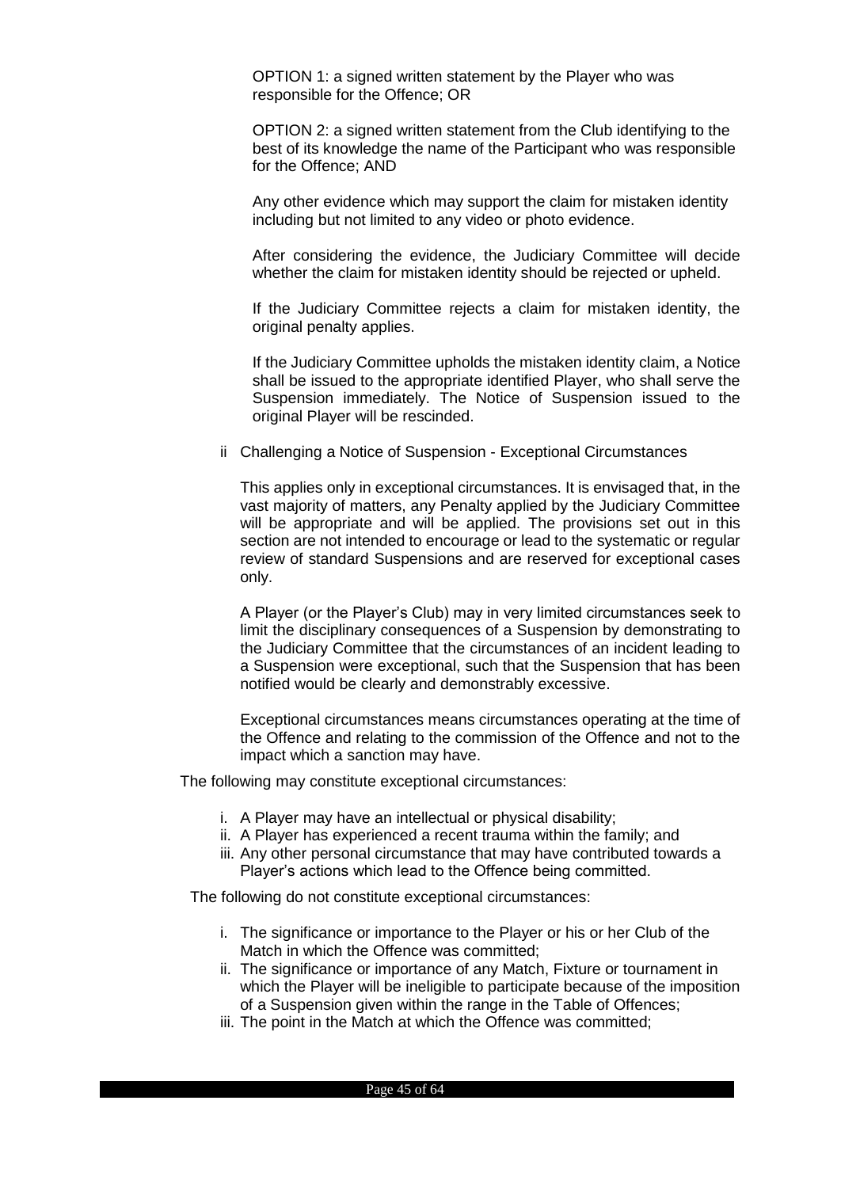OPTION 1: a signed written statement by the Player who was responsible for the Offence; OR

OPTION 2: a signed written statement from the Club identifying to the best of its knowledge the name of the Participant who was responsible for the Offence; AND

Any other evidence which may support the claim for mistaken identity including but not limited to any video or photo evidence.

After considering the evidence, the Judiciary Committee will decide whether the claim for mistaken identity should be rejected or upheld.

If the Judiciary Committee rejects a claim for mistaken identity, the original penalty applies.

If the Judiciary Committee upholds the mistaken identity claim, a Notice shall be issued to the appropriate identified Player, who shall serve the Suspension immediately. The Notice of Suspension issued to the original Player will be rescinded.

ii Challenging a Notice of Suspension - Exceptional Circumstances

This applies only in exceptional circumstances. It is envisaged that, in the vast majority of matters, any Penalty applied by the Judiciary Committee will be appropriate and will be applied. The provisions set out in this section are not intended to encourage or lead to the systematic or regular review of standard Suspensions and are reserved for exceptional cases only.

A Player (or the Player's Club) may in very limited circumstances seek to limit the disciplinary consequences of a Suspension by demonstrating to the Judiciary Committee that the circumstances of an incident leading to a Suspension were exceptional, such that the Suspension that has been notified would be clearly and demonstrably excessive.

Exceptional circumstances means circumstances operating at the time of the Offence and relating to the commission of the Offence and not to the impact which a sanction may have.

The following may constitute exceptional circumstances:

i. A Player may have an intellectual or physical disability;
ii. A Player has experienced a recent trauma within the family; and
iii. Any other personal circumstance that may have contributed towards a Player's actions which lead to the Offence being committed.

The following do not constitute exceptional circumstances:

i. The significance or importance to the Player or his or her Club of the Match in which the Offence was committed;
ii. The significance or importance of any Match, Fixture or tournament in which the Player will be ineligible to participate because of the imposition of a Suspension given within the range in the Table of Offences;
iii. The point in the Match at which the Offence was committed;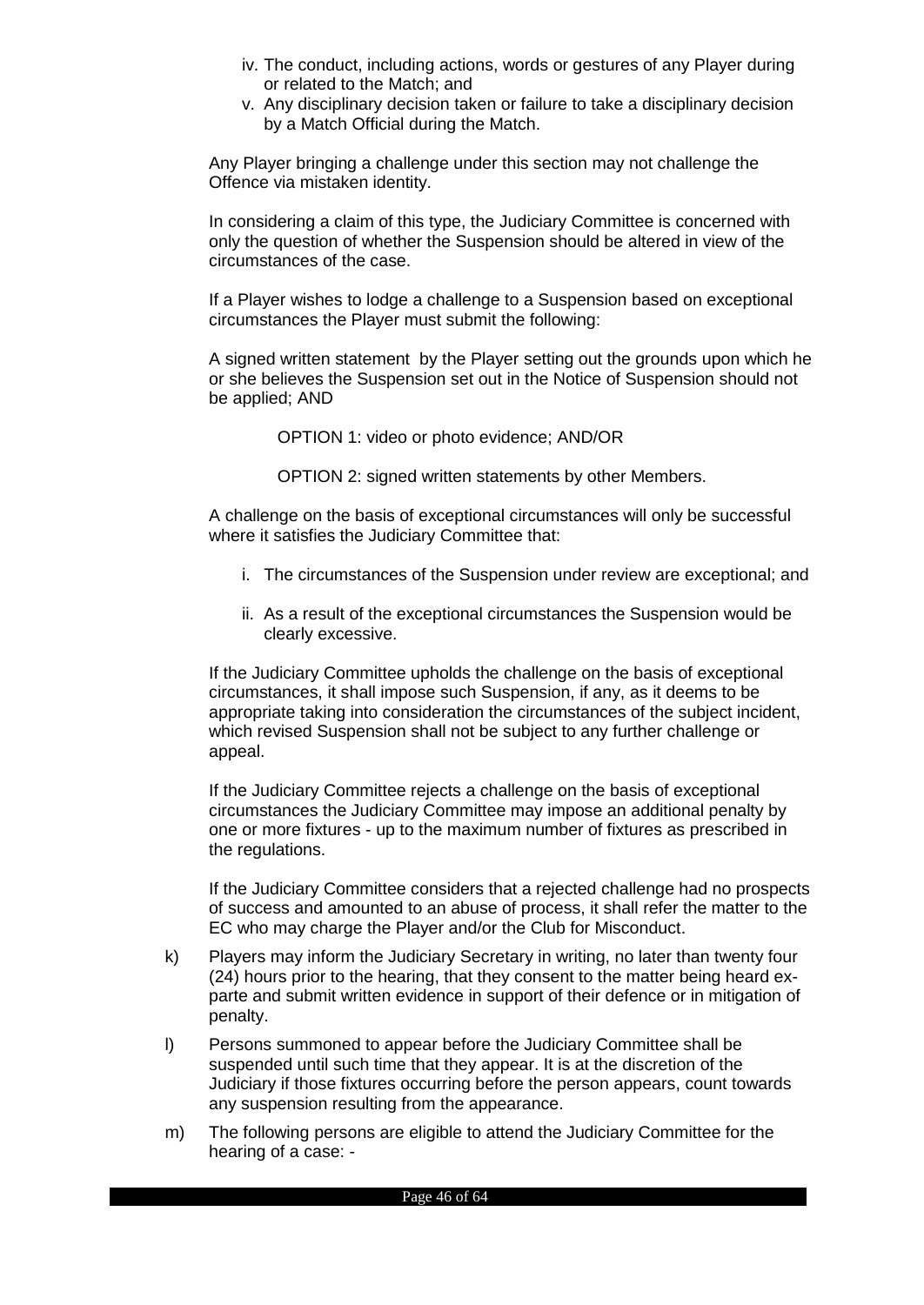iv. The conduct, including actions, words or gestures of any Player during or related to the Match; and
v. Any disciplinary decision taken or failure to take a disciplinary decision by a Match Official during the Match.

Any Player bringing a challenge under this section may not challenge the Offence via mistaken identity.

In considering a claim of this type, the Judiciary Committee is concerned with only the question of whether the Suspension should be altered in view of the circumstances of the case.

If a Player wishes to lodge a challenge to a Suspension based on exceptional circumstances the Player must submit the following:

A signed written statement by the Player setting out the grounds upon which he or she believes the Suspension set out in the Notice of Suspension should not be applied; AND

OPTION 1: video or photo evidence; AND/OR

OPTION 2: signed written statements by other Members.

A challenge on the basis of exceptional circumstances will only be successful where it satisfies the Judiciary Committee that:

i. The circumstances of the Suspension under review are exceptional; and

ii. As a result of the exceptional circumstances the Suspension would be clearly excessive.

If the Judiciary Committee upholds the challenge on the basis of exceptional circumstances, it shall impose such Suspension, if any, as it deems to be appropriate taking into consideration the circumstances of the subject incident, which revised Suspension shall not be subject to any further challenge or appeal.

If the Judiciary Committee rejects a challenge on the basis of exceptional circumstances the Judiciary Committee may impose an additional penalty by one or more fixtures - up to the maximum number of fixtures as prescribed in the regulations.

If the Judiciary Committee considers that a rejected challenge had no prospects of success and amounted to an abuse of process, it shall refer the matter to the EC who may charge the Player and/or the Club for Misconduct.

k) Players may inform the Judiciary Secretary in writing, no later than twenty four (24) hours prior to the hearing, that they consent to the matter being heard ex-parte and submit written evidence in support of their defence or in mitigation of penalty.

l) Persons summoned to appear before the Judiciary Committee shall be suspended until such time that they appear. It is at the discretion of the Judiciary if those fixtures occurring before the person appears, count towards any suspension resulting from the appearance.

m) The following persons are eligible to attend the Judiciary Committee for the hearing of a case: -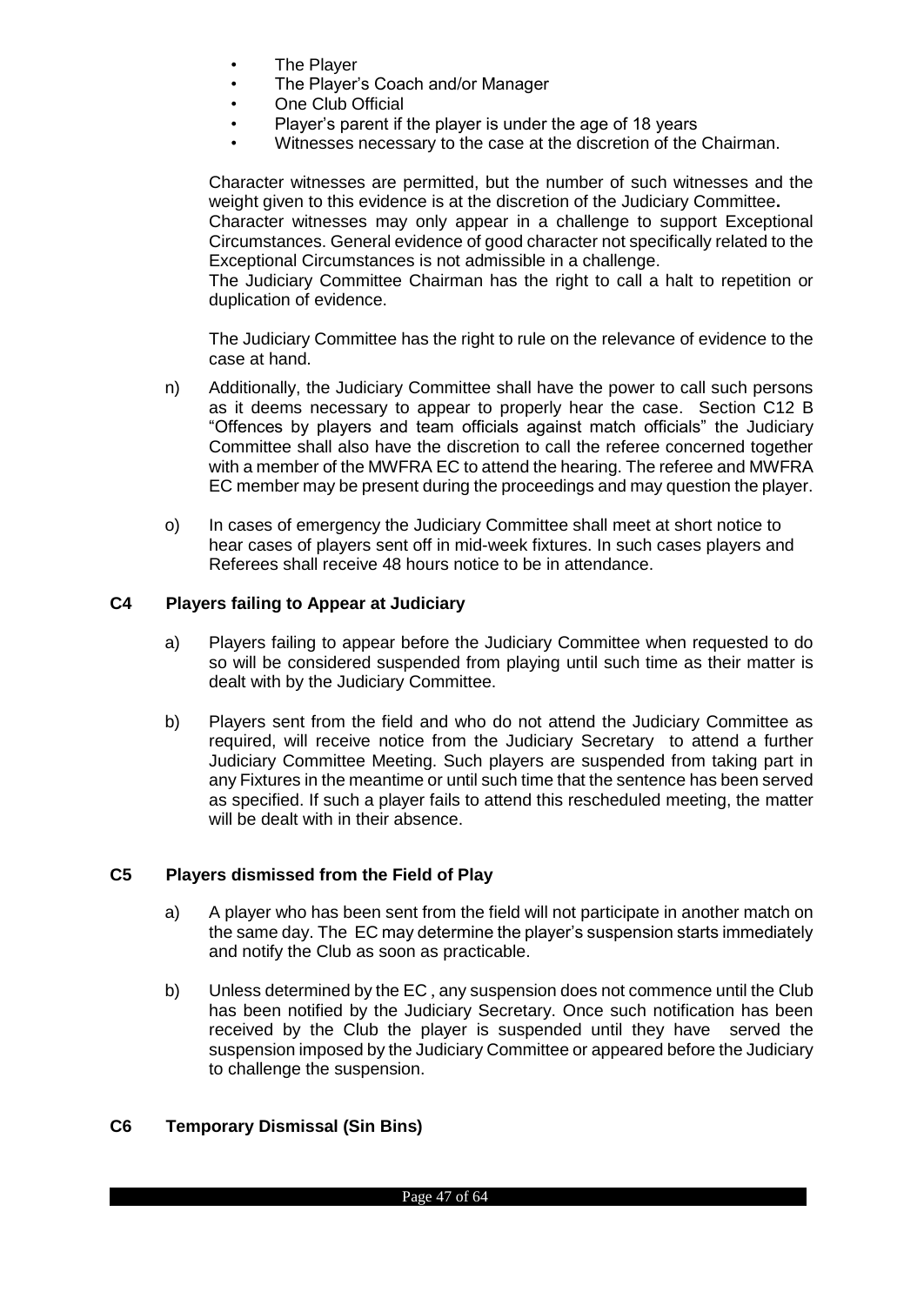- The Player
- The Player's Coach and/or Manager
- One Club Official
- Player's parent if the player is under the age of 18 years
- Witnesses necessary to the case at the discretion of the Chairman.

Character witnesses are permitted, but the number of such witnesses and the weight given to this evidence is at the discretion of the Judiciary Committee**.**
Character witnesses may only appear in a challenge to support Exceptional Circumstances. General evidence of good character not specifically related to the Exceptional Circumstances is not admissible in a challenge.
The Judiciary Committee Chairman has the right to call a halt to repetition or duplication of evidence.

The Judiciary Committee has the right to rule on the relevance of evidence to the case at hand.

n) Additionally, the Judiciary Committee shall have the power to call such persons as it deems necessary to appear to properly hear the case. Section C12 B "Offences by players and team officials against match officials" the Judiciary Committee shall also have the discretion to call the referee concerned together with a member of the MWFRA EC to attend the hearing. The referee and MWFRA EC member may be present during the proceedings and may question the player.

o) In cases of emergency the Judiciary Committee shall meet at short notice to hear cases of players sent off in mid-week fixtures. In such cases players and Referees shall receive 48 hours notice to be in attendance.

### C4 Players failing to Appear at Judiciary

a) Players failing to appear before the Judiciary Committee when requested to do so will be considered suspended from playing until such time as their matter is dealt with by the Judiciary Committee.

b) Players sent from the field and who do not attend the Judiciary Committee as required, will receive notice from the Judiciary Secretary to attend a further Judiciary Committee Meeting. Such players are suspended from taking part in any Fixtures in the meantime or until such time that the sentence has been served as specified. If such a player fails to attend this rescheduled meeting, the matter will be dealt with in their absence.

### C5 Players dismissed from the Field of Play

a) A player who has been sent from the field will not participate in another match on the same day. The EC may determine the player's suspension starts immediately and notify the Club as soon as practicable.

b) Unless determined by the EC , any suspension does not commence until the Club has been notified by the Judiciary Secretary. Once such notification has been received by the Club the player is suspended until they have served the suspension imposed by the Judiciary Committee or appeared before the Judiciary to challenge the suspension.

### C6 Temporary Dismissal (Sin Bins)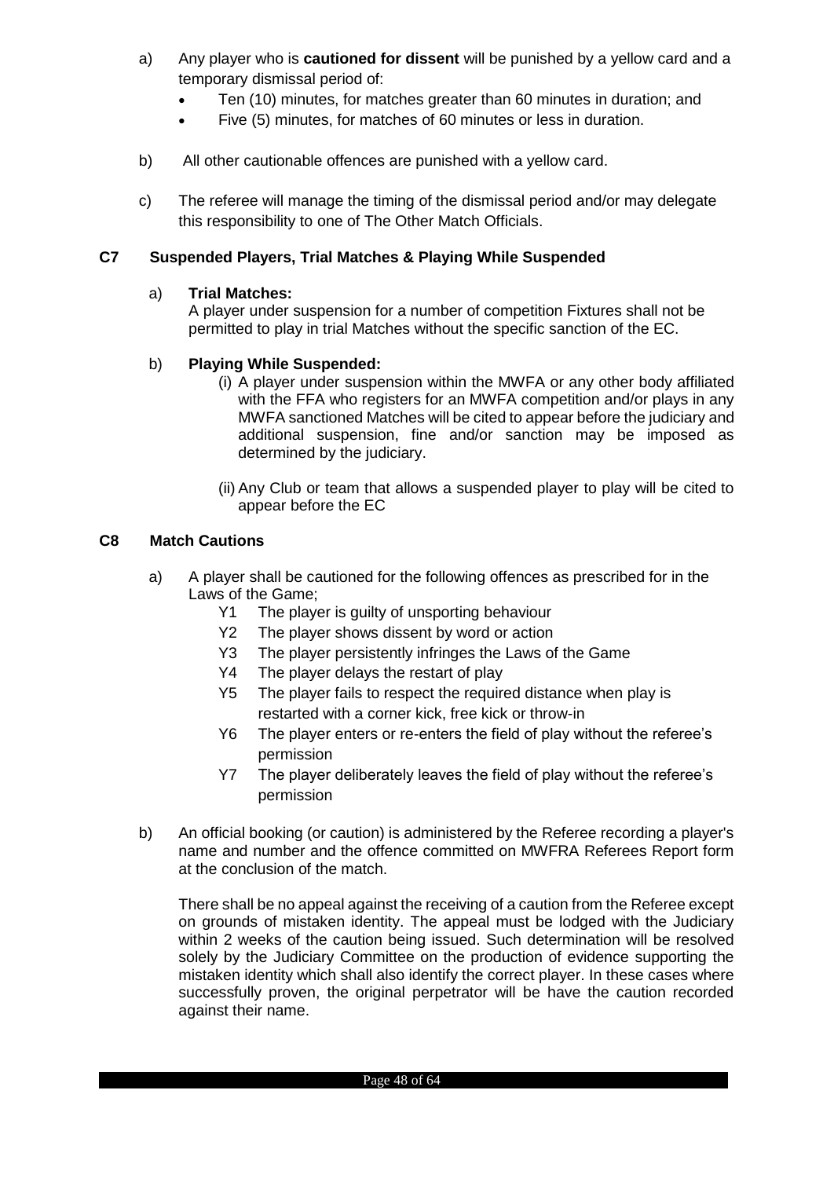a) Any player who is **cautioned for dissent** will be punished by a yellow card and a temporary dismissal period of:
   - Ten (10) minutes, for matches greater than 60 minutes in duration; and
   - Five (5) minutes, for matches of 60 minutes or less in duration.

b) All other cautionable offences are punished with a yellow card.

c) The referee will manage the timing of the dismissal period and/or may delegate this responsibility to one of The Other Match Officials.

### C7 Suspended Players, Trial Matches & Playing While Suspended

a) **Trial Matches:**
A player under suspension for a number of competition Fixtures shall not be permitted to play in trial Matches without the specific sanction of the EC.

b) **Playing While Suspended:**

(i) A player under suspension within the MWFA or any other body affiliated with the FFA who registers for an MWFA competition and/or plays in any MWFA sanctioned Matches will be cited to appear before the judiciary and additional suspension, fine and/or sanction may be imposed as determined by the judiciary.

(ii) Any Club or team that allows a suspended player to play will be cited to appear before the EC

### C8 Match Cautions

a) A player shall be cautioned for the following offences as prescribed for in the Laws of the Game;

- Y1 The player is guilty of unsporting behaviour
- Y2 The player shows dissent by word or action
- Y3 The player persistently infringes the Laws of the Game
- Y4 The player delays the restart of play
- Y5 The player fails to respect the required distance when play is restarted with a corner kick, free kick or throw-in
- Y6 The player enters or re-enters the field of play without the referee's permission
- Y7 The player deliberately leaves the field of play without the referee's permission

b) An official booking (or caution) is administered by the Referee recording a player's name and number and the offence committed on MWFRA Referees Report form at the conclusion of the match.

There shall be no appeal against the receiving of a caution from the Referee except on grounds of mistaken identity. The appeal must be lodged with the Judiciary within 2 weeks of the caution being issued. Such determination will be resolved solely by the Judiciary Committee on the production of evidence supporting the mistaken identity which shall also identify the correct player. In these cases where successfully proven, the original perpetrator will be have the caution recorded against their name.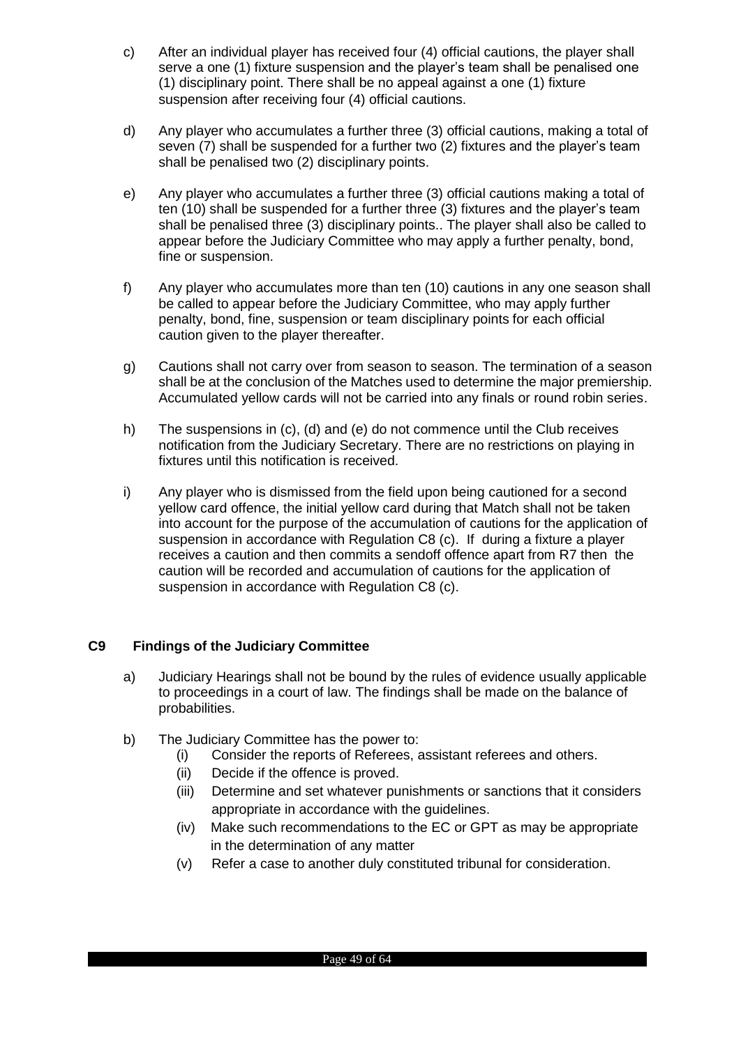c) After an individual player has received four (4) official cautions, the player shall serve a one (1) fixture suspension and the player's team shall be penalised one (1) disciplinary point. There shall be no appeal against a one (1) fixture suspension after receiving four (4) official cautions.

d) Any player who accumulates a further three (3) official cautions, making a total of seven (7) shall be suspended for a further two (2) fixtures and the player's team shall be penalised two (2) disciplinary points.

e) Any player who accumulates a further three (3) official cautions making a total of ten (10) shall be suspended for a further three (3) fixtures and the player's team shall be penalised three (3) disciplinary points.. The player shall also be called to appear before the Judiciary Committee who may apply a further penalty, bond, fine or suspension.

f) Any player who accumulates more than ten (10) cautions in any one season shall be called to appear before the Judiciary Committee, who may apply further penalty, bond, fine, suspension or team disciplinary points for each official caution given to the player thereafter.

g) Cautions shall not carry over from season to season. The termination of a season shall be at the conclusion of the Matches used to determine the major premiership. Accumulated yellow cards will not be carried into any finals or round robin series.

h) The suspensions in (c), (d) and (e) do not commence until the Club receives notification from the Judiciary Secretary. There are no restrictions on playing in fixtures until this notification is received.

i) Any player who is dismissed from the field upon being cautioned for a second yellow card offence, the initial yellow card during that Match shall not be taken into account for the purpose of the accumulation of cautions for the application of suspension in accordance with Regulation C8 (c). If during a fixture a player receives a caution and then commits a sendoff offence apart from R7 then the caution will be recorded and accumulation of cautions for the application of suspension in accordance with Regulation C8 (c).

## C9 Findings of the Judiciary Committee

a) Judiciary Hearings shall not be bound by the rules of evidence usually applicable to proceedings in a court of law. The findings shall be made on the balance of probabilities.

b) The Judiciary Committee has the power to:
   - (i) Consider the reports of Referees, assistant referees and others.
   - (ii) Decide if the offence is proved.
   - (iii) Determine and set whatever punishments or sanctions that it considers appropriate in accordance with the guidelines.
   - (iv) Make such recommendations to the EC or GPT as may be appropriate in the determination of any matter
   - (v) Refer a case to another duly constituted tribunal for consideration.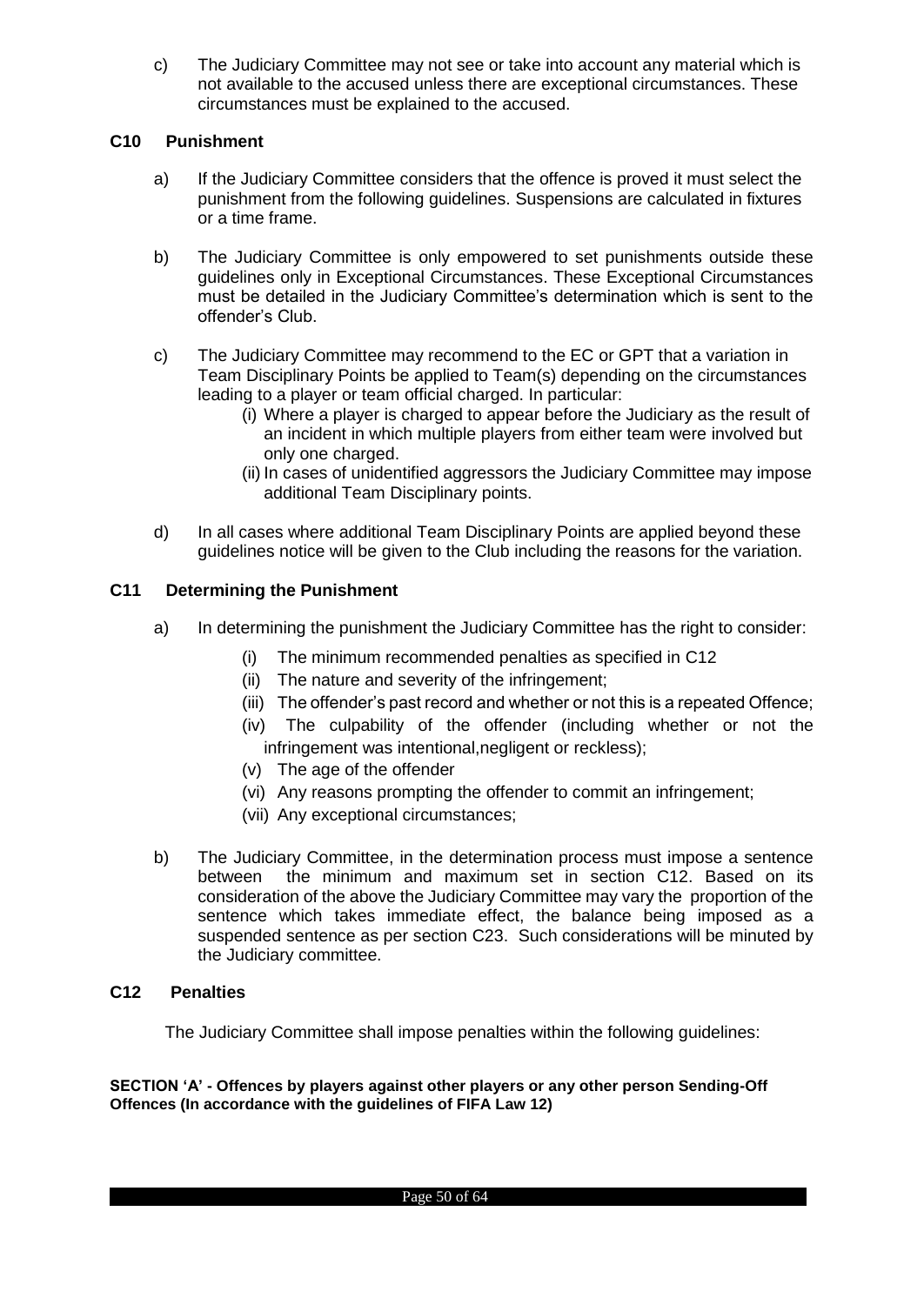c) The Judiciary Committee may not see or take into account any material which is not available to the accused unless there are exceptional circumstances. These circumstances must be explained to the accused.

### C10 Punishment

a) If the Judiciary Committee considers that the offence is proved it must select the punishment from the following guidelines. Suspensions are calculated in fixtures or a time frame.

b) The Judiciary Committee is only empowered to set punishments outside these guidelines only in Exceptional Circumstances. These Exceptional Circumstances must be detailed in the Judiciary Committee's determination which is sent to the offender's Club.

c) The Judiciary Committee may recommend to the EC or GPT that a variation in Team Disciplinary Points be applied to Team(s) depending on the circumstances leading to a player or team official charged. In particular:
   - (i) Where a player is charged to appear before the Judiciary as the result of an incident in which multiple players from either team were involved but only one charged.
   - (ii) In cases of unidentified aggressors the Judiciary Committee may impose additional Team Disciplinary points.

d) In all cases where additional Team Disciplinary Points are applied beyond these guidelines notice will be given to the Club including the reasons for the variation.

### C11 Determining the Punishment

a) In determining the punishment the Judiciary Committee has the right to consider:
   - (i) The minimum recommended penalties as specified in C12
   - (ii) The nature and severity of the infringement;
   - (iii) The offender's past record and whether or not this is a repeated Offence;
   - (iv) The culpability of the offender (including whether or not the infringement was intentional,negligent or reckless);
   - (v) The age of the offender
   - (vi) Any reasons prompting the offender to commit an infringement;
   - (vii) Any exceptional circumstances;

b) The Judiciary Committee, in the determination process must impose a sentence between the minimum and maximum set in section C12. Based on its consideration of the above the Judiciary Committee may vary the proportion of the sentence which takes immediate effect, the balance being imposed as a suspended sentence as per section C23. Such considerations will be minuted by the Judiciary committee.

### C12 Penalties

The Judiciary Committee shall impose penalties within the following guidelines:

**SECTION 'A' - Offences by players against other players or any other person Sending-Off Offences (In accordance with the guidelines of FIFA Law 12)**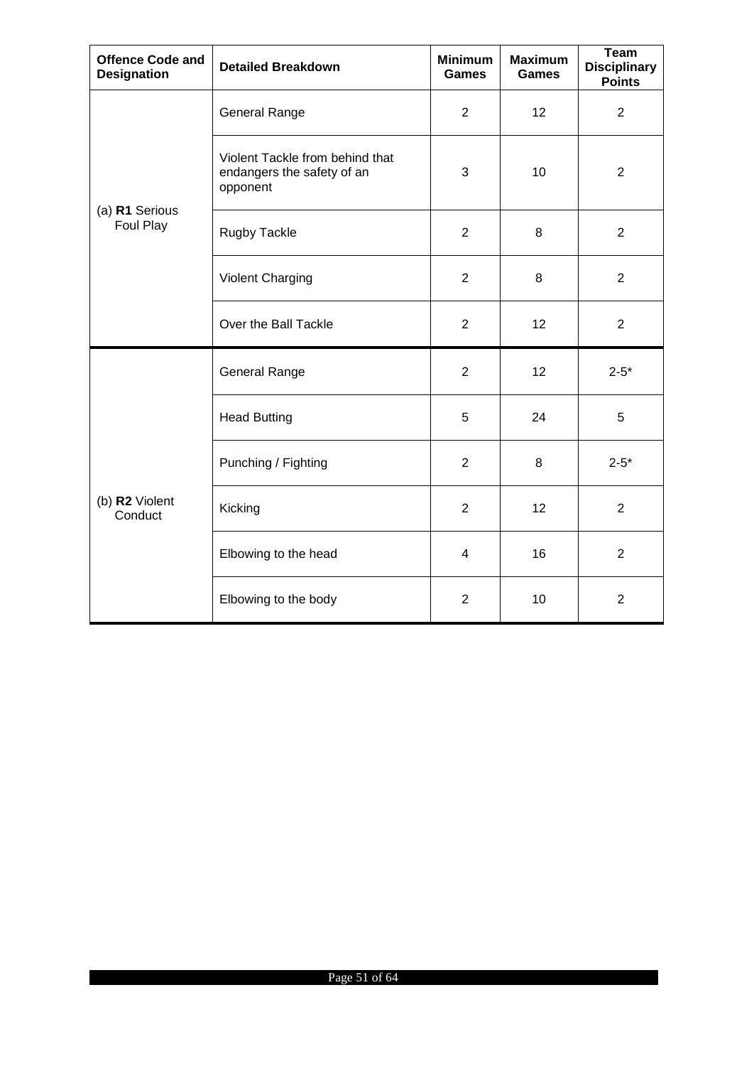| Offence Code and Designation | Detailed Breakdown | Minimum Games | Maximum Games | Team Disciplinary Points |
|---|---|---|---|---|
| (a) **R1** Serious Foul Play | General Range | 2 | 12 | 2 |
| | Violent Tackle from behind that endangers the safety of an opponent | 3 | 10 | 2 |
| | Rugby Tackle | 2 | 8 | 2 |
| | Violent Charging | 2 | 8 | 2 |
| | Over the Ball Tackle | 2 | 12 | 2 |
| (b) **R2** Violent Conduct | General Range | 2 | 12 | 2-5* |
| | Head Butting | 5 | 24 | 5 |
| | Punching / Fighting | 2 | 8 | 2-5* |
| | Kicking | 2 | 12 | 2 |
| | Elbowing to the head | 4 | 16 | 2 |
| | Elbowing to the body | 2 | 10 | 2 |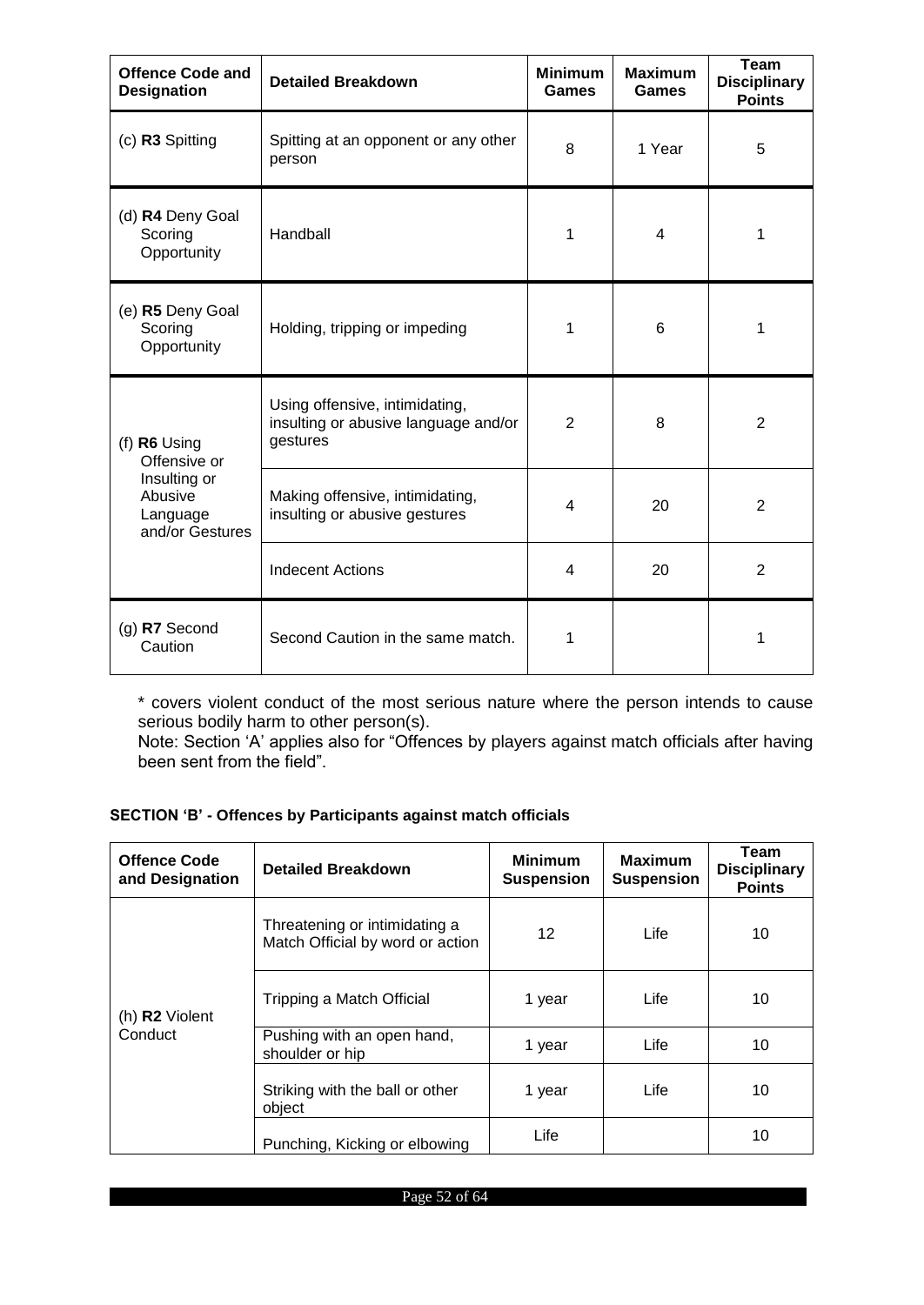| Offence Code and Designation | Detailed Breakdown | Minimum Games | Maximum Games | Team Disciplinary Points |
|---|---|---|---|---|
| (c) **R3** Spitting | Spitting at an opponent or any other person | 8 | 1 Year | 5 |
| (d) **R4** Deny Goal Scoring Opportunity | Handball | 1 | 4 | 1 |
| (e) **R5** Deny Goal Scoring Opportunity | Holding, tripping or impeding | 1 | 6 | 1 |
| (f) **R6** Using Offensive or Insulting or Abusive Language and/or Gestures | Using offensive, intimidating, insulting or abusive language and/or gestures | 2 | 8 | 2 |
| | Making offensive, intimidating, insulting or abusive gestures | 4 | 20 | 2 |
| | Indecent Actions | 4 | 20 | 2 |
| (g) **R7** Second Caution | Second Caution in the same match. | 1 | | 1 |

\* covers violent conduct of the most serious nature where the person intends to cause serious bodily harm to other person(s).
Note: Section 'A' applies also for "Offences by players against match officials after having been sent from the field".

**SECTION 'B' - Offences by Participants against match officials**

| Offence Code and Designation | Detailed Breakdown | Minimum Suspension | Maximum Suspension | Team Disciplinary Points |
|---|---|---|---|---|
| (h) **R2** Violent Conduct | Threatening or intimidating a Match Official by word or action | 12 | Life | 10 |
| | Tripping a Match Official | 1 year | Life | 10 |
| | Pushing with an open hand, shoulder or hip | 1 year | Life | 10 |
| | Striking with the ball or other object | 1 year | Life | 10 |
| | Punching, Kicking or elbowing | Life | | 10 |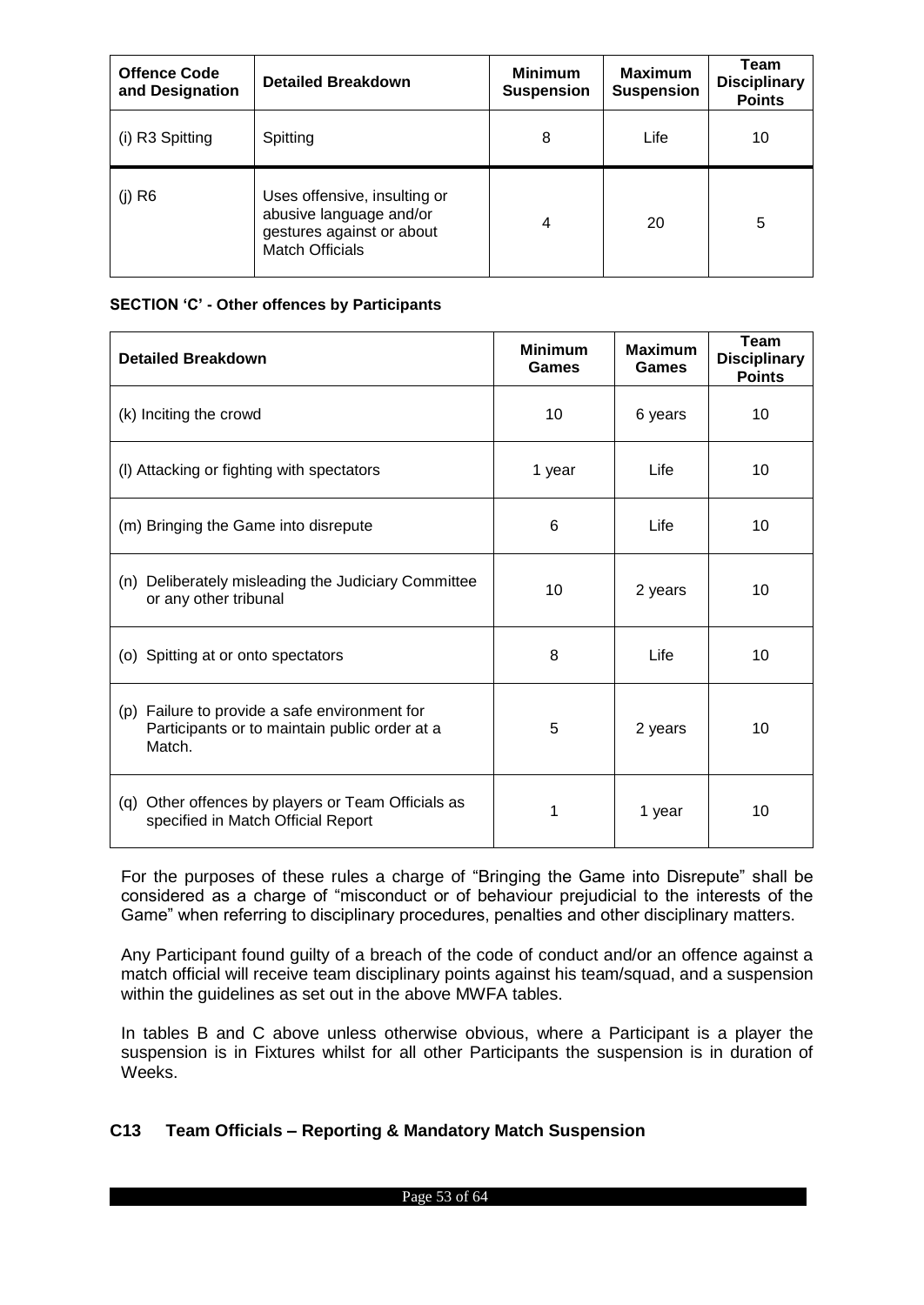| Offence Code and Designation | Detailed Breakdown | Minimum Suspension | Maximum Suspension | Team Disciplinary Points |
|---|---|---|---|---|
| (i) R3 Spitting | Spitting | 8 | Life | 10 |
| (j) R6 | Uses offensive, insulting or abusive language and/or gestures against or about Match Officials | 4 | 20 | 5 |

**SECTION 'C' - Other offences by Participants**

| Detailed Breakdown | Minimum Games | Maximum Games | Team Disciplinary Points |
|---|---|---|---|
| (k) Inciting the crowd | 10 | 6 years | 10 |
| (l) Attacking or fighting with spectators | 1 year | Life | 10 |
| (m) Bringing the Game into disrepute | 6 | Life | 10 |
| (n) Deliberately misleading the Judiciary Committee or any other tribunal | 10 | 2 years | 10 |
| (o) Spitting at or onto spectators | 8 | Life | 10 |
| (p) Failure to provide a safe environment for Participants or to maintain public order at a Match. | 5 | 2 years | 10 |
| (q) Other offences by players or Team Officials as specified in Match Official Report | 1 | 1 year | 10 |

For the purposes of these rules a charge of "Bringing the Game into Disrepute" shall be considered as a charge of "misconduct or of behaviour prejudicial to the interests of the Game" when referring to disciplinary procedures, penalties and other disciplinary matters.

Any Participant found guilty of a breach of the code of conduct and/or an offence against a match official will receive team disciplinary points against his team/squad, and a suspension within the guidelines as set out in the above MWFA tables.

In tables B and C above unless otherwise obvious, where a Participant is a player the suspension is in Fixtures whilst for all other Participants the suspension is in duration of Weeks.

## C13 Team Officials – Reporting & Mandatory Match Suspension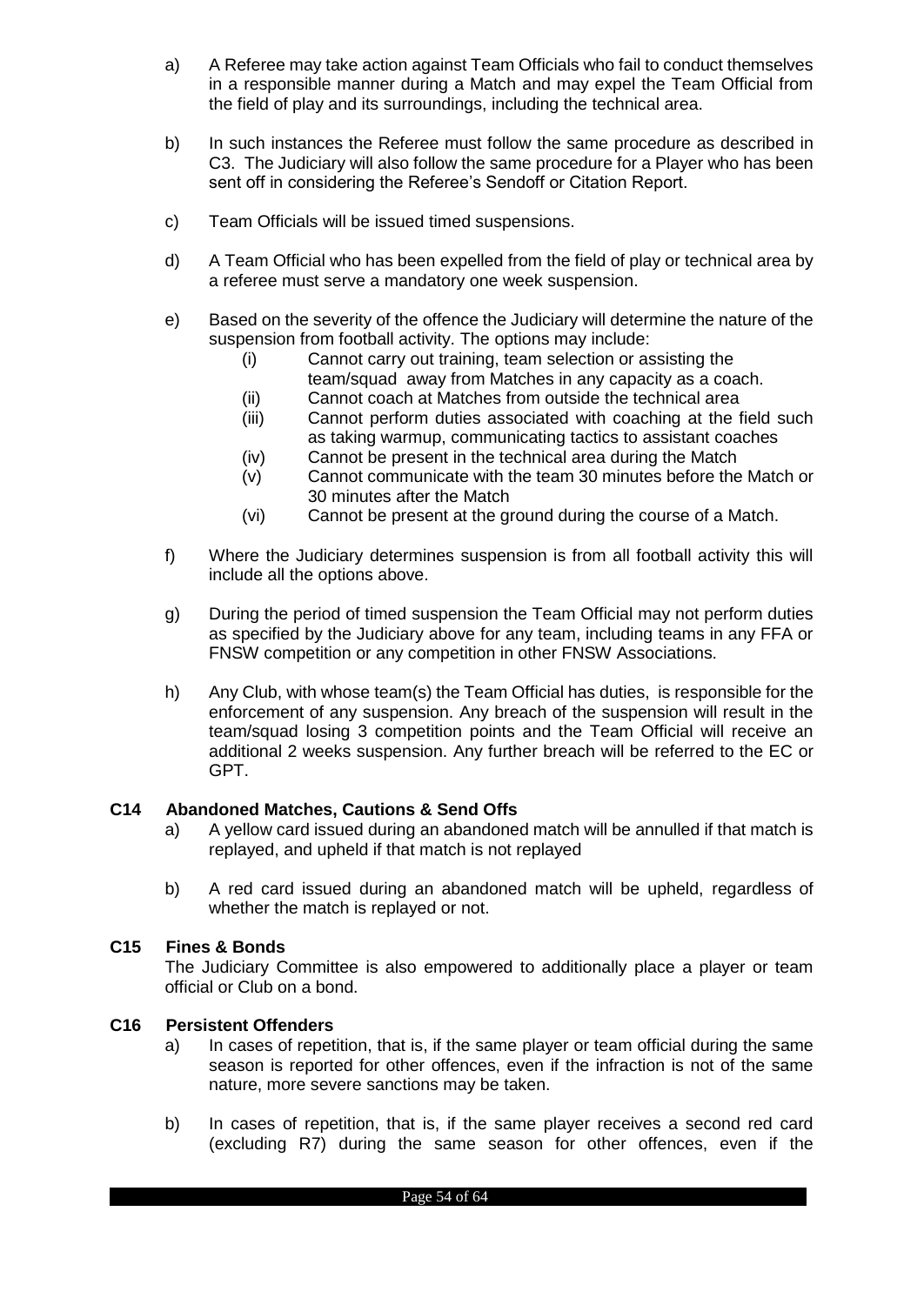a) A Referee may take action against Team Officials who fail to conduct themselves in a responsible manner during a Match and may expel the Team Official from the field of play and its surroundings, including the technical area.

b) In such instances the Referee must follow the same procedure as described in C3. The Judiciary will also follow the same procedure for a Player who has been sent off in considering the Referee's Sendoff or Citation Report.

c) Team Officials will be issued timed suspensions.

d) A Team Official who has been expelled from the field of play or technical area by a referee must serve a mandatory one week suspension.

e) Based on the severity of the offence the Judiciary will determine the nature of the suspension from football activity. The options may include:
   (i) Cannot carry out training, team selection or assisting the team/squad away from Matches in any capacity as a coach.
   (ii) Cannot coach at Matches from outside the technical area
   (iii) Cannot perform duties associated with coaching at the field such as taking warmup, communicating tactics to assistant coaches
   (iv) Cannot be present in the technical area during the Match
   (v) Cannot communicate with the team 30 minutes before the Match or 30 minutes after the Match
   (vi) Cannot be present at the ground during the course of a Match.

f) Where the Judiciary determines suspension is from all football activity this will include all the options above.

g) During the period of timed suspension the Team Official may not perform duties as specified by the Judiciary above for any team, including teams in any FFA or FNSW competition or any competition in other FNSW Associations.

h) Any Club, with whose team(s) the Team Official has duties, is responsible for the enforcement of any suspension. Any breach of the suspension will result in the team/squad losing 3 competition points and the Team Official will receive an additional 2 weeks suspension. Any further breach will be referred to the EC or GPT.

### C14 Abandoned Matches, Cautions & Send Offs

a) A yellow card issued during an abandoned match will be annulled if that match is replayed, and upheld if that match is not replayed

b) A red card issued during an abandoned match will be upheld, regardless of whether the match is replayed or not.

### C15 Fines & Bonds

The Judiciary Committee is also empowered to additionally place a player or team official or Club on a bond.

### C16 Persistent Offenders

a) In cases of repetition, that is, if the same player or team official during the same season is reported for other offences, even if the infraction is not of the same nature, more severe sanctions may be taken.

b) In cases of repetition, that is, if the same player receives a second red card (excluding R7) during the same season for other offences, even if the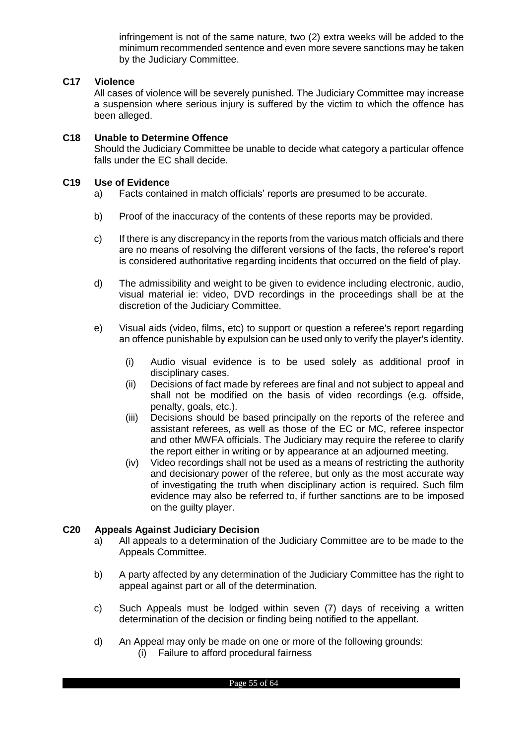infringement is not of the same nature, two (2) extra weeks will be added to the minimum recommended sentence and even more severe sanctions may be taken by the Judiciary Committee.

### C17 Violence

All cases of violence will be severely punished. The Judiciary Committee may increase a suspension where serious injury is suffered by the victim to which the offence has been alleged.

### C18 Unable to Determine Offence

Should the Judiciary Committee be unable to decide what category a particular offence falls under the EC shall decide.

### C19 Use of Evidence

a) Facts contained in match officials' reports are presumed to be accurate.

b) Proof of the inaccuracy of the contents of these reports may be provided.

c) If there is any discrepancy in the reports from the various match officials and there are no means of resolving the different versions of the facts, the referee's report is considered authoritative regarding incidents that occurred on the field of play.

d) The admissibility and weight to be given to evidence including electronic, audio, visual material ie: video, DVD recordings in the proceedings shall be at the discretion of the Judiciary Committee.

e) Visual aids (video, films, etc) to support or question a referee's report regarding an offence punishable by expulsion can be used only to verify the player's identity.

   (i) Audio visual evidence is to be used solely as additional proof in disciplinary cases.
   
   (ii) Decisions of fact made by referees are final and not subject to appeal and shall not be modified on the basis of video recordings (e.g. offside, penalty, goals, etc.).
   
   (iii) Decisions should be based principally on the reports of the referee and assistant referees, as well as those of the EC or MC, referee inspector and other MWFA officials. The Judiciary may require the referee to clarify the report either in writing or by appearance at an adjourned meeting.
   
   (iv) Video recordings shall not be used as a means of restricting the authority and decisionary power of the referee, but only as the most accurate way of investigating the truth when disciplinary action is required. Such film evidence may also be referred to, if further sanctions are to be imposed on the guilty player.

### C20 Appeals Against Judiciary Decision

a) All appeals to a determination of the Judiciary Committee are to be made to the Appeals Committee.

b) A party affected by any determination of the Judiciary Committee has the right to appeal against part or all of the determination.

c) Such Appeals must be lodged within seven (7) days of receiving a written determination of the decision or finding being notified to the appellant.

d) An Appeal may only be made on one or more of the following grounds:

   (i) Failure to afford procedural fairness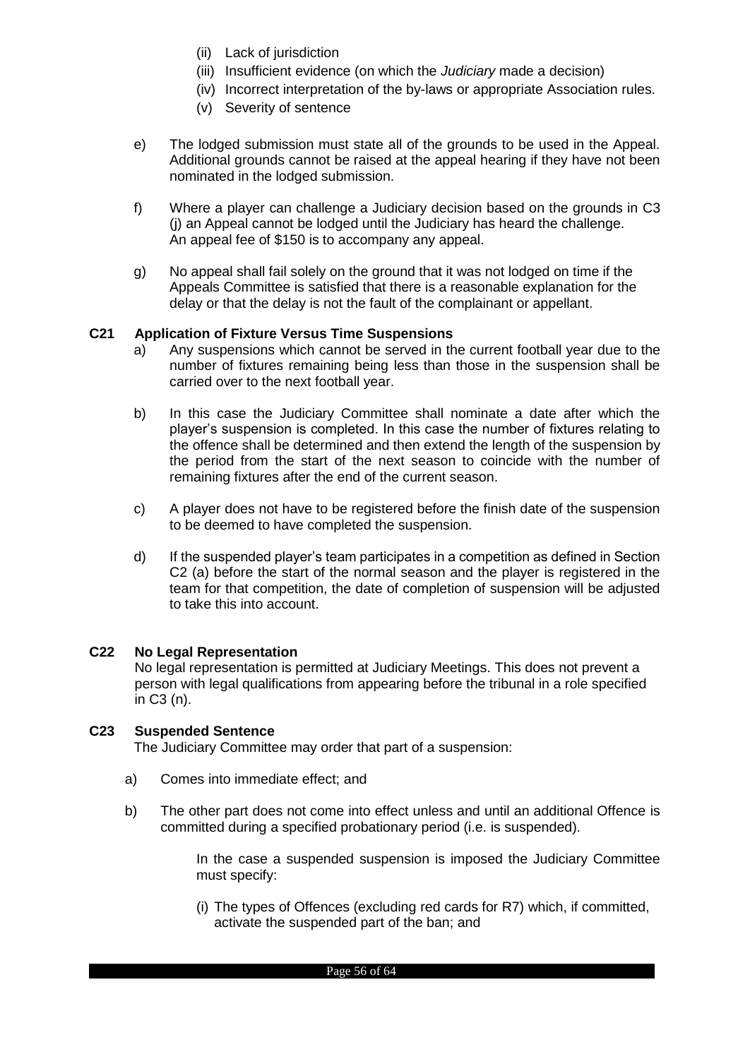(ii) Lack of jurisdiction
(iii) Insufficient evidence (on which the *Judiciary* made a decision)
(iv) Incorrect interpretation of the by-laws or appropriate Association rules.
(v) Severity of sentence

e) The lodged submission must state all of the grounds to be used in the Appeal. Additional grounds cannot be raised at the appeal hearing if they have not been nominated in the lodged submission.

f) Where a player can challenge a Judiciary decision based on the grounds in C3 (j) an Appeal cannot be lodged until the Judiciary has heard the challenge. An appeal fee of $150 is to accompany any appeal.

g) No appeal shall fail solely on the ground that it was not lodged on time if the Appeals Committee is satisfied that there is a reasonable explanation for the delay or that the delay is not the fault of the complainant or appellant.

### C21 Application of Fixture Versus Time Suspensions

a) Any suspensions which cannot be served in the current football year due to the number of fixtures remaining being less than those in the suspension shall be carried over to the next football year.

b) In this case the Judiciary Committee shall nominate a date after which the player's suspension is completed. In this case the number of fixtures relating to the offence shall be determined and then extend the length of the suspension by the period from the start of the next season to coincide with the number of remaining fixtures after the end of the current season.

c) A player does not have to be registered before the finish date of the suspension to be deemed to have completed the suspension.

d) If the suspended player's team participates in a competition as defined in Section C2 (a) before the start of the normal season and the player is registered in the team for that competition, the date of completion of suspension will be adjusted to take this into account.

### C22 No Legal Representation

No legal representation is permitted at Judiciary Meetings. This does not prevent a person with legal qualifications from appearing before the tribunal in a role specified in C3 (n).

### C23 Suspended Sentence

The Judiciary Committee may order that part of a suspension:

a) Comes into immediate effect; and

b) The other part does not come into effect unless and until an additional Offence is committed during a specified probationary period (i.e. is suspended).

In the case a suspended suspension is imposed the Judiciary Committee must specify:

(i) The types of Offences (excluding red cards for R7) which, if committed, activate the suspended part of the ban; and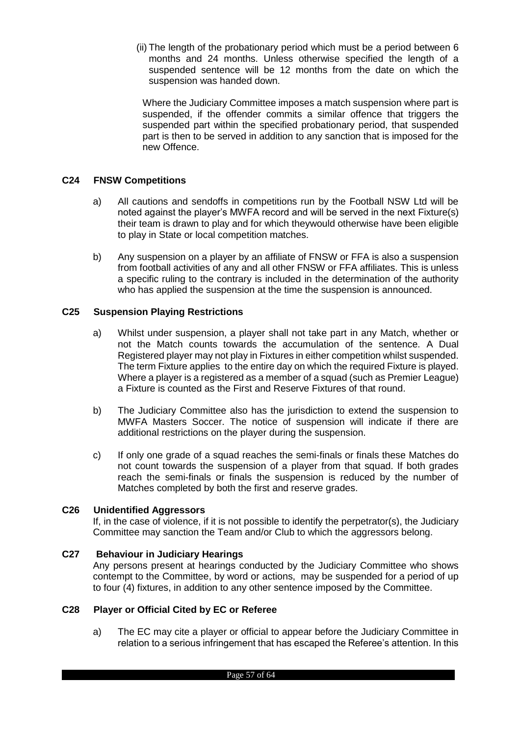(ii) The length of the probationary period which must be a period between 6 months and 24 months. Unless otherwise specified the length of a suspended sentence will be 12 months from the date on which the suspension was handed down.

Where the Judiciary Committee imposes a match suspension where part is suspended, if the offender commits a similar offence that triggers the suspended part within the specified probationary period, that suspended part is then to be served in addition to any sanction that is imposed for the new Offence.

### C24 FNSW Competitions

a) All cautions and sendoffs in competitions run by the Football NSW Ltd will be noted against the player's MWFA record and will be served in the next Fixture(s) their team is drawn to play and for which theywould otherwise have been eligible to play in State or local competition matches.

b) Any suspension on a player by an affiliate of FNSW or FFA is also a suspension from football activities of any and all other FNSW or FFA affiliates. This is unless a specific ruling to the contrary is included in the determination of the authority who has applied the suspension at the time the suspension is announced.

### C25 Suspension Playing Restrictions

a) Whilst under suspension, a player shall not take part in any Match, whether or not the Match counts towards the accumulation of the sentence. A Dual Registered player may not play in Fixtures in either competition whilst suspended. The term Fixture applies to the entire day on which the required Fixture is played. Where a player is a registered as a member of a squad (such as Premier League) a Fixture is counted as the First and Reserve Fixtures of that round.

b) The Judiciary Committee also has the jurisdiction to extend the suspension to MWFA Masters Soccer. The notice of suspension will indicate if there are additional restrictions on the player during the suspension.

c) If only one grade of a squad reaches the semi-finals or finals these Matches do not count towards the suspension of a player from that squad. If both grades reach the semi-finals or finals the suspension is reduced by the number of Matches completed by both the first and reserve grades.

### C26 Unidentified Aggressors

If, in the case of violence, if it is not possible to identify the perpetrator(s), the Judiciary Committee may sanction the Team and/or Club to which the aggressors belong.

### C27 Behaviour in Judiciary Hearings

Any persons present at hearings conducted by the Judiciary Committee who shows contempt to the Committee, by word or actions, may be suspended for a period of up to four (4) fixtures, in addition to any other sentence imposed by the Committee.

### C28 Player or Official Cited by EC or Referee

a) The EC may cite a player or official to appear before the Judiciary Committee in relation to a serious infringement that has escaped the Referee's attention. In this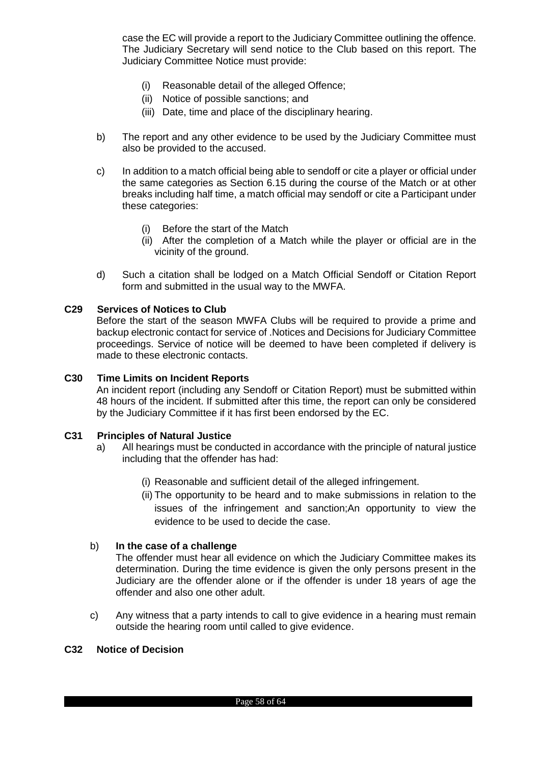case the EC will provide a report to the Judiciary Committee outlining the offence. The Judiciary Secretary will send notice to the Club based on this report. The Judiciary Committee Notice must provide:

(i) Reasonable detail of the alleged Offence;
(ii) Notice of possible sanctions; and
(iii) Date, time and place of the disciplinary hearing.

b) The report and any other evidence to be used by the Judiciary Committee must also be provided to the accused.

c) In addition to a match official being able to sendoff or cite a player or official under the same categories as Section 6.15 during the course of the Match or at other breaks including half time, a match official may sendoff or cite a Participant under these categories:

(i) Before the start of the Match
(ii) After the completion of a Match while the player or official are in the vicinity of the ground.

d) Such a citation shall be lodged on a Match Official Sendoff or Citation Report form and submitted in the usual way to the MWFA.

**C29 Services of Notices to Club**

Before the start of the season MWFA Clubs will be required to provide a prime and backup electronic contact for service of .Notices and Decisions for Judiciary Committee proceedings. Service of notice will be deemed to have been completed if delivery is made to these electronic contacts.

**C30 Time Limits on Incident Reports**

An incident report (including any Sendoff or Citation Report) must be submitted within 48 hours of the incident. If submitted after this time, the report can only be considered by the Judiciary Committee if it has first been endorsed by the EC.

**C31 Principles of Natural Justice**

a) All hearings must be conducted in accordance with the principle of natural justice including that the offender has had:

(i) Reasonable and sufficient detail of the alleged infringement.
(ii) The opportunity to be heard and to make submissions in relation to the issues of the infringement and sanction;An opportunity to view the evidence to be used to decide the case.

b) **In the case of a challenge**

The offender must hear all evidence on which the Judiciary Committee makes its determination. During the time evidence is given the only persons present in the Judiciary are the offender alone or if the offender is under 18 years of age the offender and also one other adult.

c) Any witness that a party intends to call to give evidence in a hearing must remain outside the hearing room until called to give evidence.

**C32 Notice of Decision**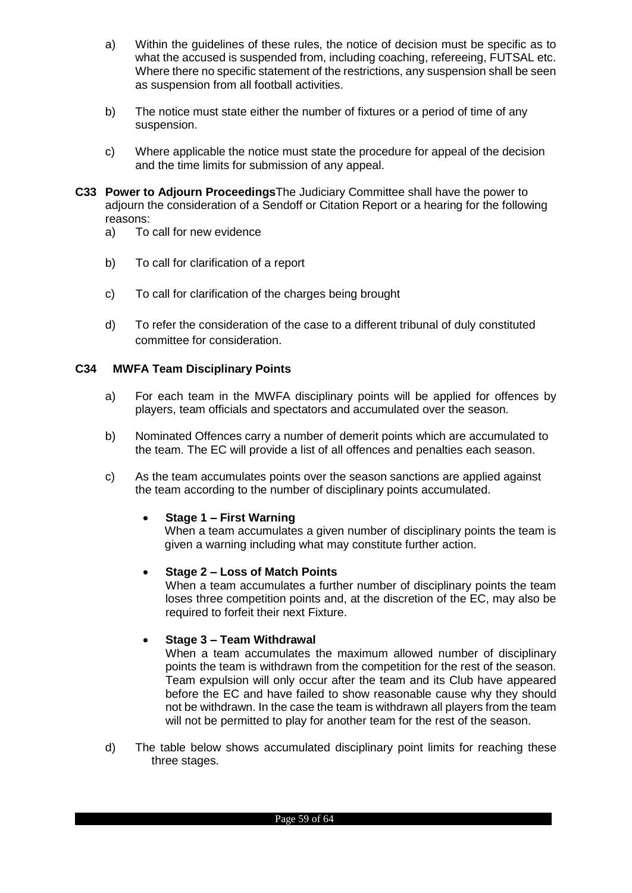a) Within the guidelines of these rules, the notice of decision must be specific as to what the accused is suspended from, including coaching, refereeing, FUTSAL etc. Where there no specific statement of the restrictions, any suspension shall be seen as suspension from all football activities.

b) The notice must state either the number of fixtures or a period of time of any suspension.

c) Where applicable the notice must state the procedure for appeal of the decision and the time limits for submission of any appeal.

**C33 Power to Adjourn Proceedings**The Judiciary Committee shall have the power to adjourn the consideration of a Sendoff or Citation Report or a hearing for the following reasons:

a) To call for new evidence

b) To call for clarification of a report

c) To call for clarification of the charges being brought

d) To refer the consideration of the case to a different tribunal of duly constituted committee for consideration.

**C34 MWFA Team Disciplinary Points**

a) For each team in the MWFA disciplinary points will be applied for offences by players, team officials and spectators and accumulated over the season.

b) Nominated Offences carry a number of demerit points which are accumulated to the team. The EC will provide a list of all offences and penalties each season.

c) As the team accumulates points over the season sanctions are applied against the team according to the number of disciplinary points accumulated.

- **Stage 1 – First Warning**
  When a team accumulates a given number of disciplinary points the team is given a warning including what may constitute further action.

- **Stage 2 – Loss of Match Points**
  When a team accumulates a further number of disciplinary points the team loses three competition points and, at the discretion of the EC, may also be required to forfeit their next Fixture.

- **Stage 3 – Team Withdrawal**
  When a team accumulates the maximum allowed number of disciplinary points the team is withdrawn from the competition for the rest of the season. Team expulsion will only occur after the team and its Club have appeared before the EC and have failed to show reasonable cause why they should not be withdrawn. In the case the team is withdrawn all players from the team will not be permitted to play for another team for the rest of the season.

d) The table below shows accumulated disciplinary point limits for reaching these three stages.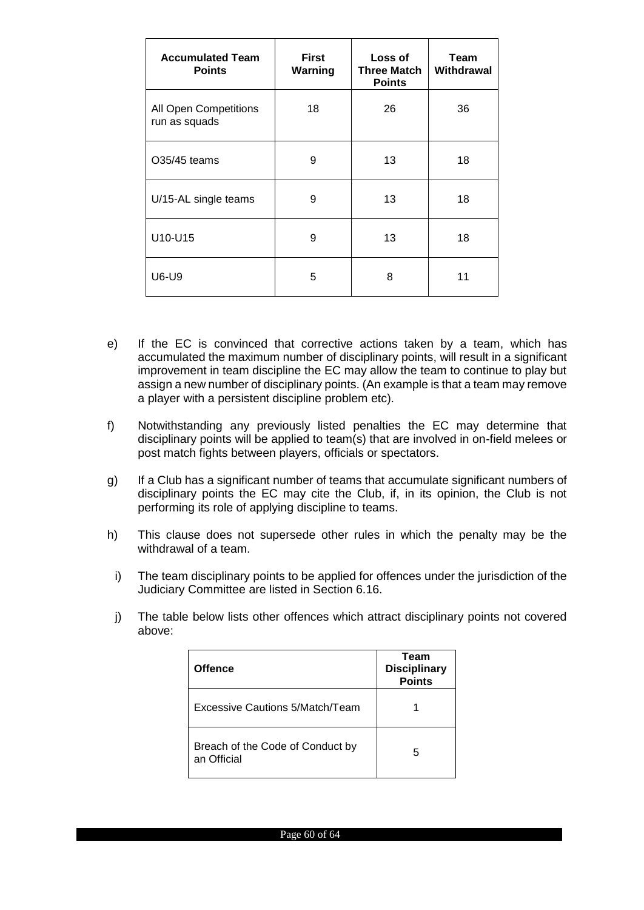| Accumulated Team Points | First Warning | Loss of Three Match Points | Team Withdrawal |
| --- | --- | --- | --- |
| All Open Competitions run as squads | 18 | 26 | 36 |
| O35/45 teams | 9 | 13 | 18 |
| U/15-AL single teams | 9 | 13 | 18 |
| U10-U15 | 9 | 13 | 18 |
| U6-U9 | 5 | 8 | 11 |

e) If the EC is convinced that corrective actions taken by a team, which has accumulated the maximum number of disciplinary points, will result in a significant improvement in team discipline the EC may allow the team to continue to play but assign a new number of disciplinary points. (An example is that a team may remove a player with a persistent discipline problem etc).

f) Notwithstanding any previously listed penalties the EC may determine that disciplinary points will be applied to team(s) that are involved in on-field melees or post match fights between players, officials or spectators.

g) If a Club has a significant number of teams that accumulate significant numbers of disciplinary points the EC may cite the Club, if, in its opinion, the Club is not performing its role of applying discipline to teams.

h) This clause does not supersede other rules in which the penalty may be the withdrawal of a team.

i) The team disciplinary points to be applied for offences under the jurisdiction of the Judiciary Committee are listed in Section 6.16.

j) The table below lists other offences which attract disciplinary points not covered above:

| Offence | Team Disciplinary Points |
| --- | --- |
| Excessive Cautions 5/Match/Team | 1 |
| Breach of the Code of Conduct by an Official | 5 |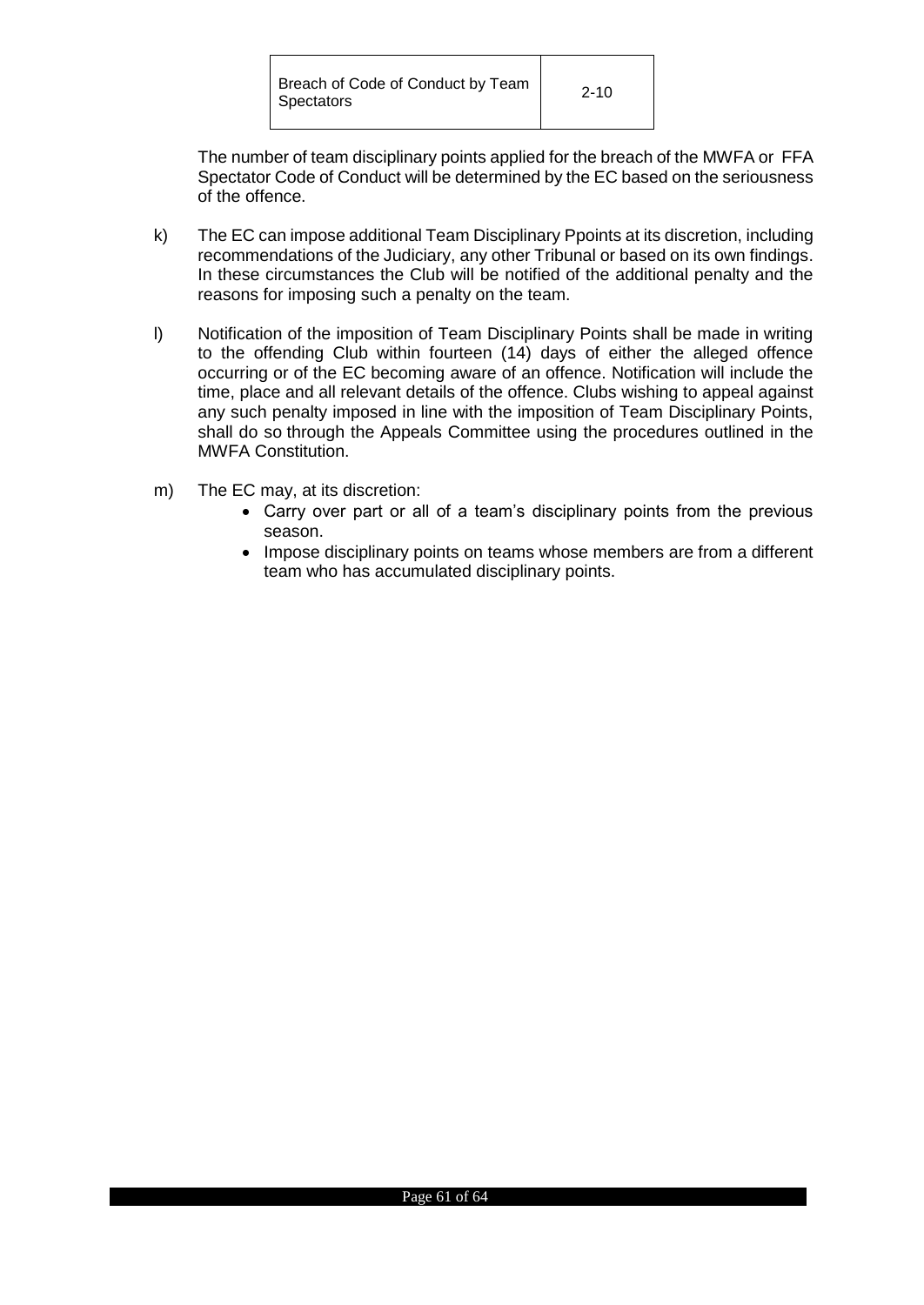| Breach of Code of Conduct by Team Spectators | 2-10 |
|---|---|

The number of team disciplinary points applied for the breach of the MWFA or FFA Spectator Code of Conduct will be determined by the EC based on the seriousness of the offence.

k) The EC can impose additional Team Disciplinary Ppoints at its discretion, including recommendations of the Judiciary, any other Tribunal or based on its own findings. In these circumstances the Club will be notified of the additional penalty and the reasons for imposing such a penalty on the team.

l) Notification of the imposition of Team Disciplinary Points shall be made in writing to the offending Club within fourteen (14) days of either the alleged offence occurring or of the EC becoming aware of an offence. Notification will include the time, place and all relevant details of the offence. Clubs wishing to appeal against any such penalty imposed in line with the imposition of Team Disciplinary Points, shall do so through the Appeals Committee using the procedures outlined in the MWFA Constitution.

m) The EC may, at its discretion:
   - Carry over part or all of a team's disciplinary points from the previous season.
   - Impose disciplinary points on teams whose members are from a different team who has accumulated disciplinary points.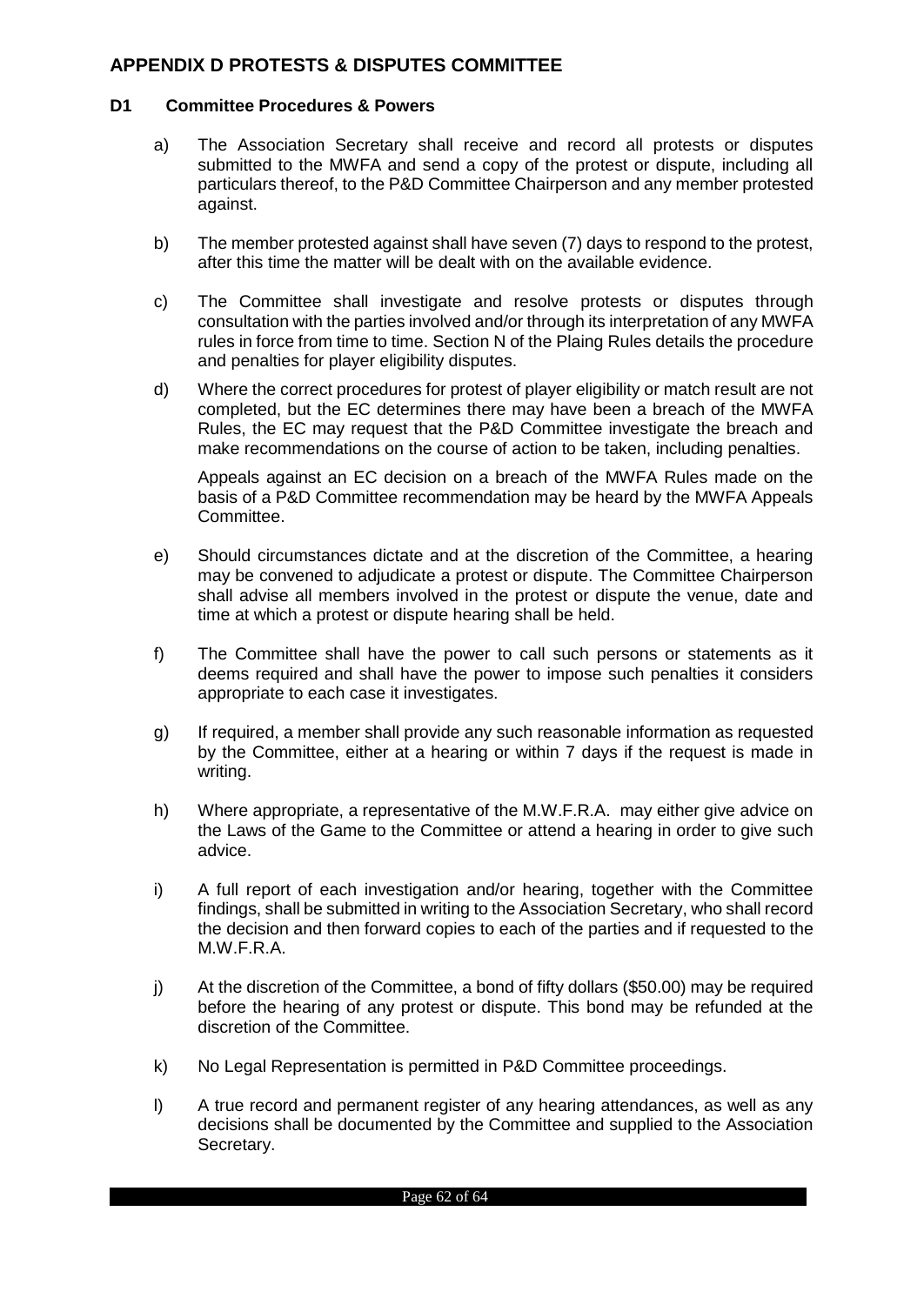## APPENDIX D PROTESTS & DISPUTES COMMITTEE

### D1 Committee Procedures & Powers

a) The Association Secretary shall receive and record all protests or disputes submitted to the MWFA and send a copy of the protest or dispute, including all particulars thereof, to the P&D Committee Chairperson and any member protested against.

b) The member protested against shall have seven (7) days to respond to the protest, after this time the matter will be dealt with on the available evidence.

c) The Committee shall investigate and resolve protests or disputes through consultation with the parties involved and/or through its interpretation of any MWFA rules in force from time to time. Section N of the Plaing Rules details the procedure and penalties for player eligibility disputes.

d) Where the correct procedures for protest of player eligibility or match result are not completed, but the EC determines there may have been a breach of the MWFA Rules, the EC may request that the P&D Committee investigate the breach and make recommendations on the course of action to be taken, including penalties.

   Appeals against an EC decision on a breach of the MWFA Rules made on the basis of a P&D Committee recommendation may be heard by the MWFA Appeals Committee.

e) Should circumstances dictate and at the discretion of the Committee, a hearing may be convened to adjudicate a protest or dispute. The Committee Chairperson shall advise all members involved in the protest or dispute the venue, date and time at which a protest or dispute hearing shall be held.

f) The Committee shall have the power to call such persons or statements as it deems required and shall have the power to impose such penalties it considers appropriate to each case it investigates.

g) If required, a member shall provide any such reasonable information as requested by the Committee, either at a hearing or within 7 days if the request is made in writing.

h) Where appropriate, a representative of the M.W.F.R.A. may either give advice on the Laws of the Game to the Committee or attend a hearing in order to give such advice.

i) A full report of each investigation and/or hearing, together with the Committee findings, shall be submitted in writing to the Association Secretary, who shall record the decision and then forward copies to each of the parties and if requested to the M.W.F.R.A.

j) At the discretion of the Committee, a bond of fifty dollars ($50.00) may be required before the hearing of any protest or dispute. This bond may be refunded at the discretion of the Committee.

k) No Legal Representation is permitted in P&D Committee proceedings.

l) A true record and permanent register of any hearing attendances, as well as any decisions shall be documented by the Committee and supplied to the Association Secretary.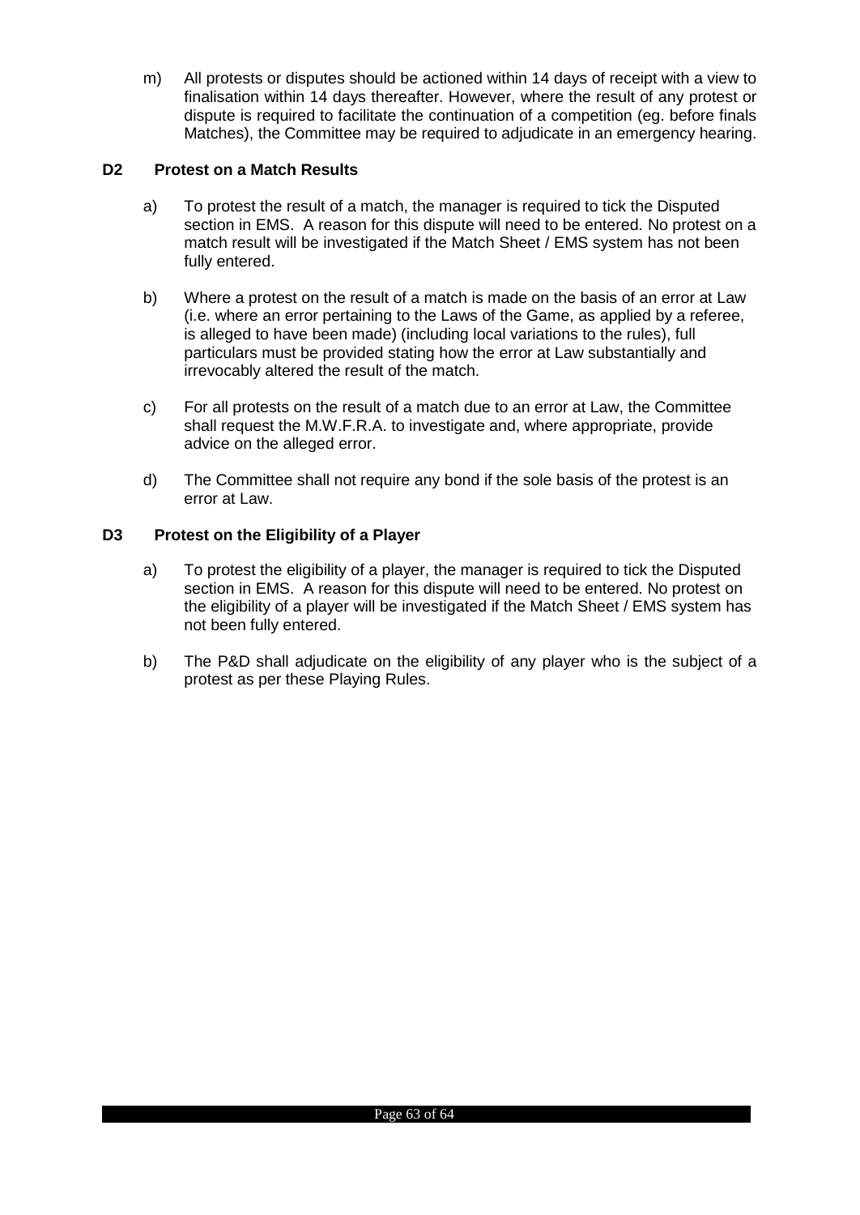m) All protests or disputes should be actioned within 14 days of receipt with a view to finalisation within 14 days thereafter. However, where the result of any protest or dispute is required to facilitate the continuation of a competition (eg. before finals Matches), the Committee may be required to adjudicate in an emergency hearing.

### D2 Protest on a Match Results

a) To protest the result of a match, the manager is required to tick the Disputed section in EMS. A reason for this dispute will need to be entered. No protest on a match result will be investigated if the Match Sheet / EMS system has not been fully entered.

b) Where a protest on the result of a match is made on the basis of an error at Law (i.e. where an error pertaining to the Laws of the Game, as applied by a referee, is alleged to have been made) (including local variations to the rules), full particulars must be provided stating how the error at Law substantially and irrevocably altered the result of the match.

c) For all protests on the result of a match due to an error at Law, the Committee shall request the M.W.F.R.A. to investigate and, where appropriate, provide advice on the alleged error.

d) The Committee shall not require any bond if the sole basis of the protest is an error at Law.

### D3 Protest on the Eligibility of a Player

a) To protest the eligibility of a player, the manager is required to tick the Disputed section in EMS. A reason for this dispute will need to be entered. No protest on the eligibility of a player will be investigated if the Match Sheet / EMS system has not been fully entered.

b) The P&D shall adjudicate on the eligibility of any player who is the subject of a protest as per these Playing Rules.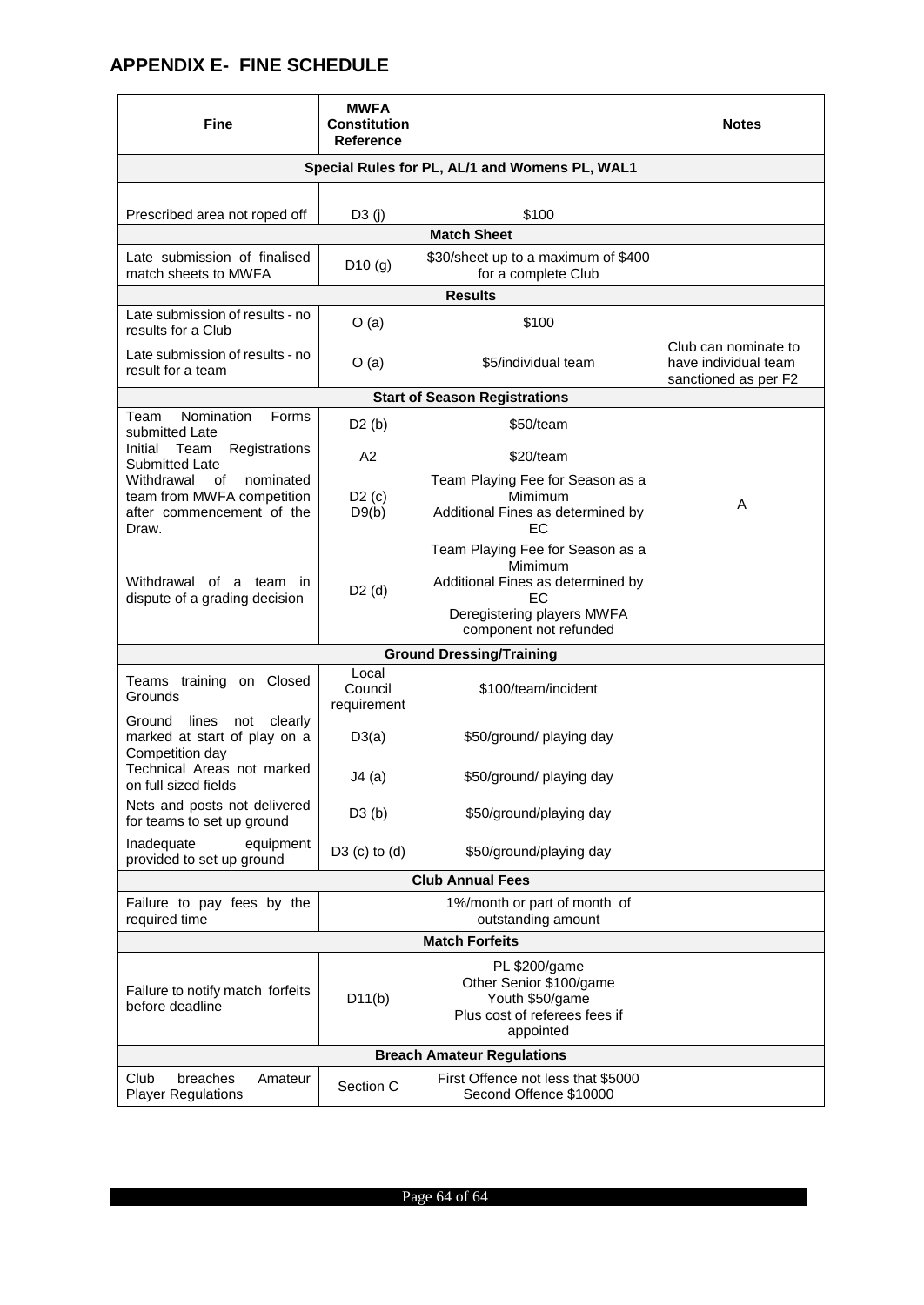## APPENDIX E- FINE SCHEDULE

| Fine | MWFA Constitution Reference | | Notes |
|---|---|---|---|
| **Special Rules for PL, AL/1 and Womens PL, WAL1** | | | |
| Prescribed area not roped off | D3 (j) | $100 | |
| **Match Sheet** | | | |
| Late submission of finalised match sheets to MWFA | D10 (g) | $30/sheet up to a maximum of $400 for a complete Club | |
| **Results** | | | |
| Late submission of results - no results for a Club | O (a) | $100 | |
| Late submission of results - no result for a team | O (a) | $5/individual team | Club can nominate to have individual team sanctioned as per F2 |
| **Start of Season Registrations** | | | |
| Team Nomination Forms submitted Late | D2 (b) | $50/team | A |
| Initial Team Registrations Submitted Late | A2 | $20/team | |
| Withdrawal of nominated team from MWFA competition after commencement of the Draw. | D2 (c) D9(b) | Team Playing Fee for Season as a Mimimum<br>Additional Fines as determined by EC | |
| Withdrawal of a team in dispute of a grading decision | D2 (d) | Team Playing Fee for Season as a Mimimum<br>Additional Fines as determined by EC<br>Deregistering players MWFA component not refunded | |
| **Ground Dressing/Training** | | | |
| Teams training on Closed Grounds | Local Council requirement | $100/team/incident | |
| Ground lines not clearly marked at start of play on a Competition day | D3(a) | $50/ground/ playing day | |
| Technical Areas not marked on full sized fields | J4 (a) | $50/ground/ playing day | |
| Nets and posts not delivered for teams to set up ground | D3 (b) | $50/ground/playing day | |
| Inadequate equipment provided to set up ground | D3 (c) to (d) | $50/ground/playing day | |
| **Club Annual Fees** | | | |
| Failure to pay fees by the required time | | 1%/month or part of month of outstanding amount | |
| **Match Forfeits** | | | |
| Failure to notify match forfeits before deadline | D11(b) | PL $200/game<br>Other Senior $100/game<br>Youth $50/game<br>Plus cost of referees fees if appointed | |
| **Breach Amateur Regulations** | | | |
| Club breaches Amateur Player Regulations | Section C | First Offence not less that $5000<br>Second Offence $10000 | |